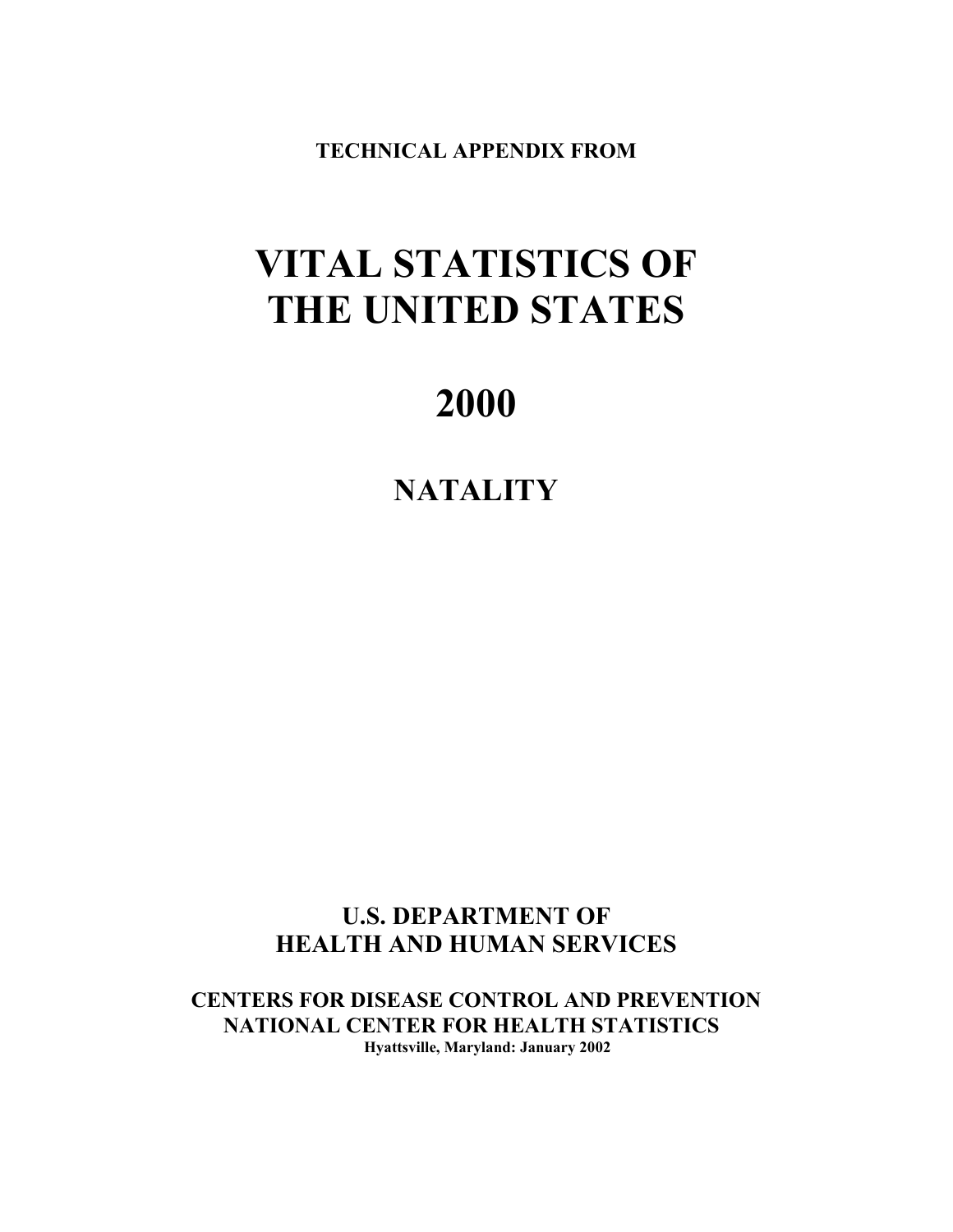**TECHNICAL APPENDIX FROM**

# VITAL STATISTICS OF THE UNITED STATES

# 2000

## NATALITY

**U.S. DEPARTMENT OF HEALTH AND HUMAN SERVICES**

**CENTERS FOR DISEASE CONTROL AND PREVENTION**
**NATIONAL CENTER FOR HEALTH STATISTICS**
**Hyattsville, Maryland: January 2002**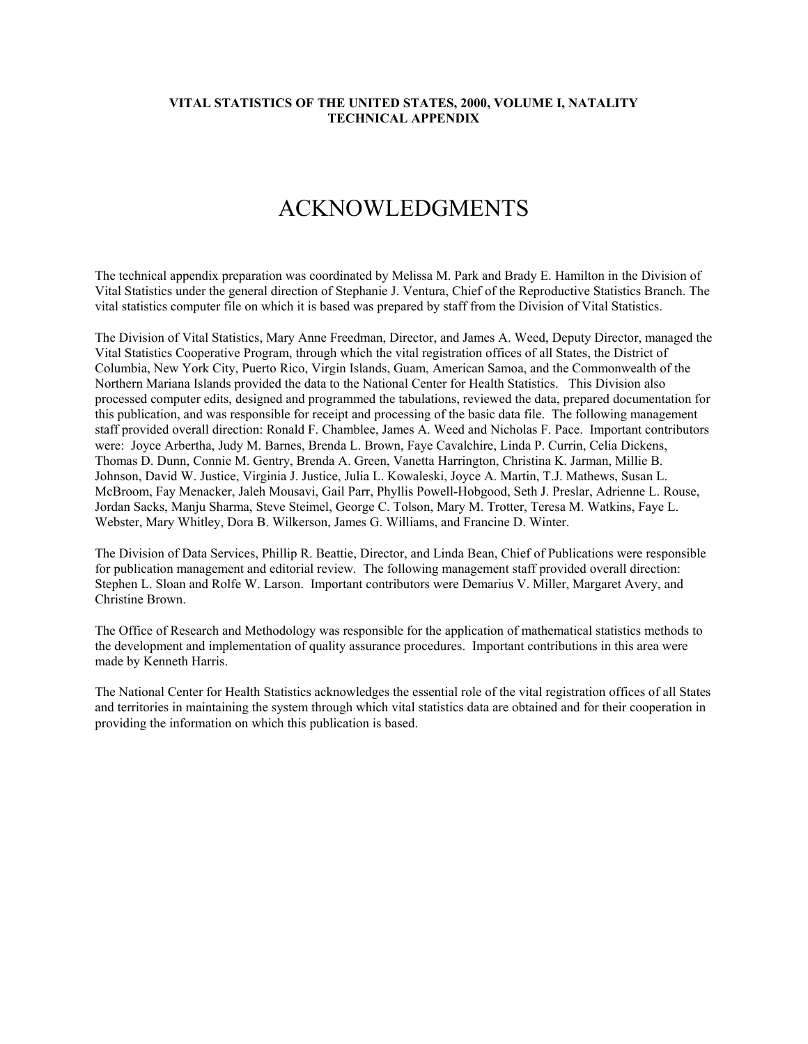**VITAL STATISTICS OF THE UNITED STATES, 2000, VOLUME I, NATALITY**
**TECHNICAL APPENDIX**

# ACKNOWLEDGMENTS

The technical appendix preparation was coordinated by Melissa M. Park and Brady E. Hamilton in the Division of Vital Statistics under the general direction of Stephanie J. Ventura, Chief of the Reproductive Statistics Branch. The vital statistics computer file on which it is based was prepared by staff from the Division of Vital Statistics.

The Division of Vital Statistics, Mary Anne Freedman, Director, and James A. Weed, Deputy Director, managed the Vital Statistics Cooperative Program, through which the vital registration offices of all States, the District of Columbia, New York City, Puerto Rico, Virgin Islands, Guam, American Samoa, and the Commonwealth of the Northern Mariana Islands provided the data to the National Center for Health Statistics. This Division also processed computer edits, designed and programmed the tabulations, reviewed the data, prepared documentation for this publication, and was responsible for receipt and processing of the basic data file. The following management staff provided overall direction: Ronald F. Chamblee, James A. Weed and Nicholas F. Pace. Important contributors were: Joyce Arbertha, Judy M. Barnes, Brenda L. Brown, Faye Cavalchire, Linda P. Currin, Celia Dickens, Thomas D. Dunn, Connie M. Gentry, Brenda A. Green, Vanetta Harrington, Christina K. Jarman, Millie B. Johnson, David W. Justice, Virginia J. Justice, Julia L. Kowaleski, Joyce A. Martin, T.J. Mathews, Susan L. McBroom, Fay Menacker, Jaleh Mousavi, Gail Parr, Phyllis Powell-Hobgood, Seth J. Preslar, Adrienne L. Rouse, Jordan Sacks, Manju Sharma, Steve Steimel, George C. Tolson, Mary M. Trotter, Teresa M. Watkins, Faye L. Webster, Mary Whitley, Dora B. Wilkerson, James G. Williams, and Francine D. Winter.

The Division of Data Services, Phillip R. Beattie, Director, and Linda Bean, Chief of Publications were responsible for publication management and editorial review. The following management staff provided overall direction: Stephen L. Sloan and Rolfe W. Larson. Important contributors were Demarius V. Miller, Margaret Avery, and Christine Brown.

The Office of Research and Methodology was responsible for the application of mathematical statistics methods to the development and implementation of quality assurance procedures. Important contributions in this area were made by Kenneth Harris.

The National Center for Health Statistics acknowledges the essential role of the vital registration offices of all States and territories in maintaining the system through which vital statistics data are obtained and for their cooperation in providing the information on which this publication is based.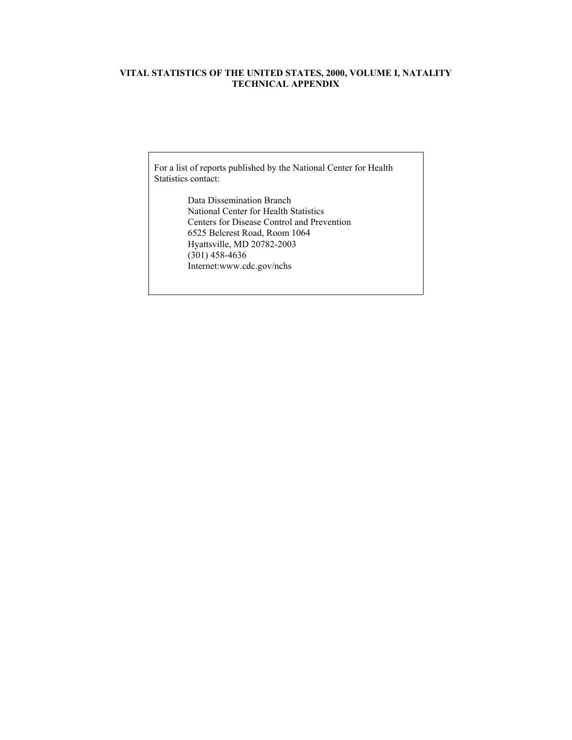# VITAL STATISTICS OF THE UNITED STATES, 2000, VOLUME I, NATALITY TECHNICAL APPENDIX

For a list of reports published by the National Center for Health Statistics contact:

Data Dissemination Branch
National Center for Health Statistics
Centers for Disease Control and Prevention
6525 Belcrest Road, Room 1064
Hyattsville, MD 20782-2003
(301) 458-4636
Internet:www.cdc.gov/nchs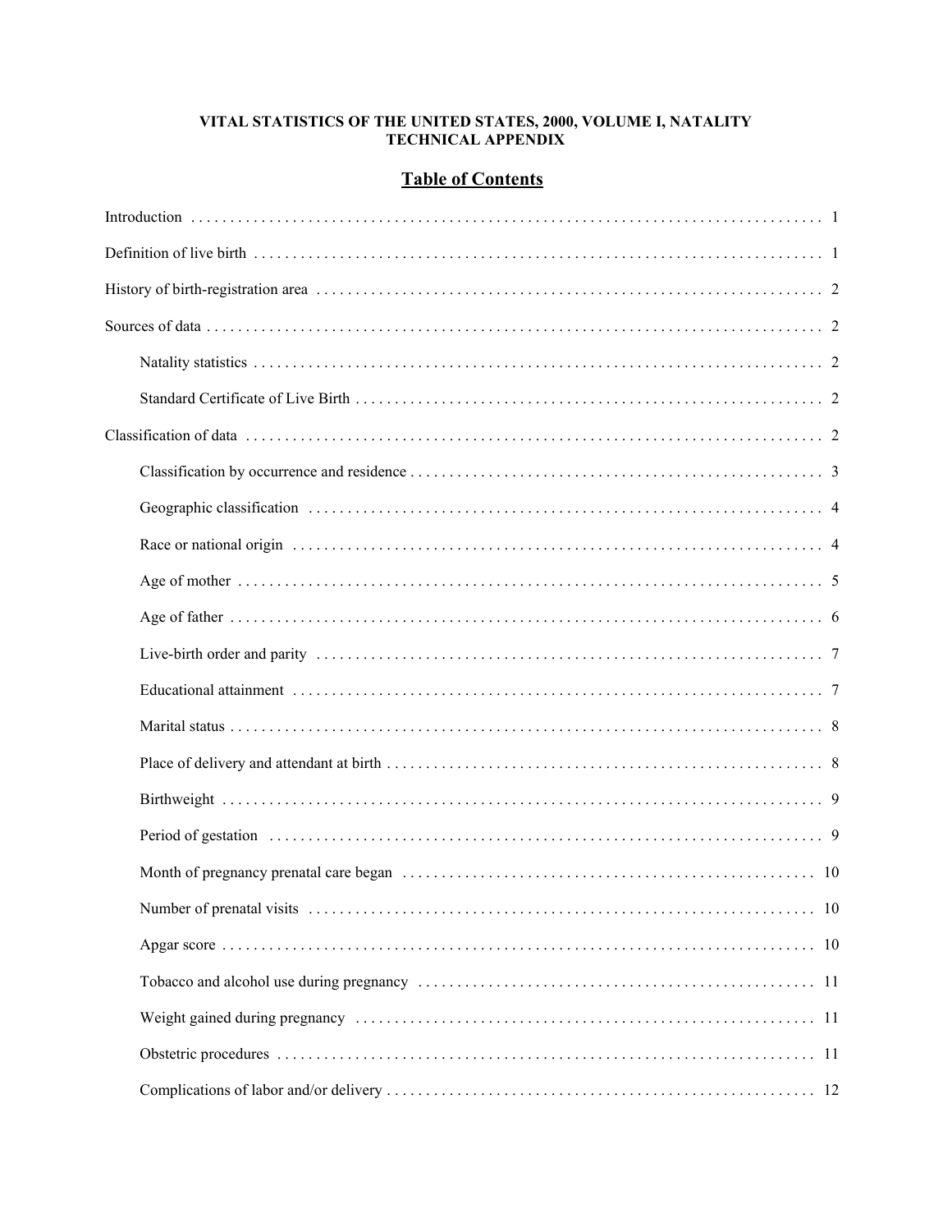**VITAL STATISTICS OF THE UNITED STATES, 2000, VOLUME I, NATALITY**
**TECHNICAL APPENDIX**

## Table of Contents

Introduction . . . . . . . . . . . . . . . . . . . . . . . . . . . . . . . . . . . . . . . . . . . . . . . . . . . . . . . . . . . . . . 1

Definition of live birth . . . . . . . . . . . . . . . . . . . . . . . . . . . . . . . . . . . . . . . . . . . . . . . . . . . . . . . . . 1

History of birth-registration area . . . . . . . . . . . . . . . . . . . . . . . . . . . . . . . . . . . . . . . . . . . . . . . . . 2

Sources of data . . . . . . . . . . . . . . . . . . . . . . . . . . . . . . . . . . . . . . . . . . . . . . . . . . . . . . . . . . . . . 2

- Natality statistics . . . . . . . . . . . . . . . . . . . . . . . . . . . . . . . . . . . . . . . . . . . . . . . . . . . . . . . . . 2
- Standard Certificate of Live Birth . . . . . . . . . . . . . . . . . . . . . . . . . . . . . . . . . . . . . . . . . . . . . 2

Classification of data . . . . . . . . . . . . . . . . . . . . . . . . . . . . . . . . . . . . . . . . . . . . . . . . . . . . . . . . . 2

- Classification by occurrence and residence . . . . . . . . . . . . . . . . . . . . . . . . . . . . . . . . . . . . . . 3
- Geographic classification . . . . . . . . . . . . . . . . . . . . . . . . . . . . . . . . . . . . . . . . . . . . . . . . . . . 4
- Race or national origin . . . . . . . . . . . . . . . . . . . . . . . . . . . . . . . . . . . . . . . . . . . . . . . . . . . . . 4
- Age of mother . . . . . . . . . . . . . . . . . . . . . . . . . . . . . . . . . . . . . . . . . . . . . . . . . . . . . . . . . . . 5
- Age of father . . . . . . . . . . . . . . . . . . . . . . . . . . . . . . . . . . . . . . . . . . . . . . . . . . . . . . . . . . . . 6
- Live-birth order and parity . . . . . . . . . . . . . . . . . . . . . . . . . . . . . . . . . . . . . . . . . . . . . . . . . . 7
- Educational attainment . . . . . . . . . . . . . . . . . . . . . . . . . . . . . . . . . . . . . . . . . . . . . . . . . . . . 7
- Marital status . . . . . . . . . . . . . . . . . . . . . . . . . . . . . . . . . . . . . . . . . . . . . . . . . . . . . . . . . . . 8
- Place of delivery and attendant at birth . . . . . . . . . . . . . . . . . . . . . . . . . . . . . . . . . . . . . . . . . 8
- Birthweight . . . . . . . . . . . . . . . . . . . . . . . . . . . . . . . . . . . . . . . . . . . . . . . . . . . . . . . . . . . . . 9
- Period of gestation . . . . . . . . . . . . . . . . . . . . . . . . . . . . . . . . . . . . . . . . . . . . . . . . . . . . . . . 9
- Month of pregnancy prenatal care began . . . . . . . . . . . . . . . . . . . . . . . . . . . . . . . . . . . . . . 10
- Number of prenatal visits . . . . . . . . . . . . . . . . . . . . . . . . . . . . . . . . . . . . . . . . . . . . . . . . . 10
- Apgar score . . . . . . . . . . . . . . . . . . . . . . . . . . . . . . . . . . . . . . . . . . . . . . . . . . . . . . . . . . . 10
- Tobacco and alcohol use during pregnancy . . . . . . . . . . . . . . . . . . . . . . . . . . . . . . . . . . . . 11
- Weight gained during pregnancy . . . . . . . . . . . . . . . . . . . . . . . . . . . . . . . . . . . . . . . . . . . . 11
- Obstetric procedures . . . . . . . . . . . . . . . . . . . . . . . . . . . . . . . . . . . . . . . . . . . . . . . . . . . . 11
- Complications of labor and/or delivery . . . . . . . . . . . . . . . . . . . . . . . . . . . . . . . . . . . . . . . 12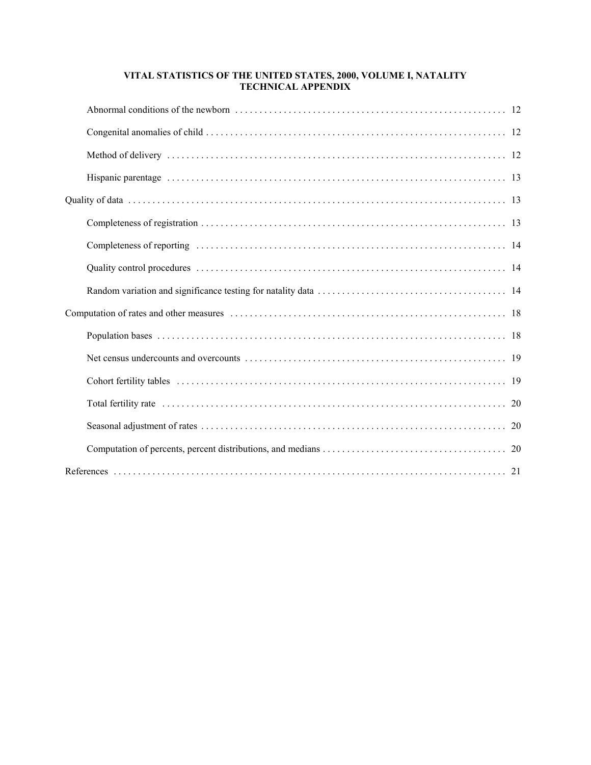**VITAL STATISTICS OF THE UNITED STATES, 2000, VOLUME I, NATALITY**
**TECHNICAL APPENDIX**

- Abnormal conditions of the newborn . . . . . . . . . . 12
- Congenital anomalies of child . . . . . . . . . . 12
- Method of delivery . . . . . . . . . . 12
- Hispanic parentage . . . . . . . . . . 13

Quality of data . . . . . . . . . . 13

- Completeness of registration . . . . . . . . . . 13
- Completeness of reporting . . . . . . . . . . 14
- Quality control procedures . . . . . . . . . . 14
- Random variation and significance testing for natality data . . . . . . . . . . 14

Computation of rates and other measures . . . . . . . . . . 18

- Population bases . . . . . . . . . . 18
- Net census undercounts and overcounts . . . . . . . . . . 19
- Cohort fertility tables . . . . . . . . . . 19
- Total fertility rate . . . . . . . . . . 20
- Seasonal adjustment of rates . . . . . . . . . . 20
- Computation of percents, percent distributions, and medians . . . . . . . . . . 20

References . . . . . . . . . . 21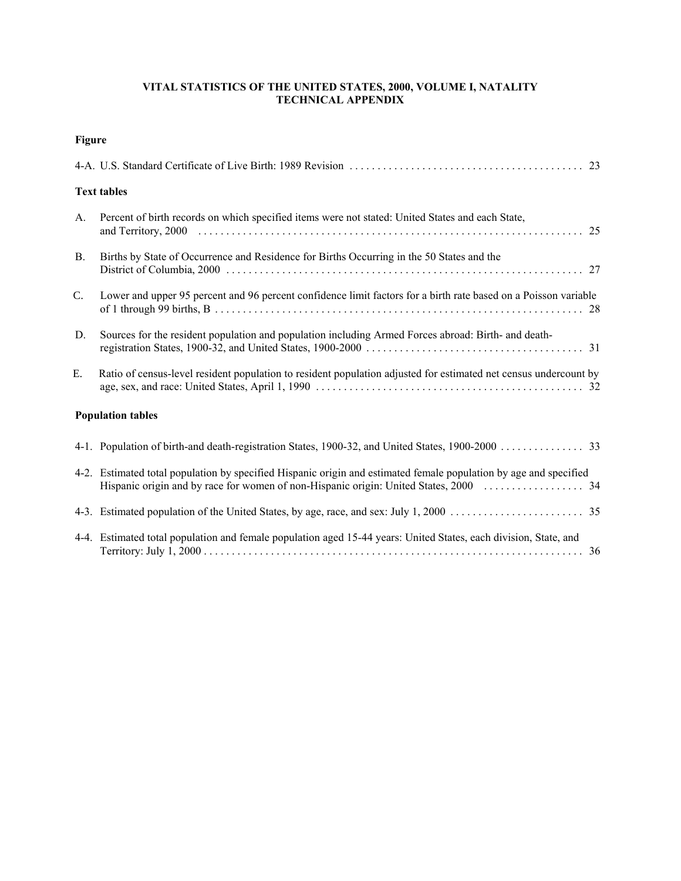# VITAL STATISTICS OF THE UNITED STATES, 2000, VOLUME I, NATALITY
## TECHNICAL APPENDIX

**Figure**

4-A. U.S. Standard Certificate of Live Birth: 1989 Revision . . . . . . . . . . . . . . . . . . . . . . . . . . . . . . . . . . . . . . . . . . 23

**Text tables**

A. Percent of birth records on which specified items were not stated: United States and each State, and Territory, 2000 . . . . . . . . . . . . . . . . . . . . . . . . . . . . . . . . . . . . . . . . . . . . . . . . . . . . . . . . . . . . . . . . . . . . 25

B. Births by State of Occurrence and Residence for Births Occurring in the 50 States and the District of Columbia, 2000 . . . . . . . . . . . . . . . . . . . . . . . . . . . . . . . . . . . . . . . . . . . . . . . . . . . . . . . . . . . . . . . . 27

C. Lower and upper 95 percent and 96 percent confidence limit factors for a birth rate based on a Poisson variable of 1 through 99 births, B . . . . . . . . . . . . . . . . . . . . . . . . . . . . . . . . . . . . . . . . . . . . . . . . . . . . . . . . . . . . . . . . . . 28

D. Sources for the resident population and population including Armed Forces abroad: Birth- and death-registration States, 1900-32, and United States, 1900-2000 . . . . . . . . . . . . . . . . . . . . . . . . . . . . . . . . . . . . . . . 31

E. Ratio of census-level resident population to resident population adjusted for estimated net census undercount by age, sex, and race: United States, April 1, 1990 . . . . . . . . . . . . . . . . . . . . . . . . . . . . . . . . . . . . . . . . . . . . . . . . 32

**Population tables**

4-1. Population of birth-and death-registration States, 1900-32, and United States, 1900-2000 . . . . . . . . . . . . . . . 33

4-2. Estimated total population by specified Hispanic origin and estimated female population by age and specified Hispanic origin and by race for women of non-Hispanic origin: United States, 2000 . . . . . . . . . . . . . . . . . . 34

4-3. Estimated population of the United States, by age, race, and sex: July 1, 2000 . . . . . . . . . . . . . . . . . . . . . . . . 35

4-4. Estimated total population and female population aged 15-44 years: United States, each division, State, and Territory: July 1, 2000 . . . . . . . . . . . . . . . . . . . . . . . . . . . . . . . . . . . . . . . . . . . . . . . . . . . . . . . . . . . . . . . . . . . . 36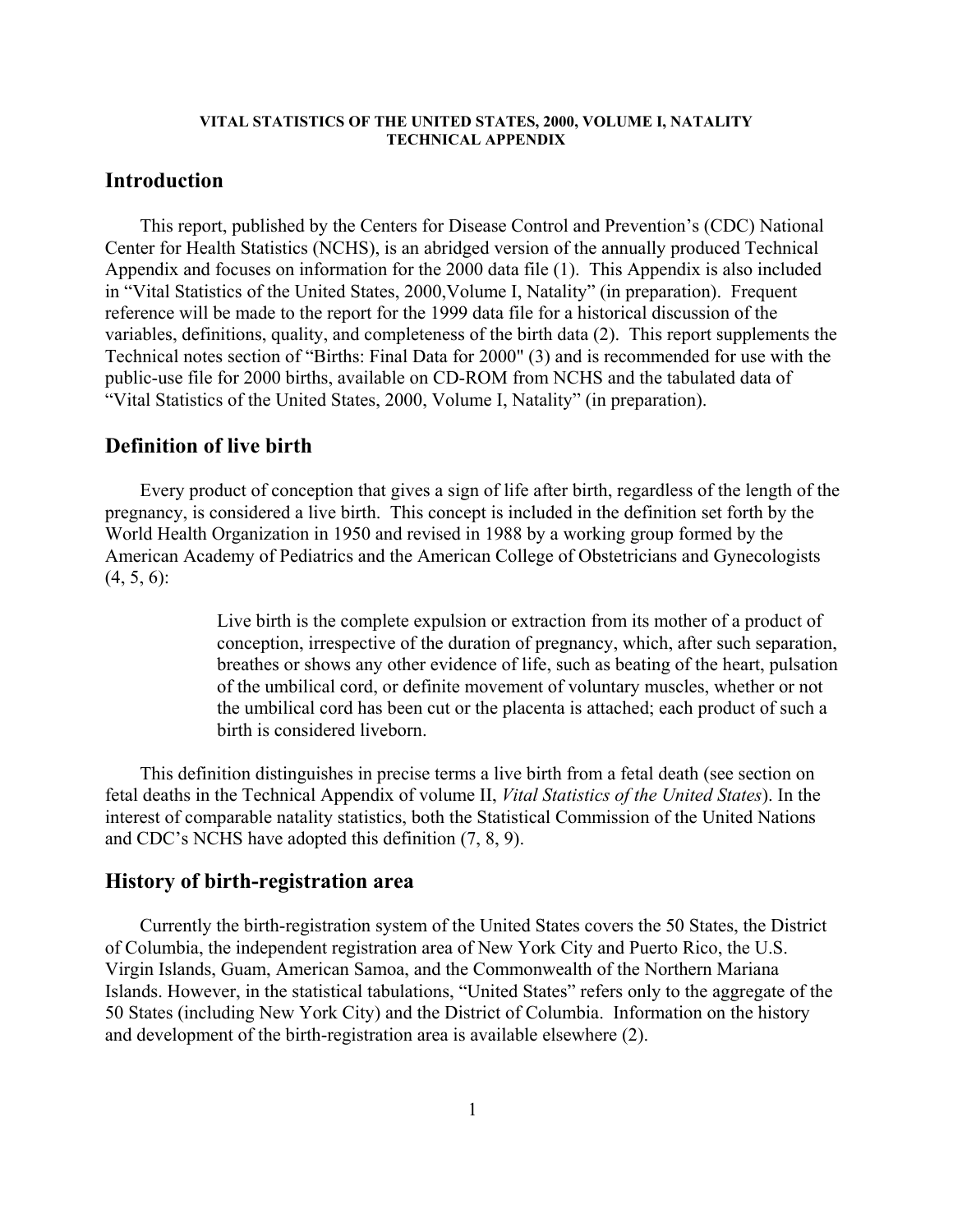**VITAL STATISTICS OF THE UNITED STATES, 2000, VOLUME I, NATALITY**
**TECHNICAL APPENDIX**

## Introduction

This report, published by the Centers for Disease Control and Prevention's (CDC) National Center for Health Statistics (NCHS), is an abridged version of the annually produced Technical Appendix and focuses on information for the 2000 data file (1). This Appendix is also included in "Vital Statistics of the United States, 2000,Volume I, Natality" (in preparation). Frequent reference will be made to the report for the 1999 data file for a historical discussion of the variables, definitions, quality, and completeness of the birth data (2). This report supplements the Technical notes section of "Births: Final Data for 2000" (3) and is recommended for use with the public-use file for 2000 births, available on CD-ROM from NCHS and the tabulated data of "Vital Statistics of the United States, 2000, Volume I, Natality" (in preparation).

## Definition of live birth

Every product of conception that gives a sign of life after birth, regardless of the length of the pregnancy, is considered a live birth. This concept is included in the definition set forth by the World Health Organization in 1950 and revised in 1988 by a working group formed by the American Academy of Pediatrics and the American College of Obstetricians and Gynecologists (4, 5, 6):

> Live birth is the complete expulsion or extraction from its mother of a product of conception, irrespective of the duration of pregnancy, which, after such separation, breathes or shows any other evidence of life, such as beating of the heart, pulsation of the umbilical cord, or definite movement of voluntary muscles, whether or not the umbilical cord has been cut or the placenta is attached; each product of such a birth is considered liveborn.

This definition distinguishes in precise terms a live birth from a fetal death (see section on fetal deaths in the Technical Appendix of volume II, *Vital Statistics of the United States*). In the interest of comparable natality statistics, both the Statistical Commission of the United Nations and CDC's NCHS have adopted this definition (7, 8, 9).

## History of birth-registration area

Currently the birth-registration system of the United States covers the 50 States, the District of Columbia, the independent registration area of New York City and Puerto Rico, the U.S. Virgin Islands, Guam, American Samoa, and the Commonwealth of the Northern Mariana Islands. However, in the statistical tabulations, "United States" refers only to the aggregate of the 50 States (including New York City) and the District of Columbia. Information on the history and development of the birth-registration area is available elsewhere (2).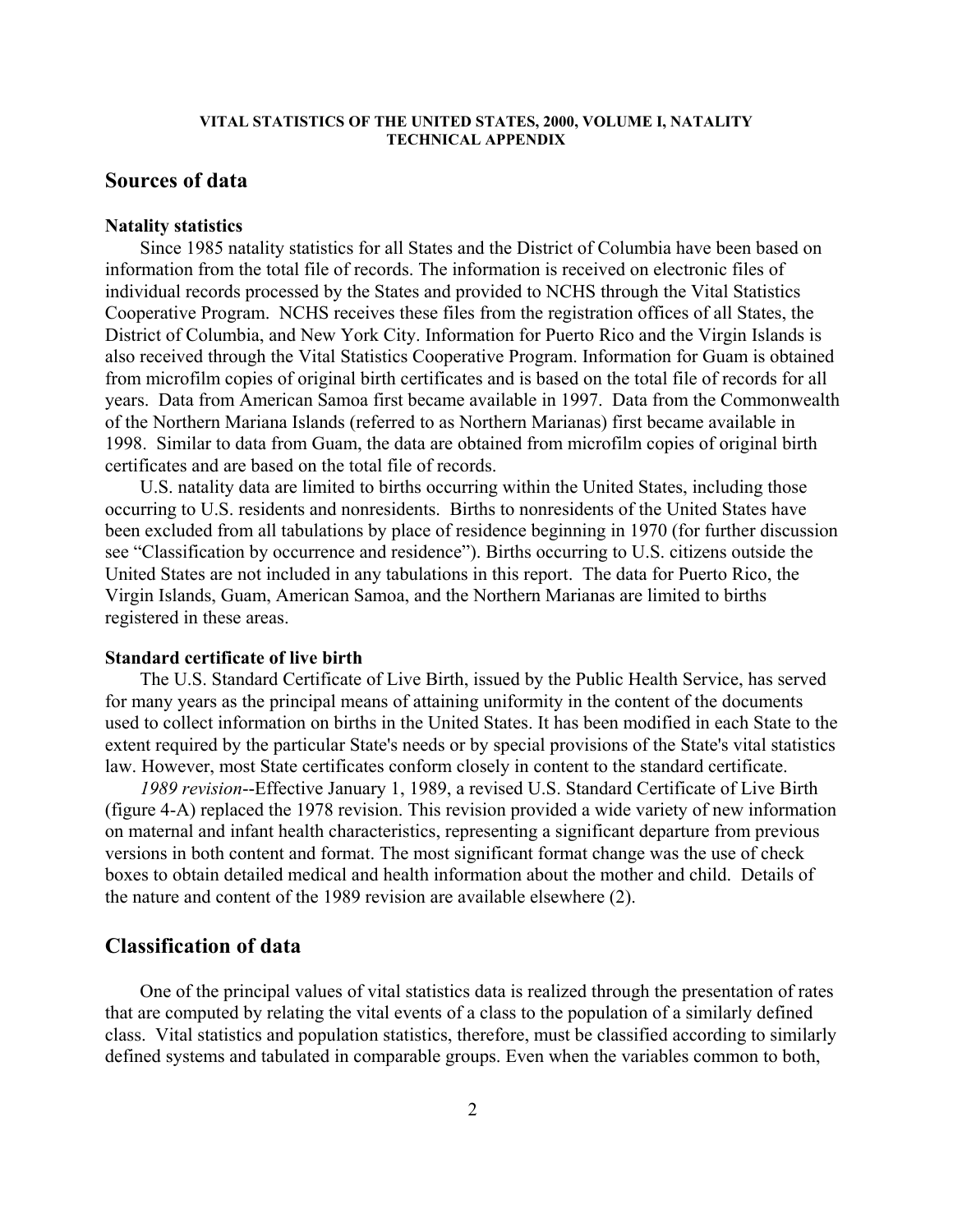**VITAL STATISTICS OF THE UNITED STATES, 2000, VOLUME I, NATALITY**
**TECHNICAL APPENDIX**

## Sources of data

### Natality statistics

Since 1985 natality statistics for all States and the District of Columbia have been based on information from the total file of records. The information is received on electronic files of individual records processed by the States and provided to NCHS through the Vital Statistics Cooperative Program. NCHS receives these files from the registration offices of all States, the District of Columbia, and New York City. Information for Puerto Rico and the Virgin Islands is also received through the Vital Statistics Cooperative Program. Information for Guam is obtained from microfilm copies of original birth certificates and is based on the total file of records for all years. Data from American Samoa first became available in 1997. Data from the Commonwealth of the Northern Mariana Islands (referred to as Northern Marianas) first became available in 1998. Similar to data from Guam, the data are obtained from microfilm copies of original birth certificates and are based on the total file of records.

U.S. natality data are limited to births occurring within the United States, including those occurring to U.S. residents and nonresidents. Births to nonresidents of the United States have been excluded from all tabulations by place of residence beginning in 1970 (for further discussion see "Classification by occurrence and residence"). Births occurring to U.S. citizens outside the United States are not included in any tabulations in this report. The data for Puerto Rico, the Virgin Islands, Guam, American Samoa, and the Northern Marianas are limited to births registered in these areas.

### Standard certificate of live birth

The U.S. Standard Certificate of Live Birth, issued by the Public Health Service, has served for many years as the principal means of attaining uniformity in the content of the documents used to collect information on births in the United States. It has been modified in each State to the extent required by the particular State's needs or by special provisions of the State's vital statistics law. However, most State certificates conform closely in content to the standard certificate.

*1989 revision*--Effective January 1, 1989, a revised U.S. Standard Certificate of Live Birth (figure 4-A) replaced the 1978 revision. This revision provided a wide variety of new information on maternal and infant health characteristics, representing a significant departure from previous versions in both content and format. The most significant format change was the use of check boxes to obtain detailed medical and health information about the mother and child. Details of the nature and content of the 1989 revision are available elsewhere (2).

## Classification of data

One of the principal values of vital statistics data is realized through the presentation of rates that are computed by relating the vital events of a class to the population of a similarly defined class. Vital statistics and population statistics, therefore, must be classified according to similarly defined systems and tabulated in comparable groups. Even when the variables common to both,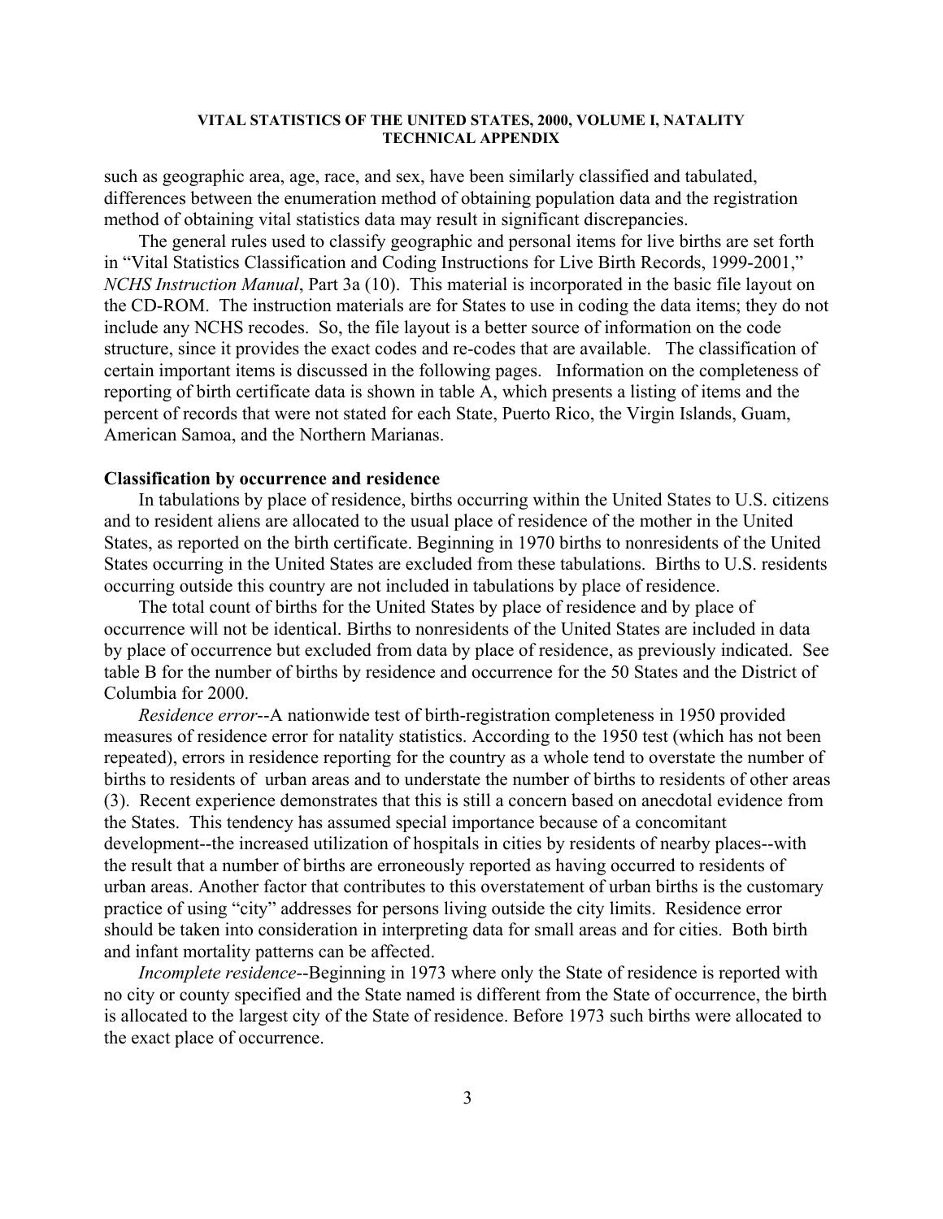such as geographic area, age, race, and sex, have been similarly classified and tabulated, differences between the enumeration method of obtaining population data and the registration method of obtaining vital statistics data may result in significant discrepancies.

The general rules used to classify geographic and personal items for live births are set forth in "Vital Statistics Classification and Coding Instructions for Live Birth Records, 1999-2001," *NCHS Instruction Manual*, Part 3a (10). This material is incorporated in the basic file layout on the CD-ROM. The instruction materials are for States to use in coding the data items; they do not include any NCHS recodes. So, the file layout is a better source of information on the code structure, since it provides the exact codes and re-codes that are available. The classification of certain important items is discussed in the following pages. Information on the completeness of reporting of birth certificate data is shown in table A, which presents a listing of items and the percent of records that were not stated for each State, Puerto Rico, the Virgin Islands, Guam, American Samoa, and the Northern Marianas.

**Classification by occurrence and residence**

In tabulations by place of residence, births occurring within the United States to U.S. citizens and to resident aliens are allocated to the usual place of residence of the mother in the United States, as reported on the birth certificate. Beginning in 1970 births to nonresidents of the United States occurring in the United States are excluded from these tabulations. Births to U.S. residents occurring outside this country are not included in tabulations by place of residence.

The total count of births for the United States by place of residence and by place of occurrence will not be identical. Births to nonresidents of the United States are included in data by place of occurrence but excluded from data by place of residence, as previously indicated. See table B for the number of births by residence and occurrence for the 50 States and the District of Columbia for 2000.

*Residence error*--A nationwide test of birth-registration completeness in 1950 provided measures of residence error for natality statistics. According to the 1950 test (which has not been repeated), errors in residence reporting for the country as a whole tend to overstate the number of births to residents of urban areas and to understate the number of births to residents of other areas (3). Recent experience demonstrates that this is still a concern based on anecdotal evidence from the States. This tendency has assumed special importance because of a concomitant development--the increased utilization of hospitals in cities by residents of nearby places--with the result that a number of births are erroneously reported as having occurred to residents of urban areas. Another factor that contributes to this overstatement of urban births is the customary practice of using "city" addresses for persons living outside the city limits. Residence error should be taken into consideration in interpreting data for small areas and for cities. Both birth and infant mortality patterns can be affected.

*Incomplete residence*--Beginning in 1973 where only the State of residence is reported with no city or county specified and the State named is different from the State of occurrence, the birth is allocated to the largest city of the State of residence. Before 1973 such births were allocated to the exact place of occurrence.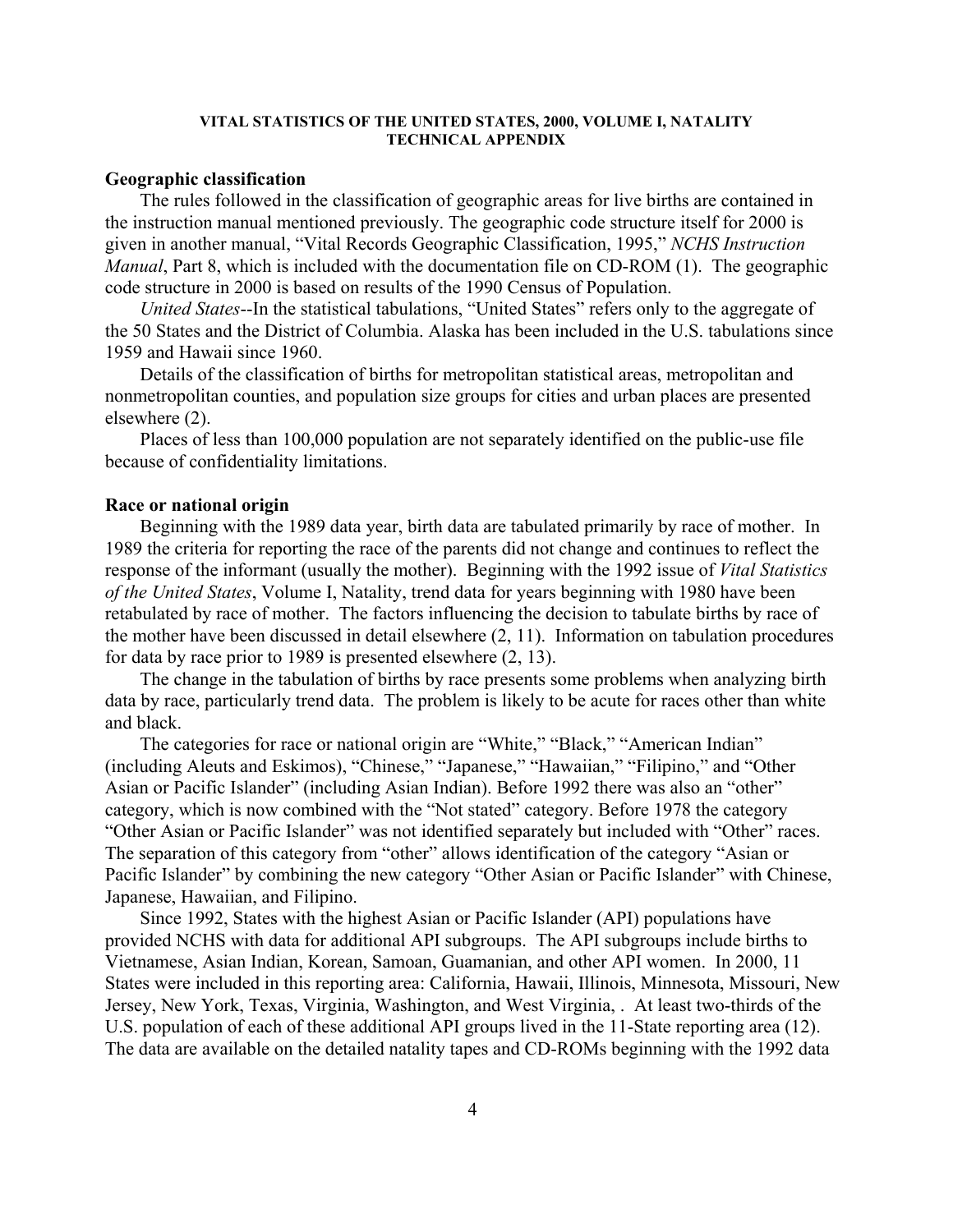**VITAL STATISTICS OF THE UNITED STATES, 2000, VOLUME I, NATALITY**
**TECHNICAL APPENDIX**

## Geographic classification

The rules followed in the classification of geographic areas for live births are contained in the instruction manual mentioned previously. The geographic code structure itself for 2000 is given in another manual, "Vital Records Geographic Classification, 1995," *NCHS Instruction Manual*, Part 8, which is included with the documentation file on CD-ROM (1). The geographic code structure in 2000 is based on results of the 1990 Census of Population.

*United States*--In the statistical tabulations, "United States" refers only to the aggregate of the 50 States and the District of Columbia. Alaska has been included in the U.S. tabulations since 1959 and Hawaii since 1960.

Details of the classification of births for metropolitan statistical areas, metropolitan and nonmetropolitan counties, and population size groups for cities and urban places are presented elsewhere (2).

Places of less than 100,000 population are not separately identified on the public-use file because of confidentiality limitations.

## Race or national origin

Beginning with the 1989 data year, birth data are tabulated primarily by race of mother. In 1989 the criteria for reporting the race of the parents did not change and continues to reflect the response of the informant (usually the mother). Beginning with the 1992 issue of *Vital Statistics of the United States*, Volume I, Natality, trend data for years beginning with 1980 have been retabulated by race of mother. The factors influencing the decision to tabulate births by race of the mother have been discussed in detail elsewhere (2, 11). Information on tabulation procedures for data by race prior to 1989 is presented elsewhere (2, 13).

The change in the tabulation of births by race presents some problems when analyzing birth data by race, particularly trend data. The problem is likely to be acute for races other than white and black.

The categories for race or national origin are "White," "Black," "American Indian" (including Aleuts and Eskimos), "Chinese," "Japanese," "Hawaiian," "Filipino," and "Other Asian or Pacific Islander" (including Asian Indian). Before 1992 there was also an "other" category, which is now combined with the "Not stated" category. Before 1978 the category "Other Asian or Pacific Islander" was not identified separately but included with "Other" races. The separation of this category from "other" allows identification of the category "Asian or Pacific Islander" by combining the new category "Other Asian or Pacific Islander" with Chinese, Japanese, Hawaiian, and Filipino.

Since 1992, States with the highest Asian or Pacific Islander (API) populations have provided NCHS with data for additional API subgroups. The API subgroups include births to Vietnamese, Asian Indian, Korean, Samoan, Guamanian, and other API women. In 2000, 11 States were included in this reporting area: California, Hawaii, Illinois, Minnesota, Missouri, New Jersey, New York, Texas, Virginia, Washington, and West Virginia, . At least two-thirds of the U.S. population of each of these additional API groups lived in the 11-State reporting area (12). The data are available on the detailed natality tapes and CD-ROMs beginning with the 1992 data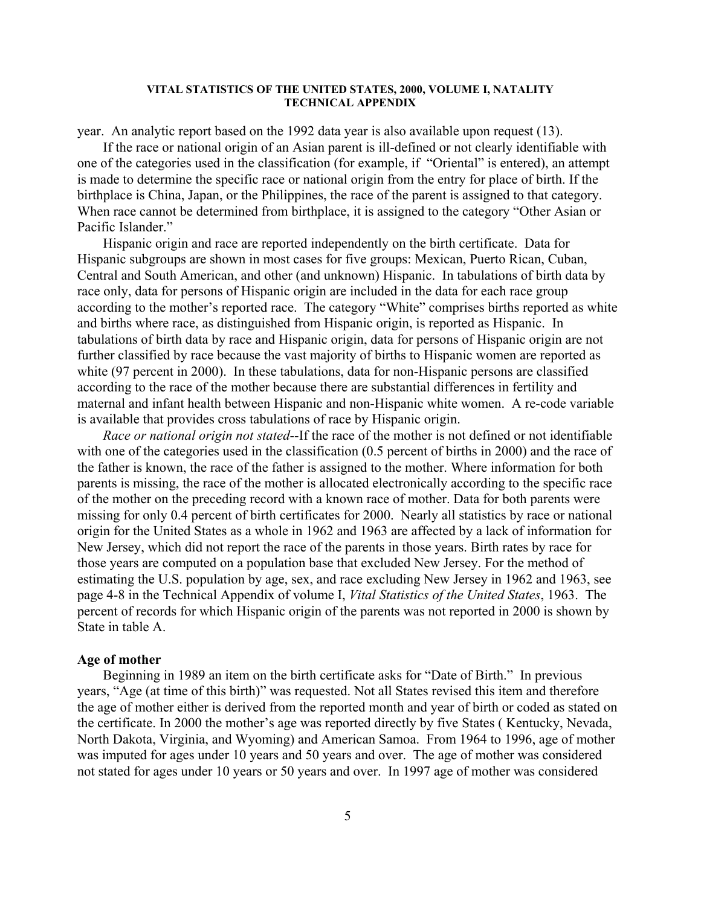year. An analytic report based on the 1992 data year is also available upon request (13).

If the race or national origin of an Asian parent is ill-defined or not clearly identifiable with one of the categories used in the classification (for example, if "Oriental" is entered), an attempt is made to determine the specific race or national origin from the entry for place of birth. If the birthplace is China, Japan, or the Philippines, the race of the parent is assigned to that category. When race cannot be determined from birthplace, it is assigned to the category "Other Asian or Pacific Islander."

Hispanic origin and race are reported independently on the birth certificate. Data for Hispanic subgroups are shown in most cases for five groups: Mexican, Puerto Rican, Cuban, Central and South American, and other (and unknown) Hispanic. In tabulations of birth data by race only, data for persons of Hispanic origin are included in the data for each race group according to the mother's reported race. The category "White" comprises births reported as white and births where race, as distinguished from Hispanic origin, is reported as Hispanic. In tabulations of birth data by race and Hispanic origin, data for persons of Hispanic origin are not further classified by race because the vast majority of births to Hispanic women are reported as white (97 percent in 2000). In these tabulations, data for non-Hispanic persons are classified according to the race of the mother because there are substantial differences in fertility and maternal and infant health between Hispanic and non-Hispanic white women. A re-code variable is available that provides cross tabulations of race by Hispanic origin.

*Race or national origin not stated*--If the race of the mother is not defined or not identifiable with one of the categories used in the classification (0.5 percent of births in 2000) and the race of the father is known, the race of the father is assigned to the mother. Where information for both parents is missing, the race of the mother is allocated electronically according to the specific race of the mother on the preceding record with a known race of mother. Data for both parents were missing for only 0.4 percent of birth certificates for 2000. Nearly all statistics by race or national origin for the United States as a whole in 1962 and 1963 are affected by a lack of information for New Jersey, which did not report the race of the parents in those years. Birth rates by race for those years are computed on a population base that excluded New Jersey. For the method of estimating the U.S. population by age, sex, and race excluding New Jersey in 1962 and 1963, see page 4-8 in the Technical Appendix of volume I, *Vital Statistics of the United States*, 1963. The percent of records for which Hispanic origin of the parents was not reported in 2000 is shown by State in table A.

### Age of mother

Beginning in 1989 an item on the birth certificate asks for "Date of Birth." In previous years, "Age (at time of this birth)" was requested. Not all States revised this item and therefore the age of mother either is derived from the reported month and year of birth or coded as stated on the certificate. In 2000 the mother's age was reported directly by five States ( Kentucky, Nevada, North Dakota, Virginia, and Wyoming) and American Samoa. From 1964 to 1996, age of mother was imputed for ages under 10 years and 50 years and over. The age of mother was considered not stated for ages under 10 years or 50 years and over. In 1997 age of mother was considered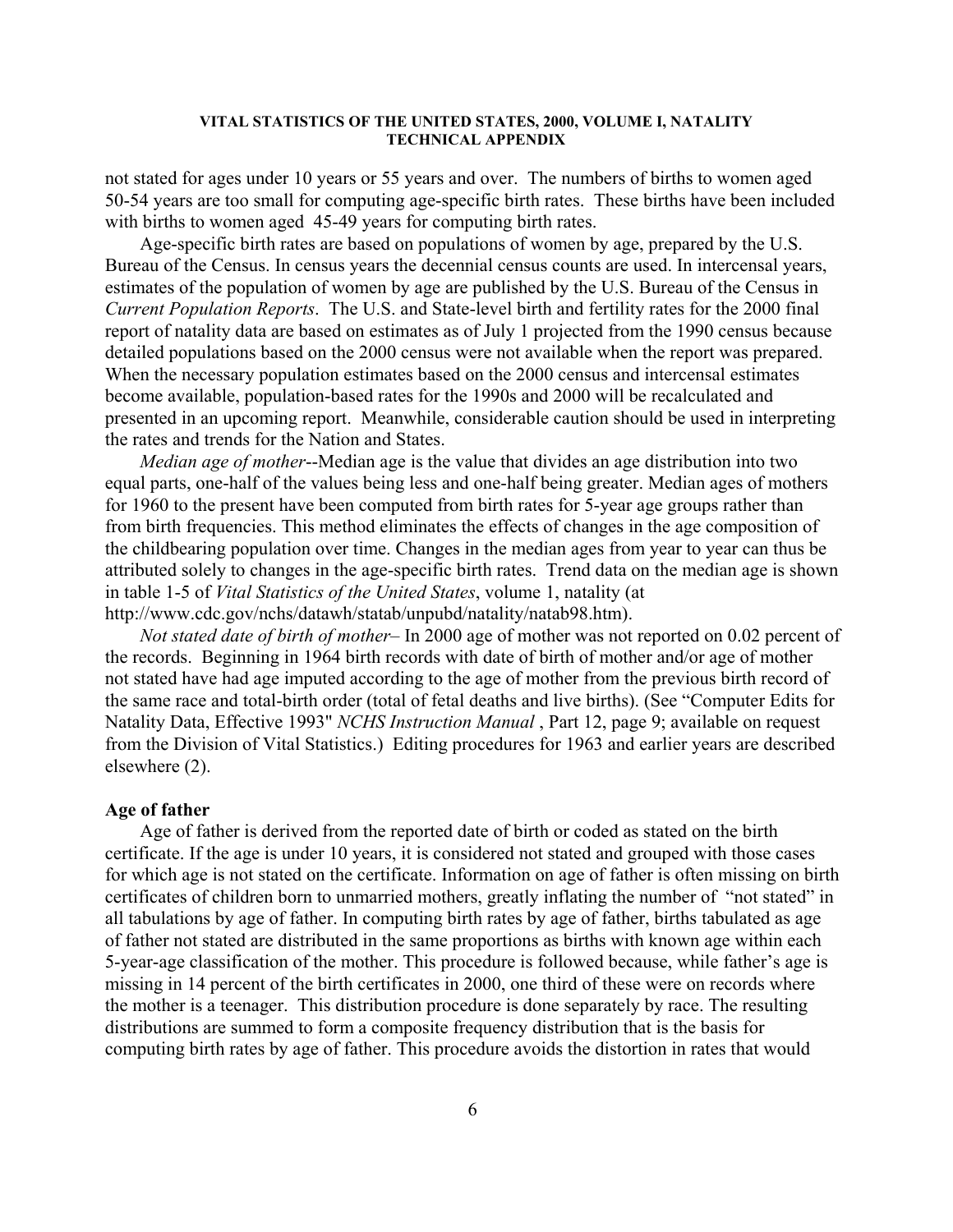not stated for ages under 10 years or 55 years and over. The numbers of births to women aged 50-54 years are too small for computing age-specific birth rates. These births have been included with births to women aged 45-49 years for computing birth rates.

Age-specific birth rates are based on populations of women by age, prepared by the U.S. Bureau of the Census. In census years the decennial census counts are used. In intercensal years, estimates of the population of women by age are published by the U.S. Bureau of the Census in *Current Population Reports*. The U.S. and State-level birth and fertility rates for the 2000 final report of natality data are based on estimates as of July 1 projected from the 1990 census because detailed populations based on the 2000 census were not available when the report was prepared. When the necessary population estimates based on the 2000 census and intercensal estimates become available, population-based rates for the 1990s and 2000 will be recalculated and presented in an upcoming report. Meanwhile, considerable caution should be used in interpreting the rates and trends for the Nation and States.

*Median age of mother*--Median age is the value that divides an age distribution into two equal parts, one-half of the values being less and one-half being greater. Median ages of mothers for 1960 to the present have been computed from birth rates for 5-year age groups rather than from birth frequencies. This method eliminates the effects of changes in the age composition of the childbearing population over time. Changes in the median ages from year to year can thus be attributed solely to changes in the age-specific birth rates. Trend data on the median age is shown in table 1-5 of *Vital Statistics of the United States*, volume 1, natality (at http://www.cdc.gov/nchs/datawh/statab/unpubd/natality/natab98.htm).

*Not stated date of birth of mother*– In 2000 age of mother was not reported on 0.02 percent of the records. Beginning in 1964 birth records with date of birth of mother and/or age of mother not stated have had age imputed according to the age of mother from the previous birth record of the same race and total-birth order (total of fetal deaths and live births). (See "Computer Edits for Natality Data, Effective 1993" *NCHS Instruction Manual* , Part 12, page 9; available on request from the Division of Vital Statistics.) Editing procedures for 1963 and earlier years are described elsewhere (2).

**Age of father**

Age of father is derived from the reported date of birth or coded as stated on the birth certificate. If the age is under 10 years, it is considered not stated and grouped with those cases for which age is not stated on the certificate. Information on age of father is often missing on birth certificates of children born to unmarried mothers, greatly inflating the number of "not stated" in all tabulations by age of father. In computing birth rates by age of father, births tabulated as age of father not stated are distributed in the same proportions as births with known age within each 5-year-age classification of the mother. This procedure is followed because, while father's age is missing in 14 percent of the birth certificates in 2000, one third of these were on records where the mother is a teenager. This distribution procedure is done separately by race. The resulting distributions are summed to form a composite frequency distribution that is the basis for computing birth rates by age of father. This procedure avoids the distortion in rates that would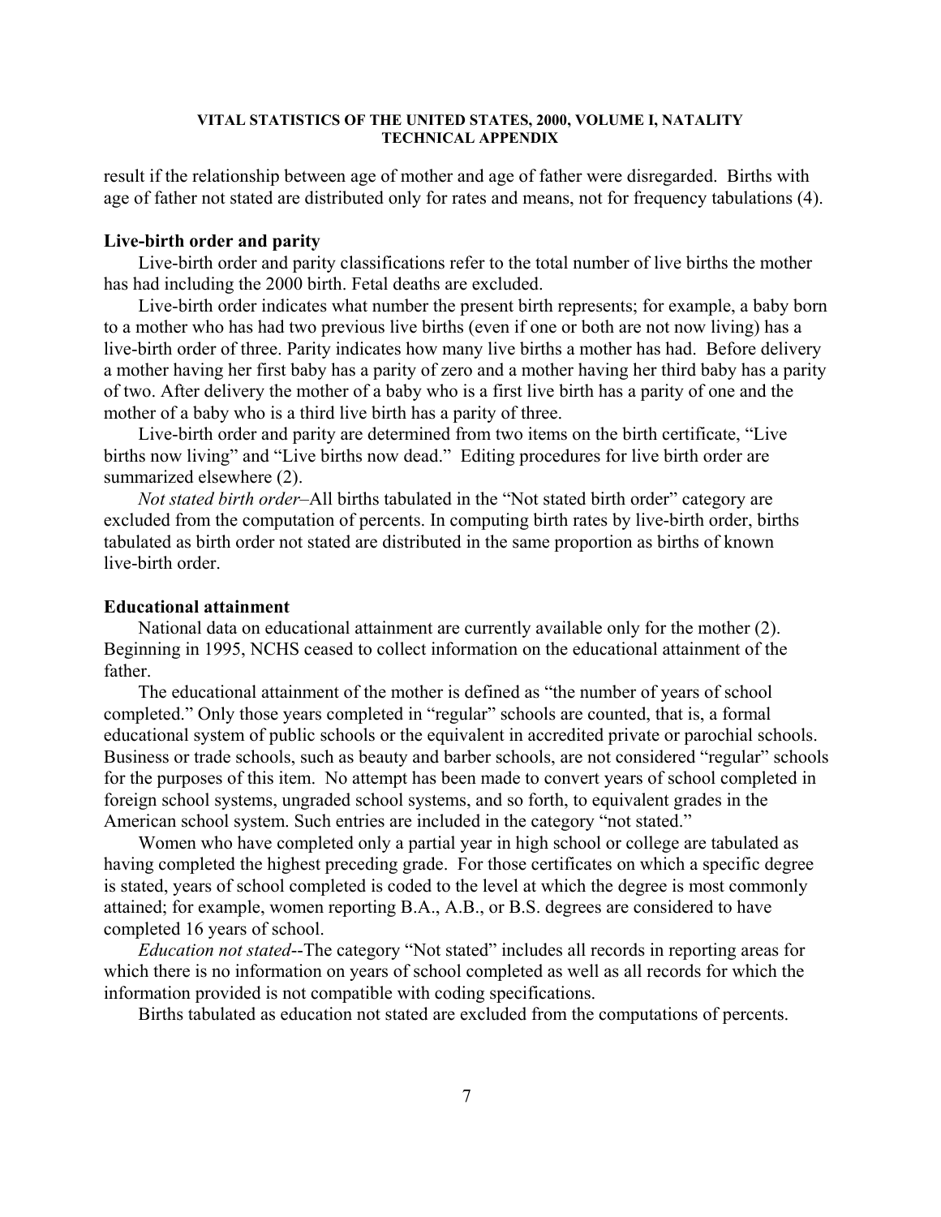result if the relationship between age of mother and age of father were disregarded. Births with age of father not stated are distributed only for rates and means, not for frequency tabulations (4).

### Live-birth order and parity

Live-birth order and parity classifications refer to the total number of live births the mother has had including the 2000 birth. Fetal deaths are excluded.

Live-birth order indicates what number the present birth represents; for example, a baby born to a mother who has had two previous live births (even if one or both are not now living) has a live-birth order of three. Parity indicates how many live births a mother has had. Before delivery a mother having her first baby has a parity of zero and a mother having her third baby has a parity of two. After delivery the mother of a baby who is a first live birth has a parity of one and the mother of a baby who is a third live birth has a parity of three.

Live-birth order and parity are determined from two items on the birth certificate, "Live births now living" and "Live births now dead." Editing procedures for live birth order are summarized elsewhere (2).

*Not stated birth order*–All births tabulated in the "Not stated birth order" category are excluded from the computation of percents. In computing birth rates by live-birth order, births tabulated as birth order not stated are distributed in the same proportion as births of known live-birth order.

### Educational attainment

National data on educational attainment are currently available only for the mother (2). Beginning in 1995, NCHS ceased to collect information on the educational attainment of the father.

The educational attainment of the mother is defined as "the number of years of school completed." Only those years completed in "regular" schools are counted, that is, a formal educational system of public schools or the equivalent in accredited private or parochial schools. Business or trade schools, such as beauty and barber schools, are not considered "regular" schools for the purposes of this item. No attempt has been made to convert years of school completed in foreign school systems, ungraded school systems, and so forth, to equivalent grades in the American school system. Such entries are included in the category "not stated."

Women who have completed only a partial year in high school or college are tabulated as having completed the highest preceding grade. For those certificates on which a specific degree is stated, years of school completed is coded to the level at which the degree is most commonly attained; for example, women reporting B.A., A.B., or B.S. degrees are considered to have completed 16 years of school.

*Education not stated*--The category "Not stated" includes all records in reporting areas for which there is no information on years of school completed as well as all records for which the information provided is not compatible with coding specifications.

Births tabulated as education not stated are excluded from the computations of percents.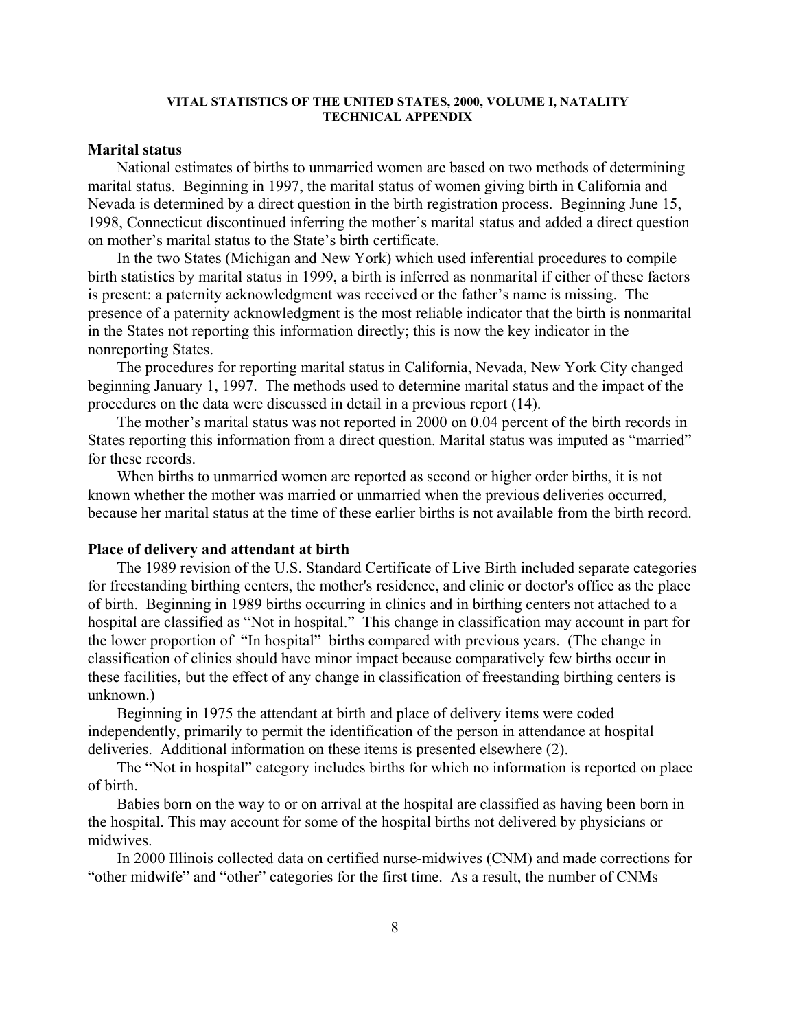## Marital status

National estimates of births to unmarried women are based on two methods of determining marital status. Beginning in 1997, the marital status of women giving birth in California and Nevada is determined by a direct question in the birth registration process. Beginning June 15, 1998, Connecticut discontinued inferring the mother's marital status and added a direct question on mother's marital status to the State's birth certificate.

In the two States (Michigan and New York) which used inferential procedures to compile birth statistics by marital status in 1999, a birth is inferred as nonmarital if either of these factors is present: a paternity acknowledgment was received or the father's name is missing. The presence of a paternity acknowledgment is the most reliable indicator that the birth is nonmarital in the States not reporting this information directly; this is now the key indicator in the nonreporting States.

The procedures for reporting marital status in California, Nevada, New York City changed beginning January 1, 1997. The methods used to determine marital status and the impact of the procedures on the data were discussed in detail in a previous report (14).

The mother's marital status was not reported in 2000 on 0.04 percent of the birth records in States reporting this information from a direct question. Marital status was imputed as "married" for these records.

When births to unmarried women are reported as second or higher order births, it is not known whether the mother was married or unmarried when the previous deliveries occurred, because her marital status at the time of these earlier births is not available from the birth record.

## Place of delivery and attendant at birth

The 1989 revision of the U.S. Standard Certificate of Live Birth included separate categories for freestanding birthing centers, the mother's residence, and clinic or doctor's office as the place of birth. Beginning in 1989 births occurring in clinics and in birthing centers not attached to a hospital are classified as "Not in hospital." This change in classification may account in part for the lower proportion of "In hospital" births compared with previous years. (The change in classification of clinics should have minor impact because comparatively few births occur in these facilities, but the effect of any change in classification of freestanding birthing centers is unknown.)

Beginning in 1975 the attendant at birth and place of delivery items were coded independently, primarily to permit the identification of the person in attendance at hospital deliveries. Additional information on these items is presented elsewhere (2).

The "Not in hospital" category includes births for which no information is reported on place of birth.

Babies born on the way to or on arrival at the hospital are classified as having been born in the hospital. This may account for some of the hospital births not delivered by physicians or midwives.

In 2000 Illinois collected data on certified nurse-midwives (CNM) and made corrections for "other midwife" and "other" categories for the first time. As a result, the number of CNMs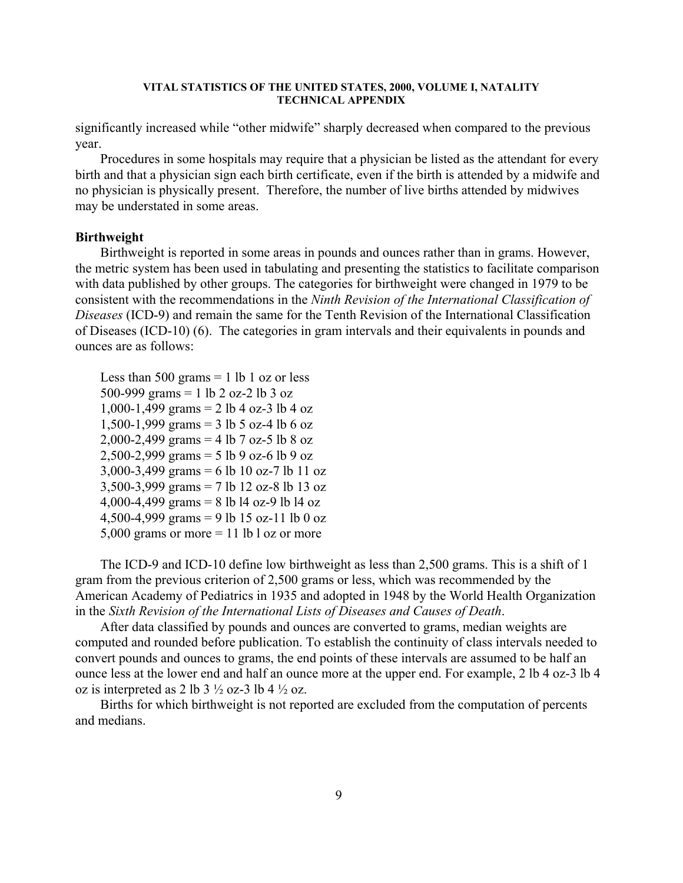significantly increased while "other midwife" sharply decreased when compared to the previous year.

Procedures in some hospitals may require that a physician be listed as the attendant for every birth and that a physician sign each birth certificate, even if the birth is attended by a midwife and no physician is physically present. Therefore, the number of live births attended by midwives may be understated in some areas.

### Birthweight

Birthweight is reported in some areas in pounds and ounces rather than in grams. However, the metric system has been used in tabulating and presenting the statistics to facilitate comparison with data published by other groups. The categories for birthweight were changed in 1979 to be consistent with the recommendations in the *Ninth Revision of the International Classification of Diseases* (ICD-9) and remain the same for the Tenth Revision of the International Classification of Diseases (ICD-10) (6). The categories in gram intervals and their equivalents in pounds and ounces are as follows:

Less than 500 grams = 1 lb 1 oz or less
500-999 grams = 1 lb 2 oz-2 lb 3 oz
1,000-1,499 grams = 2 lb 4 oz-3 lb 4 oz
1,500-1,999 grams = 3 lb 5 oz-4 lb 6 oz
2,000-2,499 grams = 4 lb 7 oz-5 lb 8 oz
2,500-2,999 grams = 5 lb 9 oz-6 lb 9 oz
3,000-3,499 grams = 6 lb 10 oz-7 lb 11 oz
3,500-3,999 grams = 7 lb 12 oz-8 lb 13 oz
4,000-4,499 grams = 8 lb l4 oz-9 lb l4 oz
4,500-4,999 grams = 9 lb 15 oz-11 lb 0 oz
5,000 grams or more = 11 lb l oz or more

The ICD-9 and ICD-10 define low birthweight as less than 2,500 grams. This is a shift of 1 gram from the previous criterion of 2,500 grams or less, which was recommended by the American Academy of Pediatrics in 1935 and adopted in 1948 by the World Health Organization in the *Sixth Revision of the International Lists of Diseases and Causes of Death*.

After data classified by pounds and ounces are converted to grams, median weights are computed and rounded before publication. To establish the continuity of class intervals needed to convert pounds and ounces to grams, the end points of these intervals are assumed to be half an ounce less at the lower end and half an ounce more at the upper end. For example, 2 lb 4 oz-3 lb 4 oz is interpreted as 2 lb 3 ½ oz-3 lb 4 ½ oz.

Births for which birthweight is not reported are excluded from the computation of percents and medians.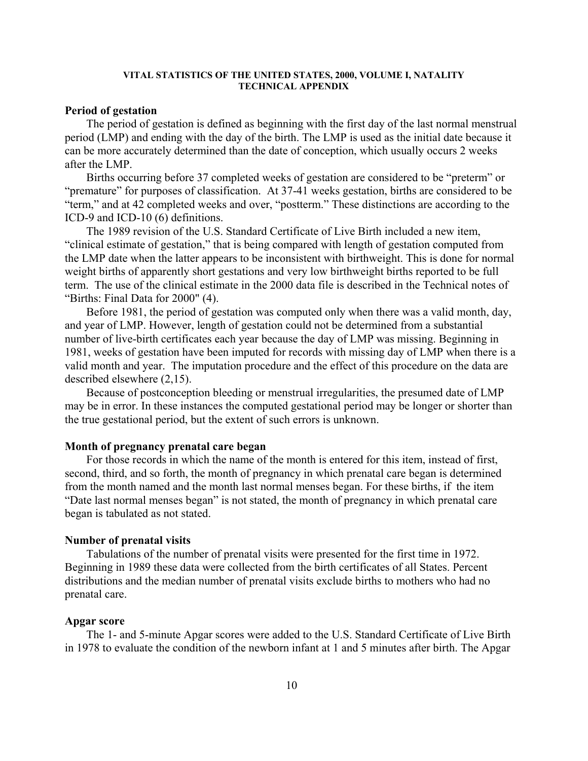### Period of gestation

The period of gestation is defined as beginning with the first day of the last normal menstrual period (LMP) and ending with the day of the birth. The LMP is used as the initial date because it can be more accurately determined than the date of conception, which usually occurs 2 weeks after the LMP.

Births occurring before 37 completed weeks of gestation are considered to be "preterm" or "premature" for purposes of classification. At 37-41 weeks gestation, births are considered to be "term," and at 42 completed weeks and over, "postterm." These distinctions are according to the ICD-9 and ICD-10 (6) definitions.

The 1989 revision of the U.S. Standard Certificate of Live Birth included a new item, "clinical estimate of gestation," that is being compared with length of gestation computed from the LMP date when the latter appears to be inconsistent with birthweight. This is done for normal weight births of apparently short gestations and very low birthweight births reported to be full term. The use of the clinical estimate in the 2000 data file is described in the Technical notes of "Births: Final Data for 2000" (4).

Before 1981, the period of gestation was computed only when there was a valid month, day, and year of LMP. However, length of gestation could not be determined from a substantial number of live-birth certificates each year because the day of LMP was missing. Beginning in 1981, weeks of gestation have been imputed for records with missing day of LMP when there is a valid month and year. The imputation procedure and the effect of this procedure on the data are described elsewhere (2,15).

Because of postconception bleeding or menstrual irregularities, the presumed date of LMP may be in error. In these instances the computed gestational period may be longer or shorter than the true gestational period, but the extent of such errors is unknown.

### Month of pregnancy prenatal care began

For those records in which the name of the month is entered for this item, instead of first, second, third, and so forth, the month of pregnancy in which prenatal care began is determined from the month named and the month last normal menses began. For these births, if the item "Date last normal menses began" is not stated, the month of pregnancy in which prenatal care began is tabulated as not stated.

### Number of prenatal visits

Tabulations of the number of prenatal visits were presented for the first time in 1972. Beginning in 1989 these data were collected from the birth certificates of all States. Percent distributions and the median number of prenatal visits exclude births to mothers who had no prenatal care.

### Apgar score

The 1- and 5-minute Apgar scores were added to the U.S. Standard Certificate of Live Birth in 1978 to evaluate the condition of the newborn infant at 1 and 5 minutes after birth. The Apgar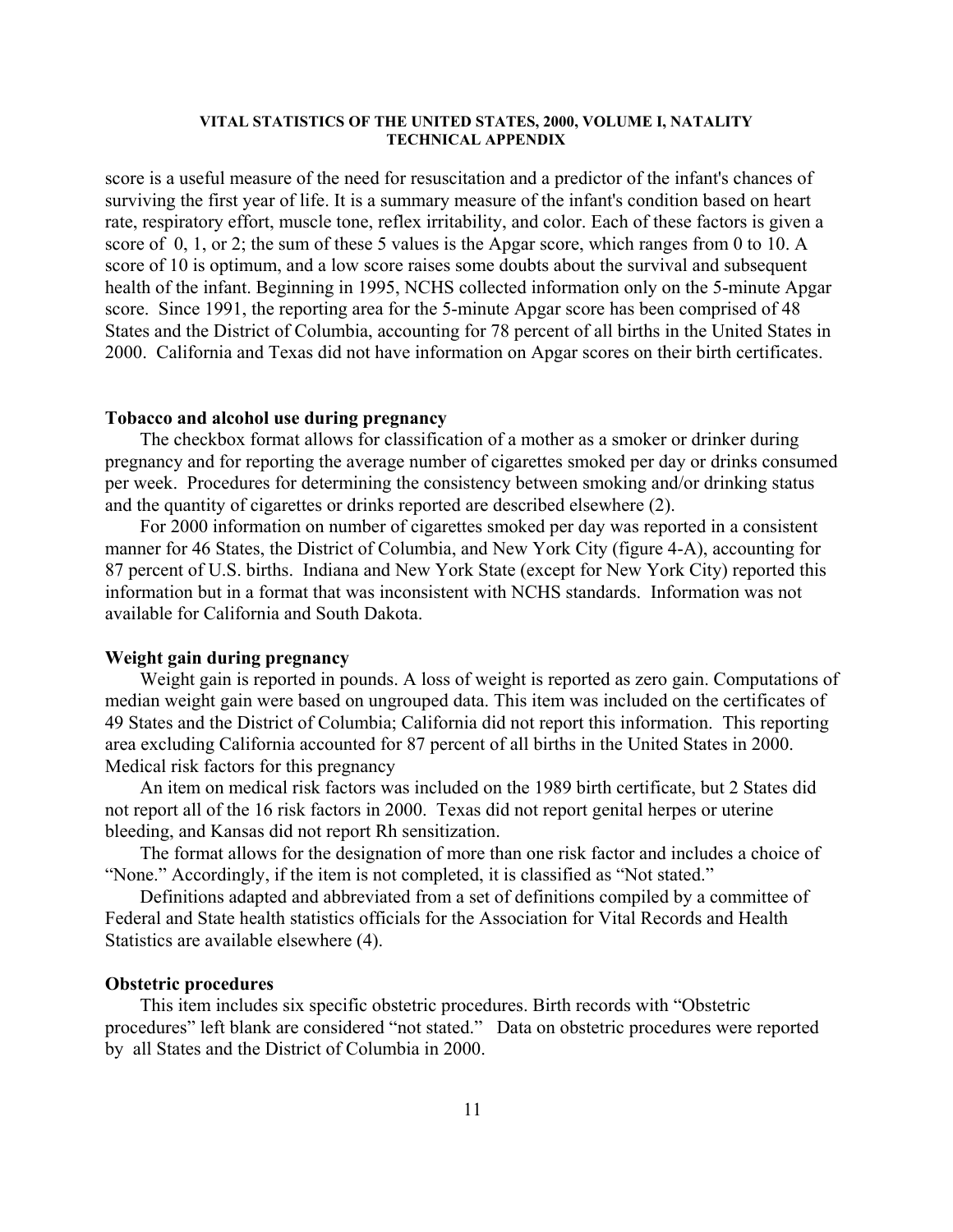score is a useful measure of the need for resuscitation and a predictor of the infant's chances of surviving the first year of life. It is a summary measure of the infant's condition based on heart rate, respiratory effort, muscle tone, reflex irritability, and color. Each of these factors is given a score of 0, 1, or 2; the sum of these 5 values is the Apgar score, which ranges from 0 to 10. A score of 10 is optimum, and a low score raises some doubts about the survival and subsequent health of the infant. Beginning in 1995, NCHS collected information only on the 5-minute Apgar score. Since 1991, the reporting area for the 5-minute Apgar score has been comprised of 48 States and the District of Columbia, accounting for 78 percent of all births in the United States in 2000. California and Texas did not have information on Apgar scores on their birth certificates.

**Tobacco and alcohol use during pregnancy**

The checkbox format allows for classification of a mother as a smoker or drinker during pregnancy and for reporting the average number of cigarettes smoked per day or drinks consumed per week. Procedures for determining the consistency between smoking and/or drinking status and the quantity of cigarettes or drinks reported are described elsewhere (2).

For 2000 information on number of cigarettes smoked per day was reported in a consistent manner for 46 States, the District of Columbia, and New York City (figure 4-A), accounting for 87 percent of U.S. births. Indiana and New York State (except for New York City) reported this information but in a format that was inconsistent with NCHS standards. Information was not available for California and South Dakota.

**Weight gain during pregnancy**

Weight gain is reported in pounds. A loss of weight is reported as zero gain. Computations of median weight gain were based on ungrouped data. This item was included on the certificates of 49 States and the District of Columbia; California did not report this information. This reporting area excluding California accounted for 87 percent of all births in the United States in 2000.
Medical risk factors for this pregnancy

An item on medical risk factors was included on the 1989 birth certificate, but 2 States did not report all of the 16 risk factors in 2000. Texas did not report genital herpes or uterine bleeding, and Kansas did not report Rh sensitization.

The format allows for the designation of more than one risk factor and includes a choice of "None." Accordingly, if the item is not completed, it is classified as "Not stated."

Definitions adapted and abbreviated from a set of definitions compiled by a committee of Federal and State health statistics officials for the Association for Vital Records and Health Statistics are available elsewhere (4).

**Obstetric procedures**

This item includes six specific obstetric procedures. Birth records with "Obstetric procedures" left blank are considered "not stated." Data on obstetric procedures were reported by all States and the District of Columbia in 2000.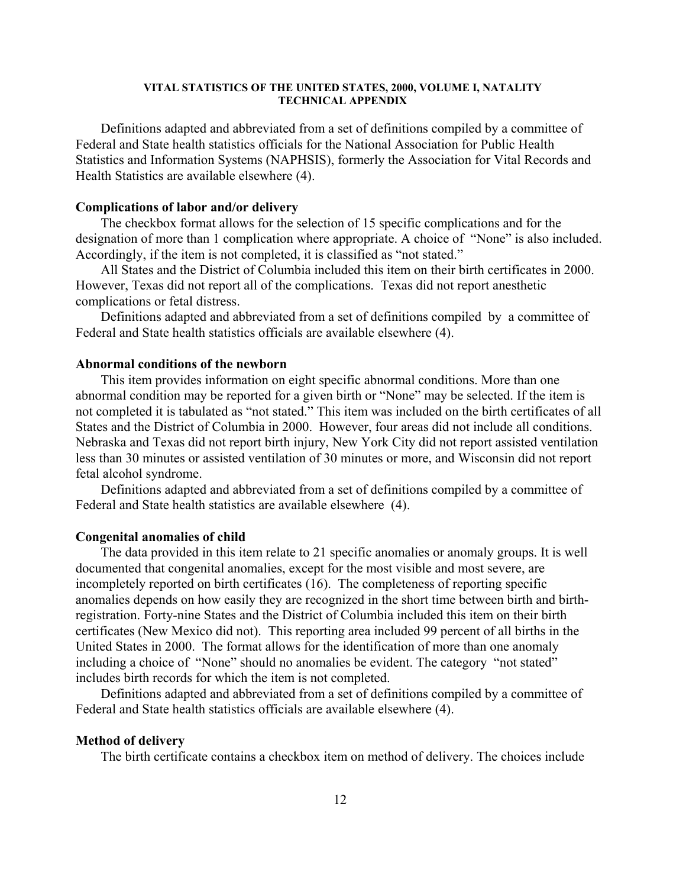Definitions adapted and abbreviated from a set of definitions compiled by a committee of Federal and State health statistics officials for the National Association for Public Health Statistics and Information Systems (NAPHSIS), formerly the Association for Vital Records and Health Statistics are available elsewhere (4).

### Complications of labor and/or delivery

The checkbox format allows for the selection of 15 specific complications and for the designation of more than 1 complication where appropriate. A choice of "None" is also included. Accordingly, if the item is not completed, it is classified as "not stated."

All States and the District of Columbia included this item on their birth certificates in 2000. However, Texas did not report all of the complications. Texas did not report anesthetic complications or fetal distress.

Definitions adapted and abbreviated from a set of definitions compiled by a committee of Federal and State health statistics officials are available elsewhere (4).

### Abnormal conditions of the newborn

This item provides information on eight specific abnormal conditions. More than one abnormal condition may be reported for a given birth or "None" may be selected. If the item is not completed it is tabulated as "not stated." This item was included on the birth certificates of all States and the District of Columbia in 2000. However, four areas did not include all conditions. Nebraska and Texas did not report birth injury, New York City did not report assisted ventilation less than 30 minutes or assisted ventilation of 30 minutes or more, and Wisconsin did not report fetal alcohol syndrome.

Definitions adapted and abbreviated from a set of definitions compiled by a committee of Federal and State health statistics are available elsewhere (4).

### Congenital anomalies of child

The data provided in this item relate to 21 specific anomalies or anomaly groups. It is well documented that congenital anomalies, except for the most visible and most severe, are incompletely reported on birth certificates (16). The completeness of reporting specific anomalies depends on how easily they are recognized in the short time between birth and birth-registration. Forty-nine States and the District of Columbia included this item on their birth certificates (New Mexico did not). This reporting area included 99 percent of all births in the United States in 2000. The format allows for the identification of more than one anomaly including a choice of "None" should no anomalies be evident. The category "not stated" includes birth records for which the item is not completed.

Definitions adapted and abbreviated from a set of definitions compiled by a committee of Federal and State health statistics officials are available elsewhere (4).

### Method of delivery

The birth certificate contains a checkbox item on method of delivery. The choices include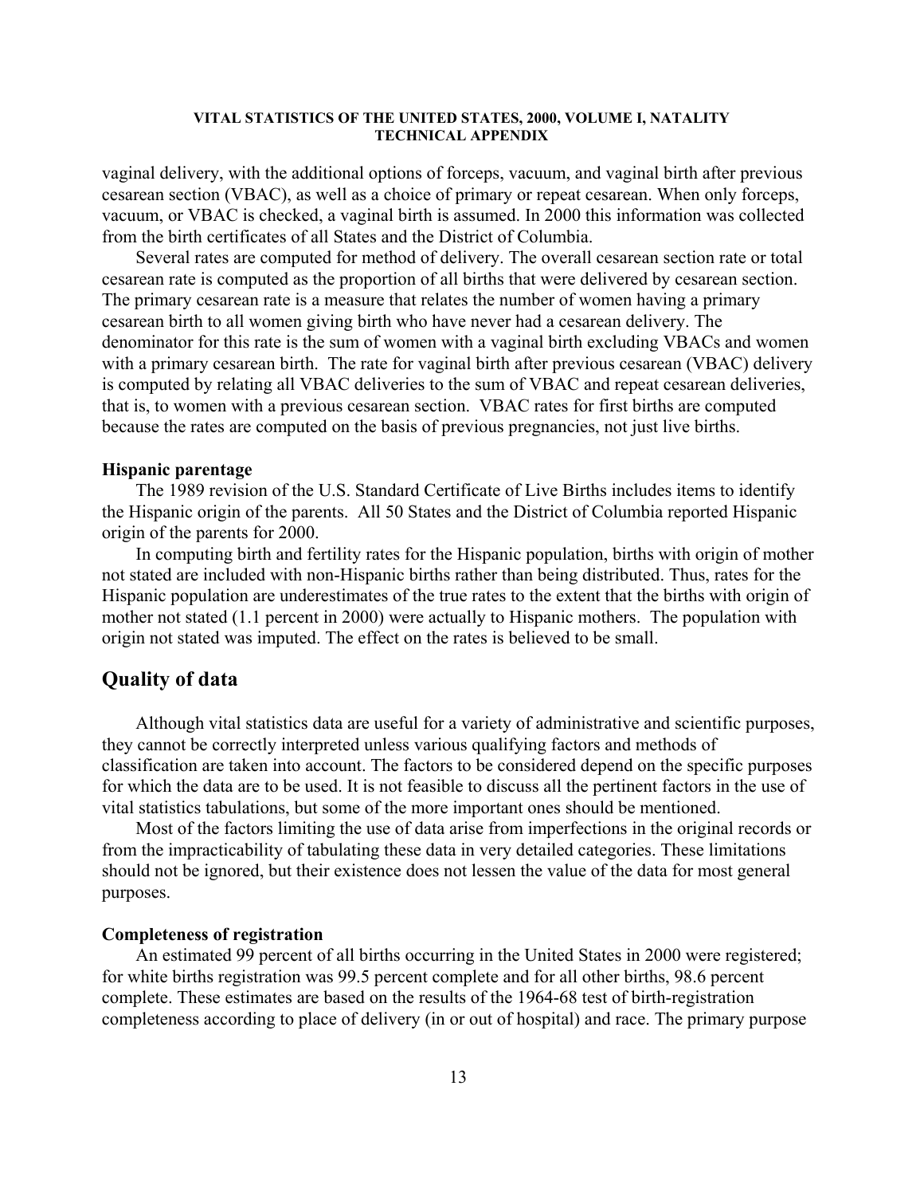vaginal delivery, with the additional options of forceps, vacuum, and vaginal birth after previous cesarean section (VBAC), as well as a choice of primary or repeat cesarean. When only forceps, vacuum, or VBAC is checked, a vaginal birth is assumed. In 2000 this information was collected from the birth certificates of all States and the District of Columbia.

Several rates are computed for method of delivery. The overall cesarean section rate or total cesarean rate is computed as the proportion of all births that were delivered by cesarean section. The primary cesarean rate is a measure that relates the number of women having a primary cesarean birth to all women giving birth who have never had a cesarean delivery. The denominator for this rate is the sum of women with a vaginal birth excluding VBACs and women with a primary cesarean birth. The rate for vaginal birth after previous cesarean (VBAC) delivery is computed by relating all VBAC deliveries to the sum of VBAC and repeat cesarean deliveries, that is, to women with a previous cesarean section. VBAC rates for first births are computed because the rates are computed on the basis of previous pregnancies, not just live births.

**Hispanic parentage**

The 1989 revision of the U.S. Standard Certificate of Live Births includes items to identify the Hispanic origin of the parents. All 50 States and the District of Columbia reported Hispanic origin of the parents for 2000.

In computing birth and fertility rates for the Hispanic population, births with origin of mother not stated are included with non-Hispanic births rather than being distributed. Thus, rates for the Hispanic population are underestimates of the true rates to the extent that the births with origin of mother not stated (1.1 percent in 2000) were actually to Hispanic mothers. The population with origin not stated was imputed. The effect on the rates is believed to be small.

## Quality of data

Although vital statistics data are useful for a variety of administrative and scientific purposes, they cannot be correctly interpreted unless various qualifying factors and methods of classification are taken into account. The factors to be considered depend on the specific purposes for which the data are to be used. It is not feasible to discuss all the pertinent factors in the use of vital statistics tabulations, but some of the more important ones should be mentioned.

Most of the factors limiting the use of data arise from imperfections in the original records or from the impracticability of tabulating these data in very detailed categories. These limitations should not be ignored, but their existence does not lessen the value of the data for most general purposes.

**Completeness of registration**

An estimated 99 percent of all births occurring in the United States in 2000 were registered; for white births registration was 99.5 percent complete and for all other births, 98.6 percent complete. These estimates are based on the results of the 1964-68 test of birth-registration completeness according to place of delivery (in or out of hospital) and race. The primary purpose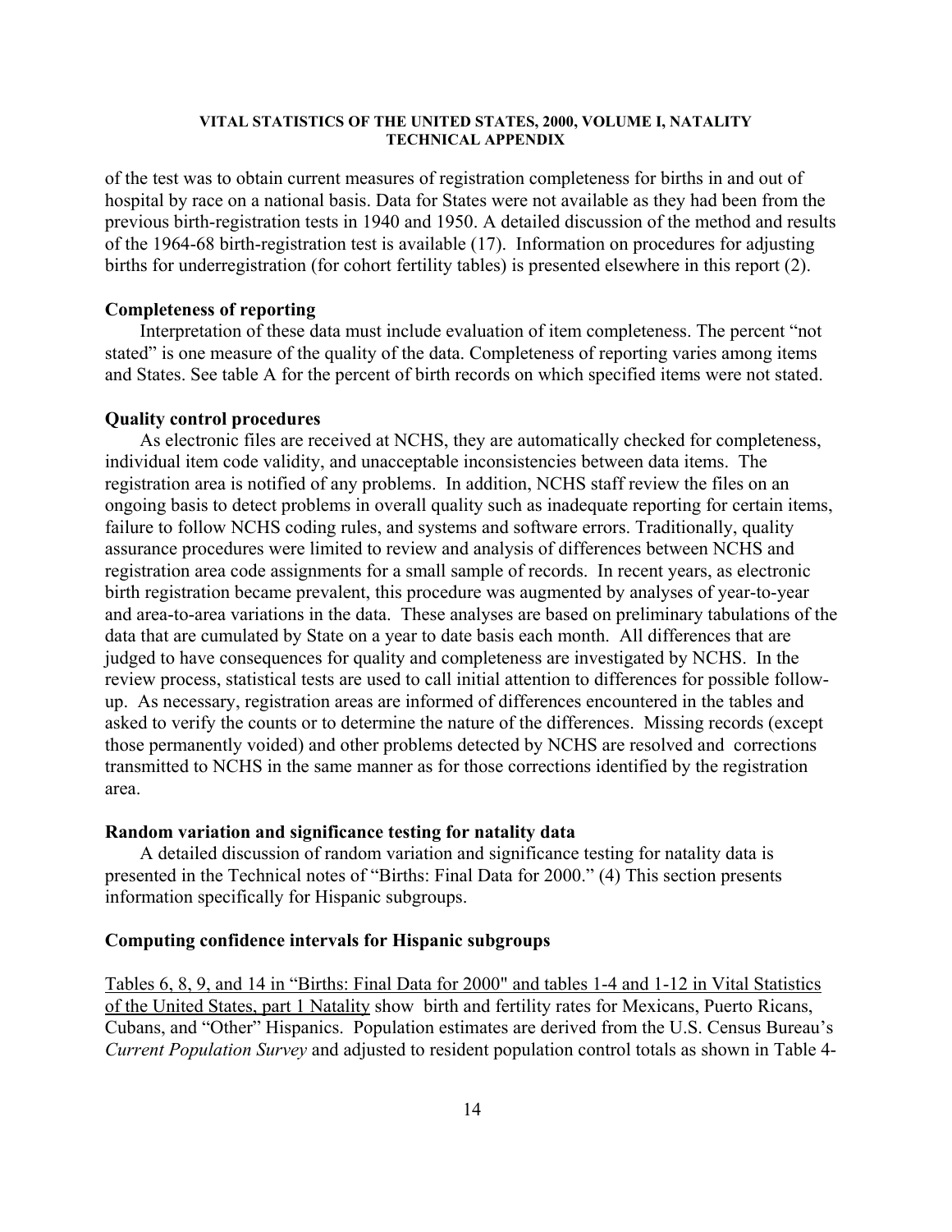of the test was to obtain current measures of registration completeness for births in and out of hospital by race on a national basis. Data for States were not available as they had been from the previous birth-registration tests in 1940 and 1950. A detailed discussion of the method and results of the 1964-68 birth-registration test is available (17). Information on procedures for adjusting births for underregistration (for cohort fertility tables) is presented elsewhere in this report (2).

**Completeness of reporting**

Interpretation of these data must include evaluation of item completeness. The percent "not stated" is one measure of the quality of the data. Completeness of reporting varies among items and States. See table A for the percent of birth records on which specified items were not stated.

**Quality control procedures**

As electronic files are received at NCHS, they are automatically checked for completeness, individual item code validity, and unacceptable inconsistencies between data items. The registration area is notified of any problems. In addition, NCHS staff review the files on an ongoing basis to detect problems in overall quality such as inadequate reporting for certain items, failure to follow NCHS coding rules, and systems and software errors. Traditionally, quality assurance procedures were limited to review and analysis of differences between NCHS and registration area code assignments for a small sample of records. In recent years, as electronic birth registration became prevalent, this procedure was augmented by analyses of year-to-year and area-to-area variations in the data. These analyses are based on preliminary tabulations of the data that are cumulated by State on a year to date basis each month. All differences that are judged to have consequences for quality and completeness are investigated by NCHS. In the review process, statistical tests are used to call initial attention to differences for possible follow-up. As necessary, registration areas are informed of differences encountered in the tables and asked to verify the counts or to determine the nature of the differences. Missing records (except those permanently voided) and other problems detected by NCHS are resolved and corrections transmitted to NCHS in the same manner as for those corrections identified by the registration area.

**Random variation and significance testing for natality data**

A detailed discussion of random variation and significance testing for natality data is presented in the Technical notes of "Births: Final Data for 2000." (4) This section presents information specifically for Hispanic subgroups.

**Computing confidence intervals for Hispanic subgroups**

Tables 6, 8, 9, and 14 in "Births: Final Data for 2000" and tables 1-4 and 1-12 in Vital Statistics of the United States, part 1 Natality show birth and fertility rates for Mexicans, Puerto Ricans, Cubans, and "Other" Hispanics. Population estimates are derived from the U.S. Census Bureau's *Current Population Survey* and adjusted to resident population control totals as shown in Table 4-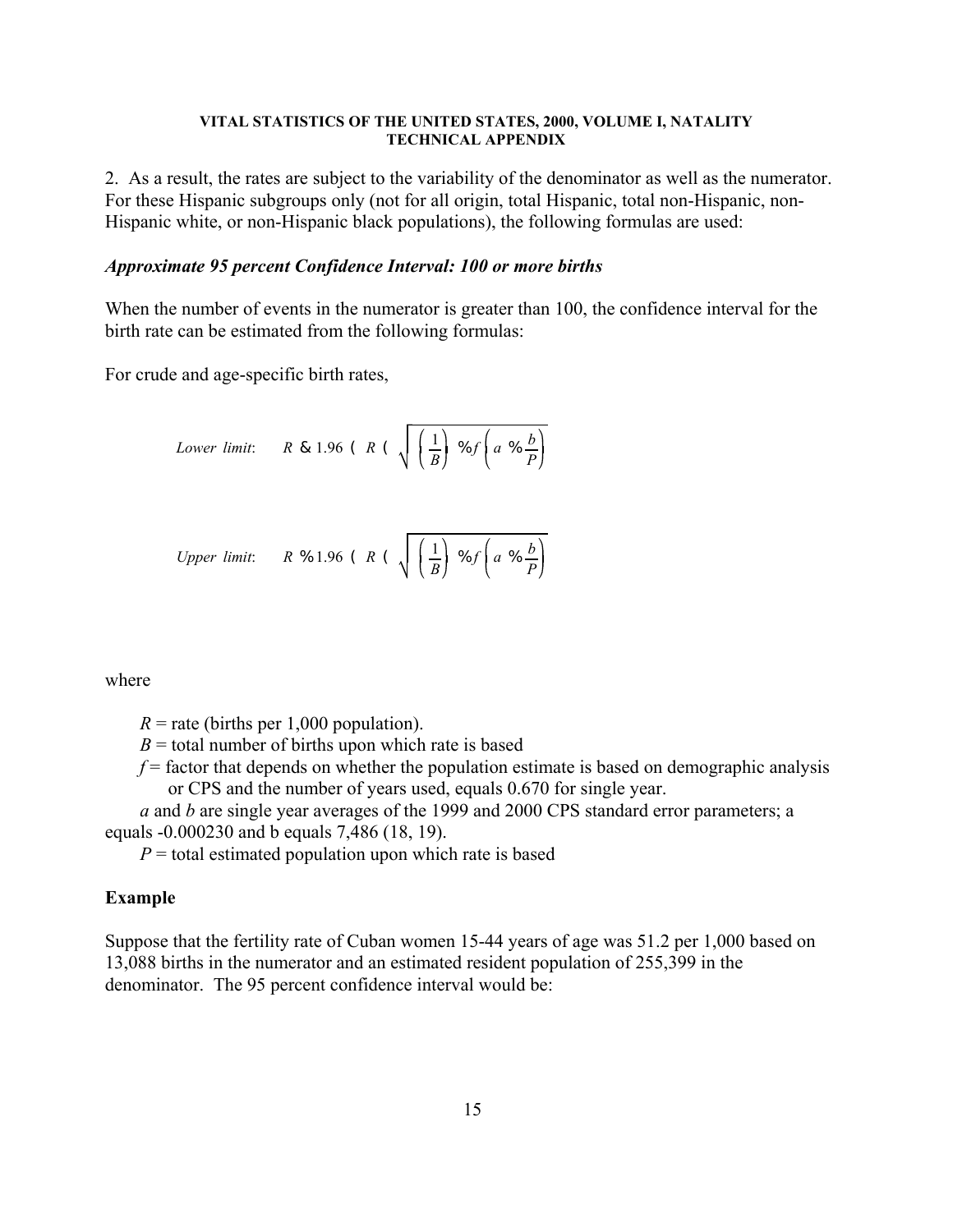2. As a result, the rates are subject to the variability of the denominator as well as the numerator. For these Hispanic subgroups only (not for all origin, total Hispanic, total non-Hispanic, non-Hispanic white, or non-Hispanic black populations), the following formulas are used:

### *Approximate 95 percent Confidence Interval: 100 or more births*

When the number of events in the numerator is greater than 100, the confidence interval for the birth rate can be estimated from the following formulas:

For crude and age-specific birth rates,

$$\textit{Lower limit:} \quad R - 1.96 \times R \times \sqrt{\left(\frac{1}{B}\right) + f\left(a + \frac{b}{P}\right)}$$

$$\textit{Upper limit:} \quad R + 1.96 \times R \times \sqrt{\left(\frac{1}{B}\right) + f\left(a + \frac{b}{P}\right)}$$

where

$R$ = rate (births per 1,000 population).

$B$ = total number of births upon which rate is based

$f$ = factor that depends on whether the population estimate is based on demographic analysis or CPS and the number of years used, equals 0.670 for single year.

$a$ and $b$ are single year averages of the 1999 and 2000 CPS standard error parameters; a equals -0.000230 and b equals 7,486 (18, 19).

$P$ = total estimated population upon which rate is based

## Example

Suppose that the fertility rate of Cuban women 15-44 years of age was 51.2 per 1,000 based on 13,088 births in the numerator and an estimated resident population of 255,399 in the denominator. The 95 percent confidence interval would be: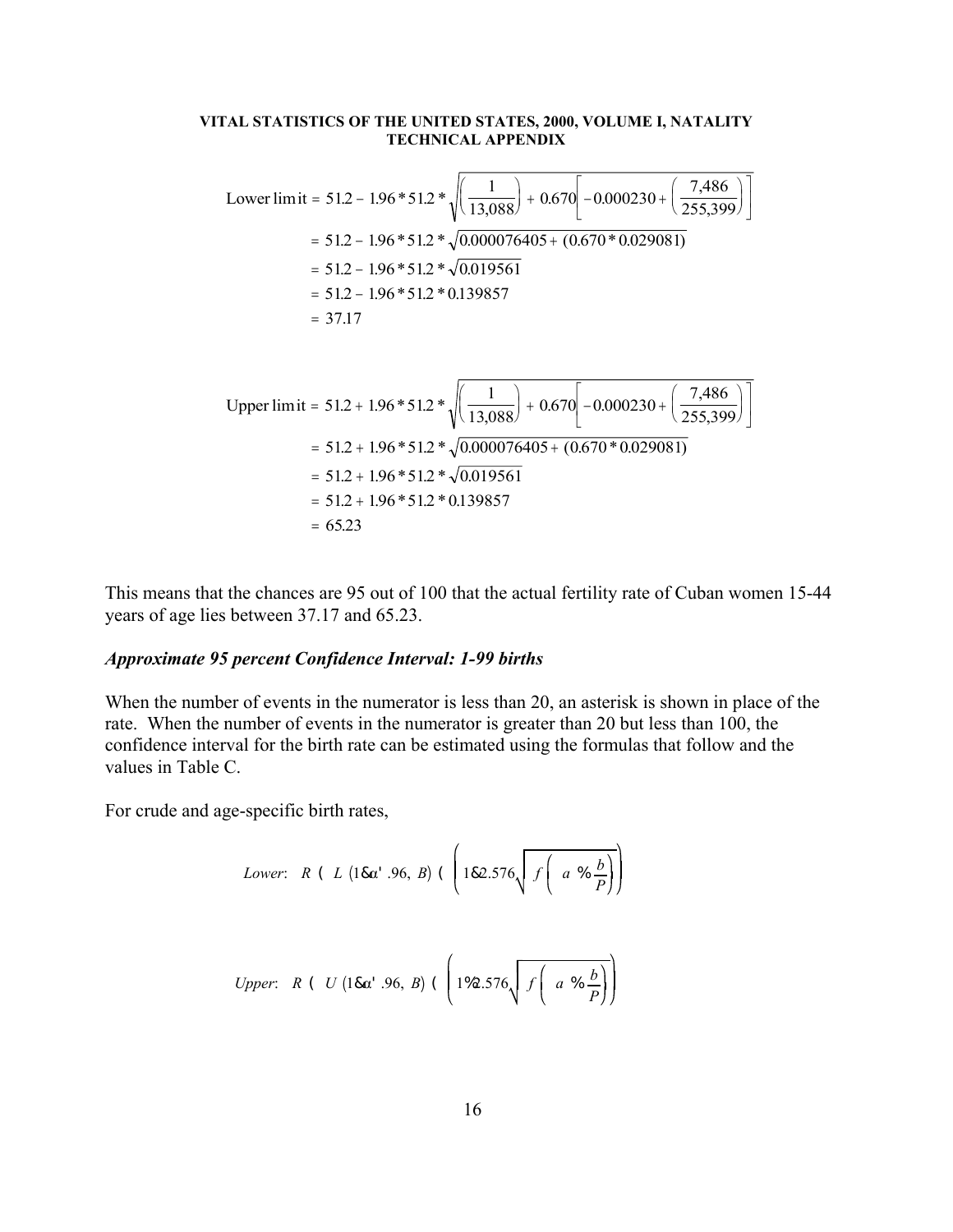$$\text{Lower limit} = 51.2 - 1.96 * 51.2 * \sqrt{\left(\frac{1}{13{,}088}\right) + 0.670\left[-0.000230 + \left(\frac{7{,}486}{255{,}399}\right)\right]}$$

$$= 51.2 - 1.96 * 51.2 * \sqrt{0.000076405 + (0.670 * 0.029081)}$$

$$= 51.2 - 1.96 * 51.2 * \sqrt{0.019561}$$

$$= 51.2 - 1.96 * 51.2 * 0.139857$$

$$= 37.17$$

$$\text{Upper limit} = 51.2 + 1.96 * 51.2 * \sqrt{\left(\frac{1}{13{,}088}\right) + 0.670\left[-0.000230 + \left(\frac{7{,}486}{255{,}399}\right)\right]}$$

$$= 51.2 + 1.96 * 51.2 * \sqrt{0.000076405 + (0.670 * 0.029081)}$$

$$= 51.2 + 1.96 * 51.2 * \sqrt{0.019561}$$

$$= 51.2 + 1.96 * 51.2 * 0.139857$$

$$= 65.23$$

This means that the chances are 95 out of 100 that the actual fertility rate of Cuban women 15-44 years of age lies between 37.17 and 65.23.

### *Approximate 95 percent Confidence Interval: 1-99 births*

When the number of events in the numerator is less than 20, an asterisk is shown in place of the rate. When the number of events in the numerator is greater than 20 but less than 100, the confidence interval for the birth rate can be estimated using the formulas that follow and the values in Table C.

For crude and age-specific birth rates,

$$\textit{Lower}: \quad R \times L\,(1-\alpha = .96,\ B) \times \left(1 - 2.576\sqrt{f\left(a + \frac{b}{P}\right)}\right)$$

$$\textit{Upper}: \quad R \times U\,(1-\alpha = .96,\ B) \times \left(1 + 2.576\sqrt{f\left(a + \frac{b}{P}\right)}\right)$$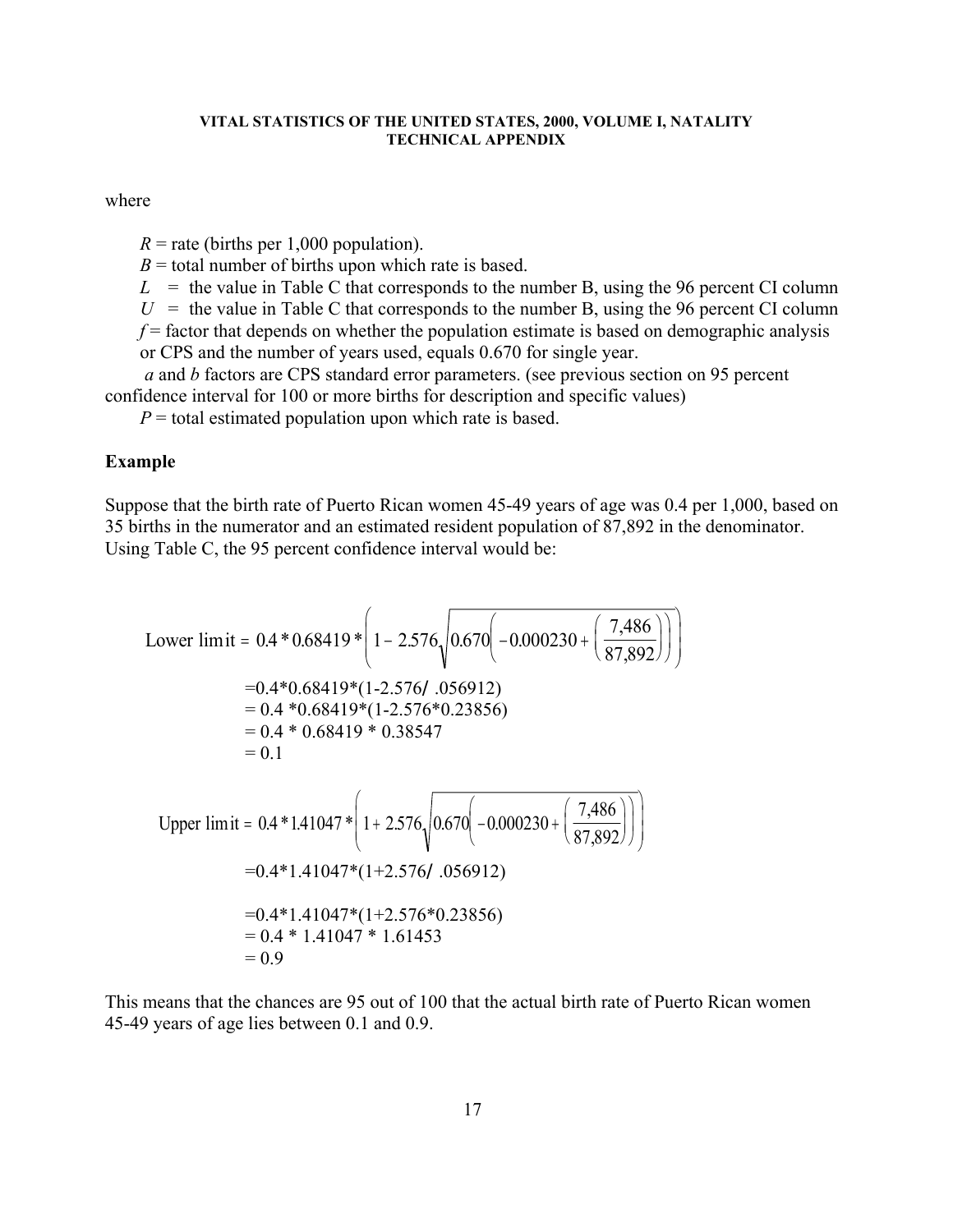where

$R$ = rate (births per 1,000 population).

$B$ = total number of births upon which rate is based.

$L$ = the value in Table C that corresponds to the number B, using the 96 percent CI column

$U$ = the value in Table C that corresponds to the number B, using the 96 percent CI column

$f$ = factor that depends on whether the population estimate is based on demographic analysis or CPS and the number of years used, equals 0.670 for single year.

$a$ and $b$ factors are CPS standard error parameters. (see previous section on 95 percent confidence interval for 100 or more births for description and specific values)

$P$ = total estimated population upon which rate is based.

## Example

Suppose that the birth rate of Puerto Rican women 45-49 years of age was 0.4 per 1,000, based on 35 births in the numerator and an estimated resident population of 87,892 in the denominator. Using Table C, the 95 percent confidence interval would be:

$$\text{Lower limit} = 0.4 * 0.68419 * \left(1 - 2.576\sqrt{0.670\left(-0.000230 + \left(\frac{7{,}486}{87{,}892}\right)\right)}\right)$$

=0.4*0.68419*(1-2.576/ .056912)

= 0.4 *0.68419*(1-2.576*0.23856)

= 0.4 * 0.68419 * 0.38547

= 0.1

$$\text{Upper limit} = 0.4 * 1.41047 * \left(1 + 2.576\sqrt{0.670\left(-0.000230 + \left(\frac{7{,}486}{87{,}892}\right)\right)}\right)$$

=0.4*1.41047*(1+2.576/ .056912)

=0.4*1.41047*(1+2.576*0.23856)

= 0.4 * 1.41047 * 1.61453

= 0.9

This means that the chances are 95 out of 100 that the actual birth rate of Puerto Rican women 45-49 years of age lies between 0.1 and 0.9.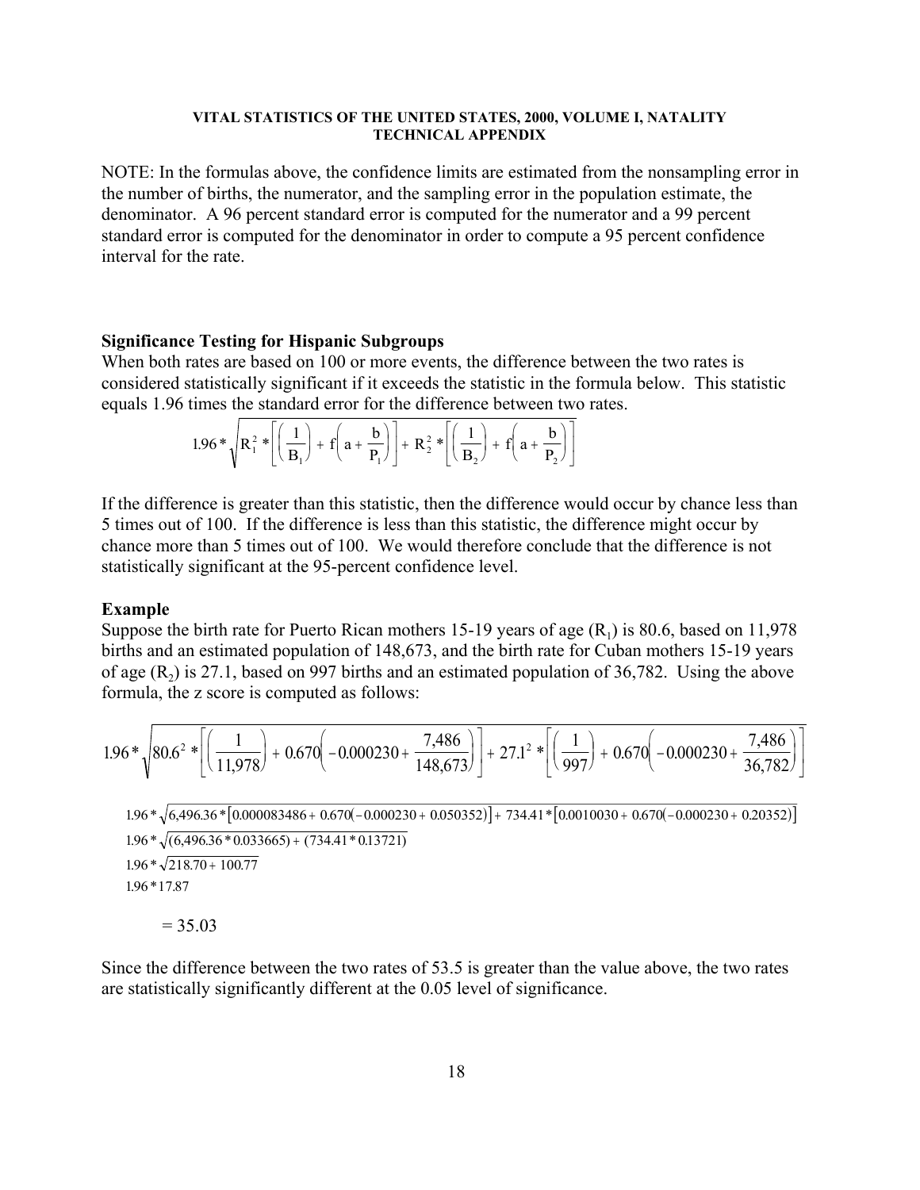NOTE: In the formulas above, the confidence limits are estimated from the nonsampling error in the number of births, the numerator, and the sampling error in the population estimate, the denominator. A 96 percent standard error is computed for the numerator and a 99 percent standard error is computed for the denominator in order to compute a 95 percent confidence interval for the rate.

### Significance Testing for Hispanic Subgroups

When both rates are based on 100 or more events, the difference between the two rates is considered statistically significant if it exceeds the statistic in the formula below. This statistic equals 1.96 times the standard error for the difference between two rates.

$$1.96 * \sqrt{R_1^2 * \left[\left(\frac{1}{B_1}\right) + f\left(a + \frac{b}{P_1}\right)\right] + R_2^2 * \left[\left(\frac{1}{B_2}\right) + f\left(a + \frac{b}{P_2}\right)\right]}$$

If the difference is greater than this statistic, then the difference would occur by chance less than 5 times out of 100. If the difference is less than this statistic, the difference might occur by chance more than 5 times out of 100. We would therefore conclude that the difference is not statistically significant at the 95-percent confidence level.

### Example

Suppose the birth rate for Puerto Rican mothers 15-19 years of age ($R_1$) is 80.6, based on 11,978 births and an estimated population of 148,673, and the birth rate for Cuban mothers 15-19 years of age ($R_2$) is 27.1, based on 997 births and an estimated population of 36,782. Using the above formula, the z score is computed as follows:

$$1.96 * \sqrt{80.6^2 * \left[\left(\frac{1}{11,978}\right) + 0.670\left(-0.000230 + \frac{7,486}{148,673}\right)\right] + 27.1^2 * \left[\left(\frac{1}{997}\right) + 0.670\left(-0.000230 + \frac{7,486}{36,782}\right)\right]}$$

$$1.96 * \sqrt{6,496.36 * \left[0.000083486 + 0.670(-0.000230 + 0.050352)\right] + 734.41 * \left[0.0010030 + 0.670(-0.000230 + 0.20352)\right]}$$

$$1.96 * \sqrt{(6,496.36 * 0.033665) + (734.41 * 0.13721)}$$

$$1.96 * \sqrt{218.70 + 100.77}$$

$$1.96 * 17.87$$

$$= 35.03$$

Since the difference between the two rates of 53.5 is greater than the value above, the two rates are statistically significantly different at the 0.05 level of significance.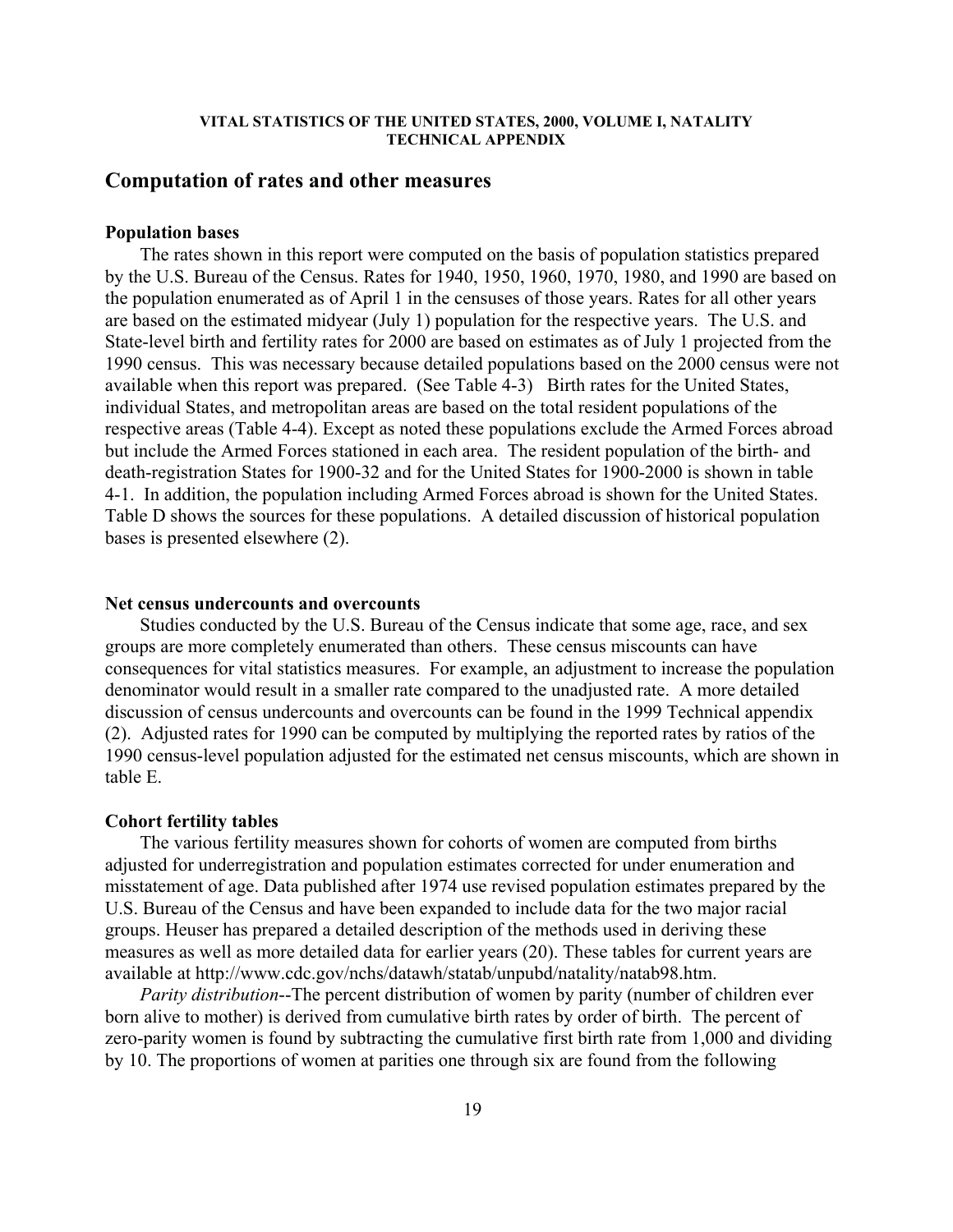## Computation of rates and other measures

### Population bases

The rates shown in this report were computed on the basis of population statistics prepared by the U.S. Bureau of the Census. Rates for 1940, 1950, 1960, 1970, 1980, and 1990 are based on the population enumerated as of April 1 in the censuses of those years. Rates for all other years are based on the estimated midyear (July 1) population for the respective years. The U.S. and State-level birth and fertility rates for 2000 are based on estimates as of July 1 projected from the 1990 census. This was necessary because detailed populations based on the 2000 census were not available when this report was prepared. (See Table 4-3) Birth rates for the United States, individual States, and metropolitan areas are based on the total resident populations of the respective areas (Table 4-4). Except as noted these populations exclude the Armed Forces abroad but include the Armed Forces stationed in each area. The resident population of the birth- and death-registration States for 1900-32 and for the United States for 1900-2000 is shown in table 4-1. In addition, the population including Armed Forces abroad is shown for the United States. Table D shows the sources for these populations. A detailed discussion of historical population bases is presented elsewhere (2).

### Net census undercounts and overcounts

Studies conducted by the U.S. Bureau of the Census indicate that some age, race, and sex groups are more completely enumerated than others. These census miscounts can have consequences for vital statistics measures. For example, an adjustment to increase the population denominator would result in a smaller rate compared to the unadjusted rate. A more detailed discussion of census undercounts and overcounts can be found in the 1999 Technical appendix (2). Adjusted rates for 1990 can be computed by multiplying the reported rates by ratios of the 1990 census-level population adjusted for the estimated net census miscounts, which are shown in table E.

### Cohort fertility tables

The various fertility measures shown for cohorts of women are computed from births adjusted for underregistration and population estimates corrected for under enumeration and misstatement of age. Data published after 1974 use revised population estimates prepared by the U.S. Bureau of the Census and have been expanded to include data for the two major racial groups. Heuser has prepared a detailed description of the methods used in deriving these measures as well as more detailed data for earlier years (20). These tables for current years are available at http://www.cdc.gov/nchs/datawh/statab/unpubd/natality/natab98.htm.

*Parity distribution*--The percent distribution of women by parity (number of children ever born alive to mother) is derived from cumulative birth rates by order of birth. The percent of zero-parity women is found by subtracting the cumulative first birth rate from 1,000 and dividing by 10. The proportions of women at parities one through six are found from the following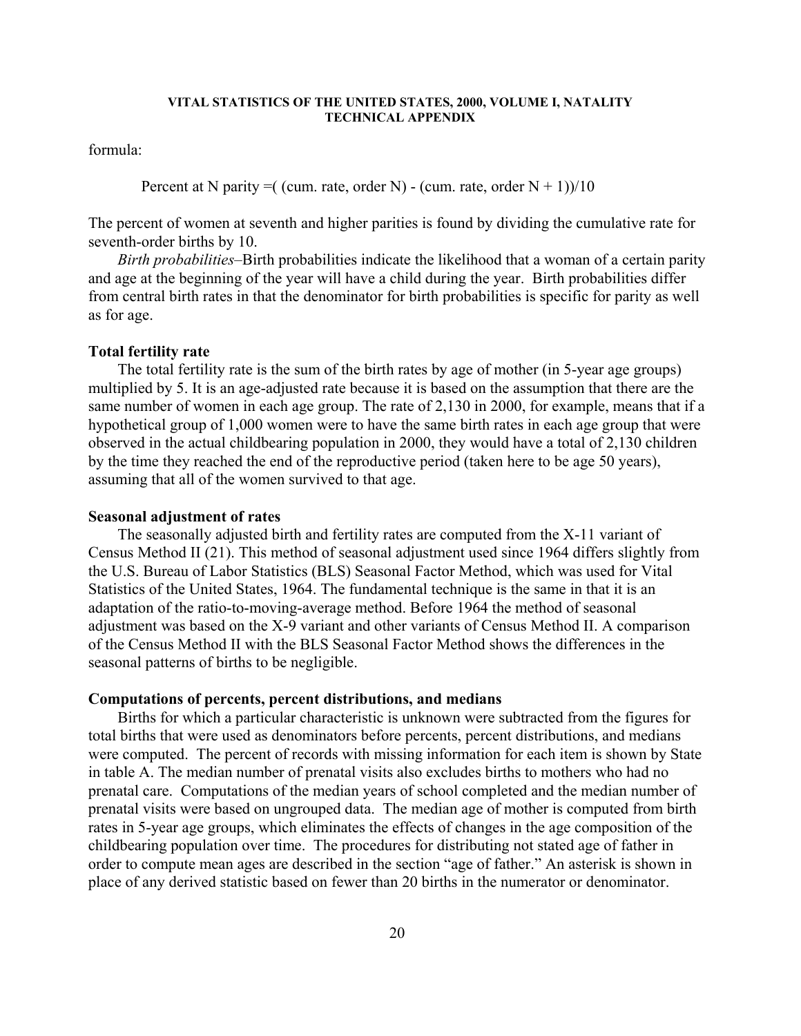formula:

Percent at N parity =( (cum. rate, order N) - (cum. rate, order N + 1))/10

The percent of women at seventh and higher parities is found by dividing the cumulative rate for seventh-order births by 10.

*Birth probabilities*–Birth probabilities indicate the likelihood that a woman of a certain parity and age at the beginning of the year will have a child during the year. Birth probabilities differ from central birth rates in that the denominator for birth probabilities is specific for parity as well as for age.

**Total fertility rate**

The total fertility rate is the sum of the birth rates by age of mother (in 5-year age groups) multiplied by 5. It is an age-adjusted rate because it is based on the assumption that there are the same number of women in each age group. The rate of 2,130 in 2000, for example, means that if a hypothetical group of 1,000 women were to have the same birth rates in each age group that were observed in the actual childbearing population in 2000, they would have a total of 2,130 children by the time they reached the end of the reproductive period (taken here to be age 50 years), assuming that all of the women survived to that age.

**Seasonal adjustment of rates**

The seasonally adjusted birth and fertility rates are computed from the X-11 variant of Census Method II (21). This method of seasonal adjustment used since 1964 differs slightly from the U.S. Bureau of Labor Statistics (BLS) Seasonal Factor Method, which was used for Vital Statistics of the United States, 1964. The fundamental technique is the same in that it is an adaptation of the ratio-to-moving-average method. Before 1964 the method of seasonal adjustment was based on the X-9 variant and other variants of Census Method II. A comparison of the Census Method II with the BLS Seasonal Factor Method shows the differences in the seasonal patterns of births to be negligible.

**Computations of percents, percent distributions, and medians**

Births for which a particular characteristic is unknown were subtracted from the figures for total births that were used as denominators before percents, percent distributions, and medians were computed. The percent of records with missing information for each item is shown by State in table A. The median number of prenatal visits also excludes births to mothers who had no prenatal care. Computations of the median years of school completed and the median number of prenatal visits were based on ungrouped data. The median age of mother is computed from birth rates in 5-year age groups, which eliminates the effects of changes in the age composition of the childbearing population over time. The procedures for distributing not stated age of father in order to compute mean ages are described in the section "age of father." An asterisk is shown in place of any derived statistic based on fewer than 20 births in the numerator or denominator.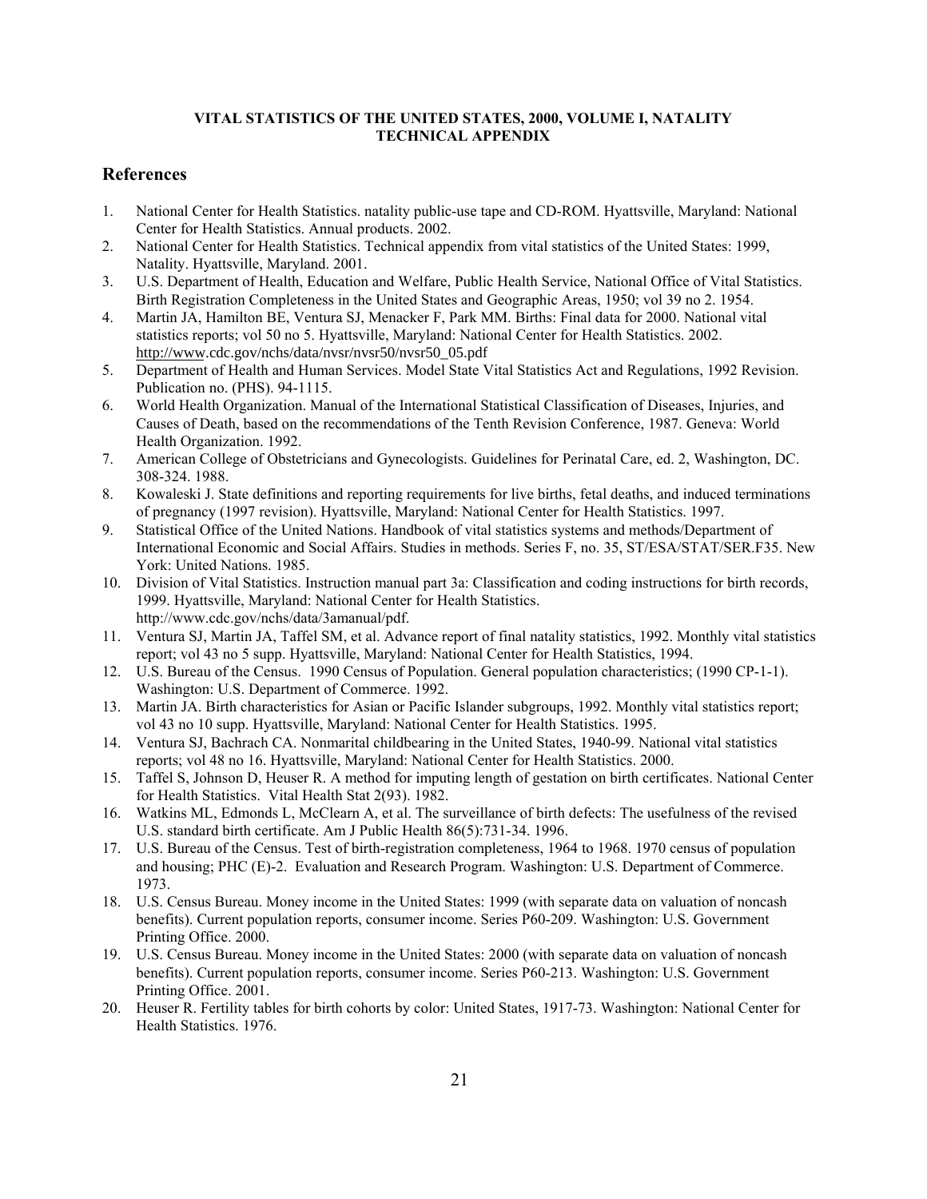**VITAL STATISTICS OF THE UNITED STATES, 2000, VOLUME I, NATALITY**
**TECHNICAL APPENDIX**

## References

1. National Center for Health Statistics. natality public-use tape and CD-ROM. Hyattsville, Maryland: National Center for Health Statistics. Annual products. 2002.
2. National Center for Health Statistics. Technical appendix from vital statistics of the United States: 1999, Natality. Hyattsville, Maryland. 2001.
3. U.S. Department of Health, Education and Welfare, Public Health Service, National Office of Vital Statistics. Birth Registration Completeness in the United States and Geographic Areas, 1950; vol 39 no 2. 1954.
4. Martin JA, Hamilton BE, Ventura SJ, Menacker F, Park MM. Births: Final data for 2000. National vital statistics reports; vol 50 no 5. Hyattsville, Maryland: National Center for Health Statistics. 2002. http://www.cdc.gov/nchs/data/nvsr/nvsr50/nvsr50_05.pdf
5. Department of Health and Human Services. Model State Vital Statistics Act and Regulations, 1992 Revision. Publication no. (PHS). 94-1115.
6. World Health Organization. Manual of the International Statistical Classification of Diseases, Injuries, and Causes of Death, based on the recommendations of the Tenth Revision Conference, 1987. Geneva: World Health Organization. 1992.
7. American College of Obstetricians and Gynecologists. Guidelines for Perinatal Care, ed. 2, Washington, DC. 308-324. 1988.
8. Kowaleski J. State definitions and reporting requirements for live births, fetal deaths, and induced terminations of pregnancy (1997 revision). Hyattsville, Maryland: National Center for Health Statistics. 1997.
9. Statistical Office of the United Nations. Handbook of vital statistics systems and methods/Department of International Economic and Social Affairs. Studies in methods. Series F, no. 35, ST/ESA/STAT/SER.F35. New York: United Nations. 1985.
10. Division of Vital Statistics. Instruction manual part 3a: Classification and coding instructions for birth records, 1999. Hyattsville, Maryland: National Center for Health Statistics. http://www.cdc.gov/nchs/data/3amanual/pdf.
11. Ventura SJ, Martin JA, Taffel SM, et al. Advance report of final natality statistics, 1992. Monthly vital statistics report; vol 43 no 5 supp. Hyattsville, Maryland: National Center for Health Statistics, 1994.
12. U.S. Bureau of the Census. 1990 Census of Population. General population characteristics; (1990 CP-1-1). Washington: U.S. Department of Commerce. 1992.
13. Martin JA. Birth characteristics for Asian or Pacific Islander subgroups, 1992. Monthly vital statistics report; vol 43 no 10 supp. Hyattsville, Maryland: National Center for Health Statistics. 1995.
14. Ventura SJ, Bachrach CA. Nonmarital childbearing in the United States, 1940-99. National vital statistics reports; vol 48 no 16. Hyattsville, Maryland: National Center for Health Statistics. 2000.
15. Taffel S, Johnson D, Heuser R. A method for imputing length of gestation on birth certificates. National Center for Health Statistics. Vital Health Stat 2(93). 1982.
16. Watkins ML, Edmonds L, McClearn A, et al. The surveillance of birth defects: The usefulness of the revised U.S. standard birth certificate. Am J Public Health 86(5):731-34. 1996.
17. U.S. Bureau of the Census. Test of birth-registration completeness, 1964 to 1968. 1970 census of population and housing; PHC (E)-2. Evaluation and Research Program. Washington: U.S. Department of Commerce. 1973.
18. U.S. Census Bureau. Money income in the United States: 1999 (with separate data on valuation of noncash benefits). Current population reports, consumer income. Series P60-209. Washington: U.S. Government Printing Office. 2000.
19. U.S. Census Bureau. Money income in the United States: 2000 (with separate data on valuation of noncash benefits). Current population reports, consumer income. Series P60-213. Washington: U.S. Government Printing Office. 2001.
20. Heuser R. Fertility tables for birth cohorts by color: United States, 1917-73. Washington: National Center for Health Statistics. 1976.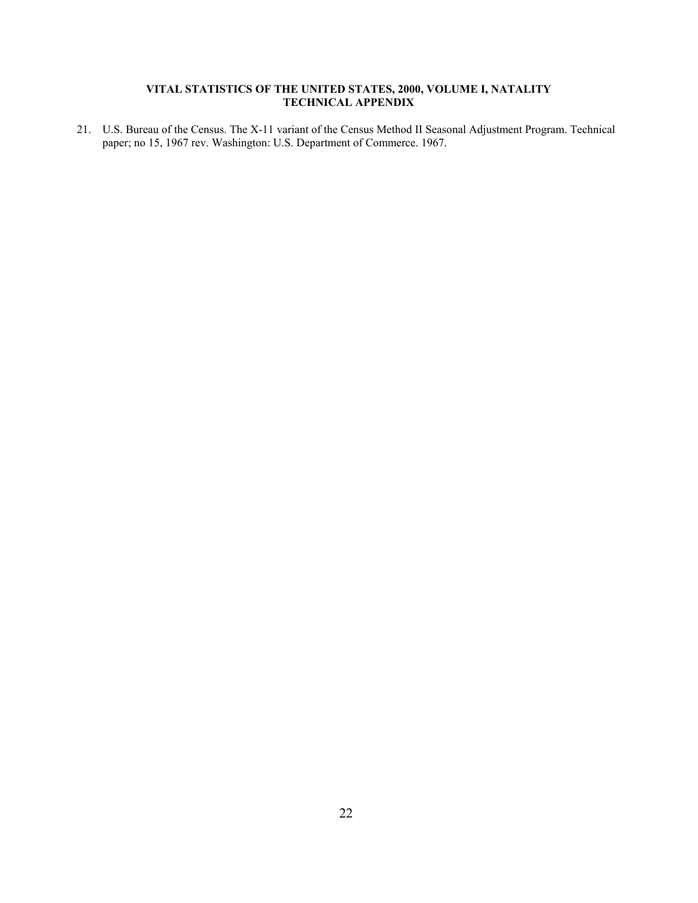21. U.S. Bureau of the Census. The X-11 variant of the Census Method II Seasonal Adjustment Program. Technical paper; no 15, 1967 rev. Washington: U.S. Department of Commerce. 1967.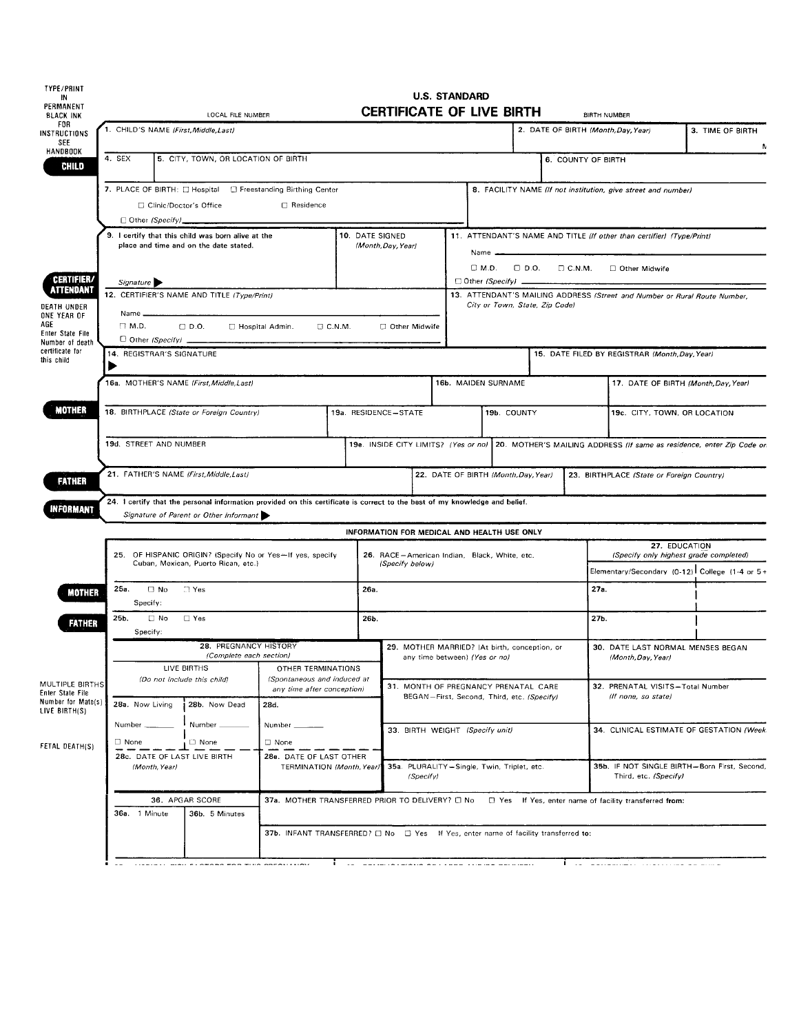TYPE/PRINT IN PERMANENT BLACK INK FOR INSTRUCTIONS SEE HANDBOOK

# U.S. STANDARD CERTIFICATE OF LIVE BIRTH

LOCAL FILE NUMBER | BIRTH NUMBER

**CHILD**

| 1. CHILD'S NAME *(First,Middle,Last)* | 2. DATE OF BIRTH *(Month,Day,Year)* | 3. TIME OF BIRTH M |
|---|---|---|
| 4. SEX / 5. CITY, TOWN, OR LOCATION OF BIRTH | 6. COUNTY OF BIRTH | |
| 7. PLACE OF BIRTH: ☐ Hospital ☐ Freestanding Birthing Center ☐ Clinic/Doctor's Office ☐ Residence ☐ Other *(Specify)* ____ | 8. FACILITY NAME *(If not institution, give street and number)* | |

**CERTIFIER/ATTENDANT**

| 9. I certify that this child was born alive at the place and time and on the date stated. Signature ▶ | 10. DATE SIGNED *(Month,Day,Year)* | 11. ATTENDANT'S NAME AND TITLE *(If other than certifier) (Type/Print)* Name ____ ☐ M.D. ☐ D.O. ☐ C.N.M. ☐ Other Midwife ☐ Other *(Specify)* ____ |
|---|---|---|
| 12. CERTIFIER'S NAME AND TITLE *(Type/Print)* Name ____ ☐ M.D. ☐ D.O. ☐ Hospital Admin. ☐ C.N.M. ☐ Other Midwife ☐ Other *(Specify)* ____ | | 13. ATTENDANT'S MAILING ADDRESS *(Street and Number or Rural Route Number, City or Town, State, Zip Code)* |
| 14. REGISTRAR'S SIGNATURE ▶ | | 15. DATE FILED BY REGISTRAR *(Month,Day,Year)* |

DEATH UNDER ONE YEAR OF AGE
Enter State File Number of death certificate for this child

**MOTHER**

| 16a. MOTHER'S NAME *(First,Middle,Last)* | 16b. MAIDEN SURNAME | 17. DATE OF BIRTH *(Month,Day,Year)* |
|---|---|---|
| 18. BIRTHPLACE *(State or Foreign Country)* | 19a. RESIDENCE—STATE / 19b. COUNTY | 19c. CITY, TOWN, OR LOCATION |
| 19d. STREET AND NUMBER | 19e. INSIDE CITY LIMITS? *(Yes or no)* | 20. MOTHER'S MAILING ADDRESS *(If same as residence, enter Zip Code or* |

**FATHER**

| 21. FATHER'S NAME *(First,Middle,Last)* | 22. DATE OF BIRTH *(Month,Day,Year)* | 23. BIRTHPLACE *(State or Foreign Country)* |
|---|---|---|

**INFORMANT**

24. I certify that the personal information provided on this certificate is correct to the best of my knowledge and belief.
*Signature of Parent or Other Informant* ▶

## INFORMATION FOR MEDICAL AND HEALTH USE ONLY

| | 25. OF HISPANIC ORIGIN? (Specify No or Yes—If yes, specify Cuban, Mexican, Puerto Rican, etc.) | 26. RACE—American Indian, Black, White, etc. *(Specify below)* | 27. EDUCATION *(Specify only highest grade completed)* Elementary/Secondary (0-12) | College (1-4 or 5+ |
|---|---|---|---|---|
| **MOTHER** | 25a. ☐ No ☐ Yes Specify: | 26a. | 27a. | |
| **FATHER** | 25b. ☐ No ☐ Yes Specify: | 26b. | 27b. | |

**28. PREGNANCY HISTORY** *(Complete each section)*

| LIVE BIRTHS *(Do not include this child)* | | OTHER TERMINATIONS *(Spontaneous and induced at any time after conception)* |
|---|---|---|
| 28a. Now Living Number ____ ☐ None | 28b. Now Dead Number ____ ☐ None | 28d. Number ____ ☐ None |
| 28c. DATE OF LAST LIVE BIRTH *(Month, Year)* | | 28e. DATE OF LAST OTHER TERMINATION *(Month, Year)* |

| 29. MOTHER MARRIED? (At birth, conception, or any time between) *(Yes or no)* | 30. DATE LAST NORMAL MENSES BEGAN *(Month,Day,Year)* |
|---|---|
| 31. MONTH OF PREGNANCY PRENATAL CARE BEGAN—First, Second, Third, etc. *(Specify)* | 32. PRENATAL VISITS—Total Number *(If none, so state)* |
| 33. BIRTH WEIGHT *(Specify unit)* | 34. CLINICAL ESTIMATE OF GESTATION *(Week* |
| 35a. PLURALITY—Single, Twin, Triplet, etc. *(Specify)* | 35b. IF NOT SINGLE BIRTH—Born First, Second, Third, etc. *(Specify)* |

MULTIPLE BIRTHS Enter State File Number for Mate(s) LIVE BIRTH(S)

FETAL DEATH(S)

| 36. APGAR SCORE | | |
|---|---|---|
| 36a. 1 Minute | 36b. 5 Minutes | 37a. MOTHER TRANSFERRED PRIOR TO DELIVERY? ☐ No ☐ Yes If Yes, enter name of facility transferred from: |
| | | 37b. INFANT TRANSFERRED? ☐ No ☐ Yes If Yes, enter name of facility transferred to: |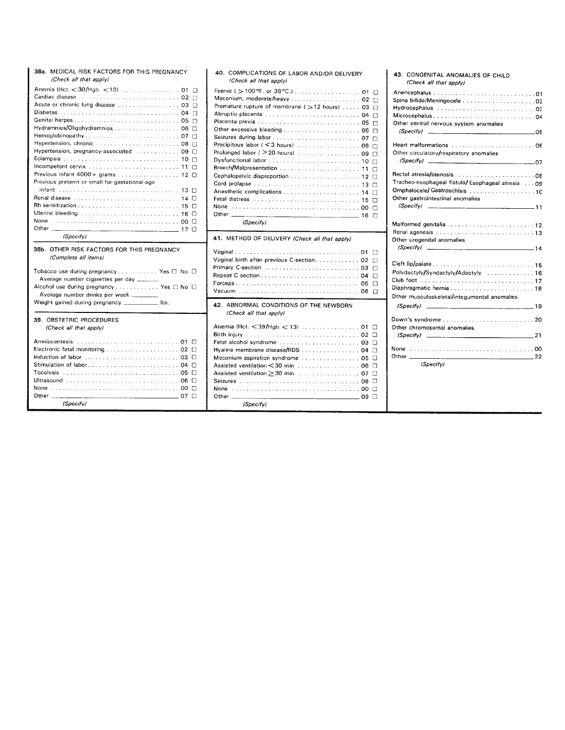**38a.** MEDICAL RISK FACTORS FOR THIS PREGNANCY
*(Check all that apply)*

- Anemia (Hct. <30/Hgb. <10) . . . . . . . . . . 01 ☐
- Cardiac disease . . . . . . . . . . 02 ☐
- Acute or chronic lung disease . . . . . . . . . . 03 ☐
- Diabetes . . . . . . . . . . 04 ☐
- Genital herpes . . . . . . . . . . 05 ☐
- Hydramnios/Oligohydramnios . . . . . . . . . . 06 ☐
- Hemoglobinopathy . . . . . . . . . . 07 ☐
- Hypertension, chronic . . . . . . . . . . 08 ☐
- Hypertension, pregnancy-associated . . . . . . . . . . 09 ☐
- Eclampsia . . . . . . . . . . 10 ☐
- Incompetent cervix . . . . . . . . . . 11 ☐
- Previous infant 4000+ grams . . . . . . . . . . 12 ☐
- Previous preterm or small-for-gestational-age infant . . . . . . . . . . 13 ☐
- Renal disease . . . . . . . . . . 14 ☐
- Rh sensitization . . . . . . . . . . 15 ☐
- Uterine bleeding . . . . . . . . . . 16 ☐
- None . . . . . . . . . . 00 ☐
- Other ________________ 17 ☐
  *(Specify)*

**38b.** OTHER RISK FACTORS FOR THIS PREGNANCY
*(Complete all items)*

- Tobacco use during pregnancy . . . . . . . . . . Yes ☐ No ☐
  - Average number cigarettes per day ______
- Alcohol use during pregnancy . . . . . . . . . . Yes ☐ No ☐
  - Average number drinks per week ______
- Weight gained during pregnancy ________ lbs.

**39.** OBSTETRIC PROCEDURES
*(Check all that apply)*

- Amniocentesis . . . . . . . . . . 01 ☐
- Electronic fetal monitoring . . . . . . . . . . 02 ☐
- Induction of labor . . . . . . . . . . 03 ☐
- Stimulation of labor . . . . . . . . . . 04 ☐
- Tocolysis . . . . . . . . . . 05 ☐
- Ultrasound . . . . . . . . . . 06 ☐
- None . . . . . . . . . . 00 ☐
- Other ________________ 07 ☐
  *(Specify)*

**40.** COMPLICATIONS OF LABOR AND/OR DELIVERY
*(Check all that apply)*

- Febrile (>100°F. or 38°C.) . . . . . . . . . . 01 ☐
- Meconium, moderate/heavy . . . . . . . . . . 02 ☐
- Premature rupture of membrane (>12 hours) . . . . . 03 ☐
- Abruptio placenta . . . . . . . . . . 04 ☐
- Placenta previa . . . . . . . . . . 05 ☐
- Other excessive bleeding . . . . . . . . . . 06 ☐
- Seizures during labor . . . . . . . . . . 07 ☐
- Precipitous labor (<3 hours) . . . . . . . . . . 08 ☐
- Prolonged labor (>20 hours) . . . . . . . . . . 09 ☐
- Dysfunctional labor . . . . . . . . . . 10 ☐
- Breech/Malpresentation . . . . . . . . . . 11 ☐
- Cephalopelvic disproportion . . . . . . . . . . 12 ☐
- Cord prolapse . . . . . . . . . . 13 ☐
- Anesthetic complications . . . . . . . . . . 14 ☐
- Fetal distress . . . . . . . . . . 15 ☐
- None . . . . . . . . . . 00 ☐
- Other ________________ 16 ☐
  *(Specify)*

**41.** METHOD OF DELIVERY *(Check all that apply)*

- Vaginal . . . . . . . . . . 01 ☐
- Vaginal birth after previous C-section . . . . . . . . . . 02 ☐
- Primary C-section . . . . . . . . . . 03 ☐
- Repeat C-section . . . . . . . . . . 04 ☐
- Forceps . . . . . . . . . . 05 ☐
- Vacuum . . . . . . . . . . 06 ☐

**42.** ABNORMAL CONDITIONS OF THE NEWBORN
*(Check all that apply)*

- Anemia (Hct. <39/Hgb. <13) . . . . . . . . . . 01 ☐
- Birth injury . . . . . . . . . . 02 ☐
- Fetal alcohol syndrome . . . . . . . . . . 03 ☐
- Hyaline membrane disease/RDS . . . . . . . . . . 04 ☐
- Meconium aspiration syndrome . . . . . . . . . . 05 ☐
- Assisted ventilation <30 min . . . . . . . . . . 06 ☐
- Assisted ventilation ≥30 min . . . . . . . . . . 07 ☐
- Seizures . . . . . . . . . . 08 ☐
- None . . . . . . . . . . 00 ☐
- Other ________________ 09 ☐
  *(Specify)*

**43.** CONGENITAL ANOMALIES OF CHILD
*(Check all that apply)*

- Anencephalus . . . . . . . . . . 01
- Spina bifida/Meningocele . . . . . . . . . . 02
- Hydrocephalus . . . . . . . . . . 03
- Microcephalus . . . . . . . . . . 04
- Other central nervous system anomalies
  *(Specify)* ________________ 05
- Heart malformations . . . . . . . . . . 06
- Other circulatory/respiratory anomalies
  *(Specify)* ________________ 07
- Rectal atresia/stenosis . . . . . . . . . . 08
- Tracheo-esophageal fistula/Esophageal atresia . . . 09
- Omphalocele/Gastroschisis . . . . . . . . . . 10
- Other gastrointestinal anomalies
  *(Specify)* ________________ 11
- Malformed genitalia . . . . . . . . . . 12
- Renal agenesis . . . . . . . . . . 13
- Other urogenital anomalies
  *(Specify)* ________________ 14
- Cleft lip/palate . . . . . . . . . . 15
- Polydactyly/Syndactyly/Adactyly . . . . . . . . . . 16
- Club foot . . . . . . . . . . 17
- Diaphragmatic hernia . . . . . . . . . . 18
- Other musculoskeletal/integumental anomalies
  *(Specify)* ________________ 19
- Down's syndrome . . . . . . . . . . 20
- Other chromosomal anomalies
  *(Specify)* ________________ 21
- None . . . . . . . . . . 00
- Other ________________ 22
  *(Specify)*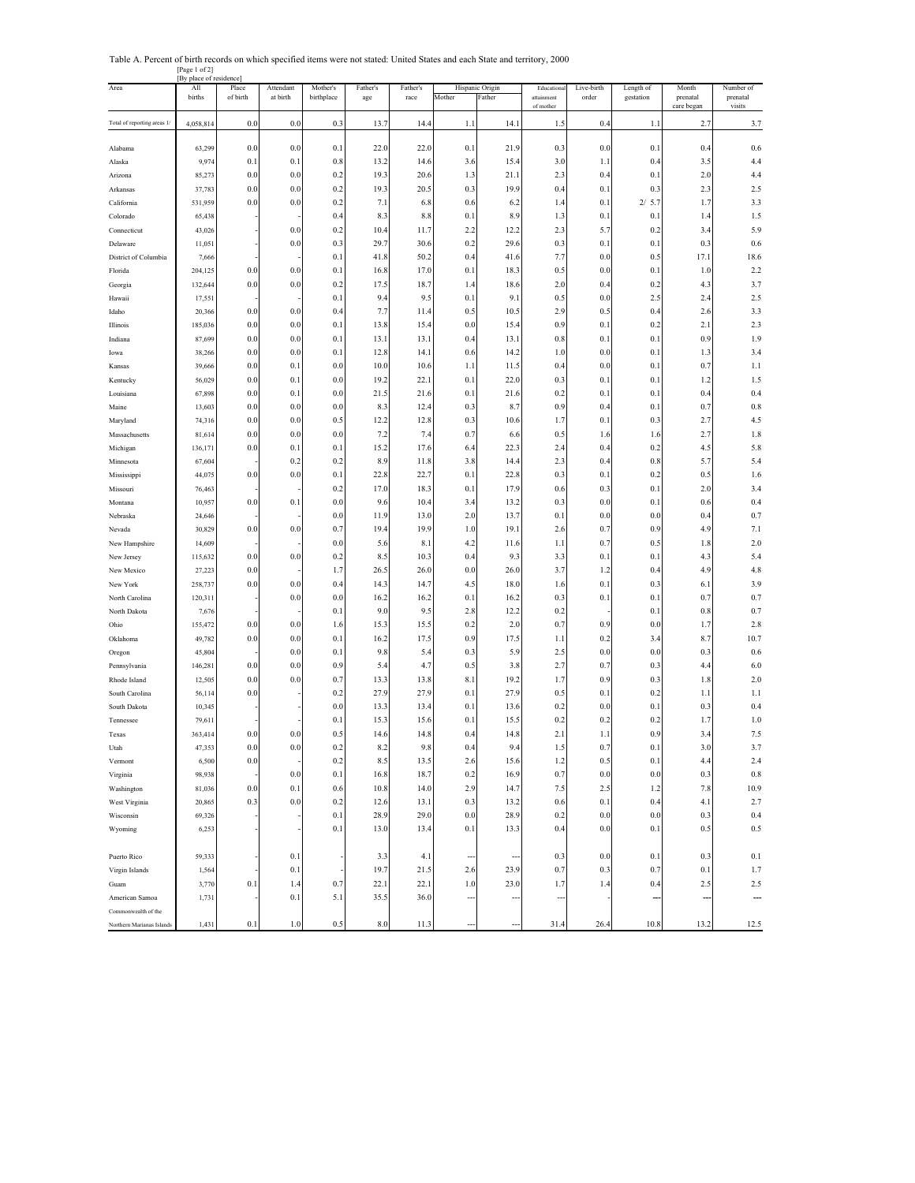Table A. Percent of birth records on which specified items were not stated: United States and each State and territory, 2000

[Page 1 of 2]

[By place of residence]

| Area | All births | Place of birth | Attendant at birth | Mother's birthplace | Father's age | Father's race | Hispanic Origin | | Educational attainment of mother | Live-birth order | Length of gestation | Month prenatal care began | Number of prenatal visits |
|---|---|---|---|---|---|---|---|---|---|---|---|---|---|
| | | | | | | | Mother | Father | | | | | |
| Total of reporting areas 1/ | 4,058,814 | 0.0 | 0.0 | 0.3 | 13.7 | 14.4 | 1.1 | 14.1 | 1.5 | 0.4 | 1.1 | 2.7 | 3.7 |
| Alabama | 63,299 | 0.0 | 0.0 | 0.1 | 22.0 | 22.0 | 0.1 | 21.9 | 0.3 | 0.0 | 0.1 | 0.4 | 0.6 |
| Alaska | 9,974 | 0.1 | 0.1 | 0.8 | 13.2 | 14.6 | 3.6 | 15.4 | 3.0 | 1.1 | 0.4 | 3.5 | 4.4 |
| Arizona | 85,273 | 0.0 | 0.0 | 0.2 | 19.3 | 20.6 | 1.3 | 21.1 | 2.3 | 0.4 | 0.1 | 2.0 | 4.4 |
| Arkansas | 37,783 | 0.0 | 0.0 | 0.2 | 19.3 | 20.5 | 0.3 | 19.9 | 0.4 | 0.1 | 0.3 | 2.3 | 2.5 |
| California | 531,959 | 0.0 | 0.0 | 0.2 | 7.1 | 6.8 | 0.6 | 6.2 | 1.4 | 0.1 | 2/ 5.7 | 1.7 | 3.3 |
| Colorado | 65,438 | - | - | 0.4 | 8.3 | 8.8 | 0.1 | 8.9 | 1.3 | 0.1 | 0.1 | 1.4 | 1.5 |
| Connecticut | 43,026 | - | 0.0 | 0.2 | 10.4 | 11.7 | 2.2 | 12.2 | 2.3 | 5.7 | 0.2 | 3.4 | 5.9 |
| Delaware | 11,051 | - | 0.0 | 0.3 | 29.7 | 30.6 | 0.2 | 29.6 | 0.3 | 0.1 | 0.1 | 0.3 | 0.6 |
| District of Columbia | 7,666 | - | - | 0.1 | 41.8 | 50.2 | 0.4 | 41.6 | 7.7 | 0.0 | 0.5 | 17.1 | 18.6 |
| Florida | 204,125 | 0.0 | 0.0 | 0.1 | 16.8 | 17.0 | 0.1 | 18.3 | 0.5 | 0.0 | 0.1 | 1.0 | 2.2 |
| Georgia | 132,644 | 0.0 | 0.0 | 0.2 | 17.5 | 18.7 | 1.4 | 18.6 | 2.0 | 0.4 | 0.2 | 4.3 | 3.7 |
| Hawaii | 17,551 | - | - | 0.1 | 9.4 | 9.5 | 0.1 | 9.1 | 0.5 | 0.0 | 2.5 | 2.4 | 2.5 |
| Idaho | 20,366 | 0.0 | 0.0 | 0.4 | 7.7 | 11.4 | 0.5 | 10.5 | 2.9 | 0.5 | 0.4 | 2.6 | 3.3 |
| Illinois | 185,036 | 0.0 | 0.0 | 0.1 | 13.8 | 15.4 | 0.0 | 15.4 | 0.9 | 0.1 | 0.2 | 2.1 | 2.3 |
| Indiana | 87,699 | 0.0 | 0.0 | 0.1 | 13.1 | 13.1 | 0.4 | 13.1 | 0.8 | 0.1 | 0.1 | 0.9 | 1.9 |
| Iowa | 38,266 | 0.0 | 0.0 | 0.1 | 12.8 | 14.1 | 0.6 | 14.2 | 1.0 | 0.0 | 0.1 | 1.3 | 3.4 |
| Kansas | 39,666 | 0.0 | 0.1 | 0.0 | 10.0 | 10.6 | 1.1 | 11.5 | 0.4 | 0.0 | 0.1 | 0.7 | 1.1 |
| Kentucky | 56,029 | 0.0 | 0.1 | 0.0 | 19.2 | 22.1 | 0.1 | 22.0 | 0.3 | 0.1 | 0.1 | 1.2 | 1.5 |
| Louisiana | 67,898 | 0.0 | 0.1 | 0.0 | 21.5 | 21.6 | 0.1 | 21.6 | 0.2 | 0.1 | 0.1 | 0.4 | 0.4 |
| Maine | 13,603 | 0.0 | 0.0 | 0.0 | 8.3 | 12.4 | 0.3 | 8.7 | 0.9 | 0.4 | 0.1 | 0.7 | 0.8 |
| Maryland | 74,316 | 0.0 | 0.0 | 0.5 | 12.2 | 12.8 | 0.3 | 10.6 | 1.7 | 0.1 | 0.3 | 2.7 | 4.5 |
| Massachusetts | 81,614 | 0.0 | 0.0 | 0.0 | 7.2 | 7.4 | 0.7 | 6.6 | 0.5 | 1.6 | 1.6 | 2.7 | 1.8 |
| Michigan | 136,171 | 0.0 | 0.1 | 0.1 | 15.2 | 17.6 | 6.4 | 22.3 | 2.4 | 0.4 | 0.2 | 4.5 | 5.8 |
| Minnesota | 67,604 | - | 0.2 | 0.2 | 8.9 | 11.8 | 3.8 | 14.4 | 2.3 | 0.4 | 0.8 | 5.7 | 5.4 |
| Mississippi | 44,075 | 0.0 | 0.0 | 0.1 | 22.8 | 22.7 | 0.1 | 22.8 | 0.3 | 0.1 | 0.2 | 0.5 | 1.6 |
| Missouri | 76,463 | - | - | 0.2 | 17.0 | 18.3 | 0.1 | 17.9 | 0.6 | 0.3 | 0.1 | 2.0 | 3.4 |
| Montana | 10,957 | 0.0 | 0.1 | 0.0 | 9.6 | 10.4 | 3.4 | 13.2 | 0.3 | 0.0 | 0.1 | 0.6 | 0.4 |
| Nebraska | 24,646 | - | - | 0.0 | 11.9 | 13.0 | 2.0 | 13.7 | 0.1 | 0.0 | 0.0 | 0.4 | 0.7 |
| Nevada | 30,829 | 0.0 | 0.0 | 0.7 | 19.4 | 19.9 | 1.0 | 19.1 | 2.6 | 0.7 | 0.9 | 4.9 | 7.1 |
| New Hampshire | 14,609 | - | - | 0.0 | 5.6 | 8.1 | 4.2 | 11.6 | 1.1 | 0.7 | 0.5 | 1.8 | 2.0 |
| New Jersey | 115,632 | 0.0 | 0.0 | 0.2 | 8.5 | 10.3 | 0.4 | 9.3 | 3.3 | 0.1 | 0.1 | 4.3 | 5.4 |
| New Mexico | 27,223 | 0.0 | - | 1.7 | 26.5 | 26.0 | 0.0 | 26.0 | 3.7 | 1.2 | 0.4 | 4.9 | 4.8 |
| New York | 258,737 | 0.0 | 0.0 | 0.4 | 14.3 | 14.7 | 4.5 | 18.0 | 1.6 | 0.1 | 0.3 | 6.1 | 3.9 |
| North Carolina | 120,311 | - | 0.0 | 0.0 | 16.2 | 16.2 | 0.1 | 16.2 | 0.3 | 0.1 | 0.1 | 0.7 | 0.7 |
| North Dakota | 7,676 | - | - | 0.1 | 9.0 | 9.5 | 2.8 | 12.2 | 0.2 | - | 0.1 | 0.8 | 0.7 |
| Ohio | 155,472 | 0.0 | 0.0 | 1.6 | 15.3 | 15.5 | 0.2 | 2.0 | 0.7 | 0.9 | 0.0 | 1.7 | 2.8 |
| Oklahoma | 49,782 | 0.0 | 0.0 | 0.1 | 16.2 | 17.5 | 0.9 | 17.5 | 1.1 | 0.2 | 3.4 | 8.7 | 10.7 |
| Oregon | 45,804 | - | 0.0 | 0.1 | 9.8 | 5.4 | 0.3 | 5.9 | 2.5 | 0.0 | 0.0 | 0.3 | 0.6 |
| Pennsylvania | 146,281 | 0.0 | 0.0 | 0.9 | 5.4 | 4.7 | 0.5 | 3.8 | 2.7 | 0.7 | 0.3 | 4.4 | 6.0 |
| Rhode Island | 12,505 | 0.0 | 0.0 | 0.7 | 13.3 | 13.8 | 8.1 | 19.2 | 1.7 | 0.9 | 0.3 | 1.8 | 2.0 |
| South Carolina | 56,114 | 0.0 | - | 0.2 | 27.9 | 27.9 | 0.1 | 27.9 | 0.5 | 0.1 | 0.2 | 1.1 | 1.1 |
| South Dakota | 10,345 | - | - | 0.0 | 13.3 | 13.4 | 0.1 | 13.6 | 0.2 | 0.0 | 0.1 | 0.3 | 0.4 |
| Tennessee | 79,611 | - | - | 0.1 | 15.3 | 15.6 | 0.1 | 15.5 | 0.2 | 0.2 | 0.2 | 1.7 | 1.0 |
| Texas | 363,414 | 0.0 | 0.0 | 0.5 | 14.6 | 14.8 | 0.4 | 14.8 | 2.1 | 1.1 | 0.9 | 3.4 | 7.5 |
| Utah | 47,353 | 0.0 | 0.0 | 0.2 | 8.2 | 9.8 | 0.4 | 9.4 | 1.5 | 0.7 | 0.1 | 3.0 | 3.7 |
| Vermont | 6,500 | 0.0 | - | 0.2 | 8.5 | 13.5 | 2.6 | 15.6 | 1.2 | 0.5 | 0.1 | 4.4 | 2.4 |
| Virginia | 98,938 | - | 0.0 | 0.1 | 16.8 | 18.7 | 0.2 | 16.9 | 0.7 | 0.0 | 0.0 | 0.3 | 0.8 |
| Washington | 81,036 | 0.0 | 0.1 | 0.6 | 10.8 | 14.0 | 2.9 | 14.7 | 7.5 | 2.5 | 1.2 | 7.8 | 10.9 |
| West Virginia | 20,865 | 0.3 | 0.0 | 0.2 | 12.6 | 13.1 | 0.3 | 13.2 | 0.6 | 0.1 | 0.4 | 4.1 | 2.7 |
| Wisconsin | 69,326 | - | - | 0.1 | 28.9 | 29.0 | 0.0 | 28.9 | 0.2 | 0.0 | 0.0 | 0.3 | 0.4 |
| Wyoming | 6,253 | - | - | 0.1 | 13.0 | 13.4 | 0.1 | 13.3 | 0.4 | 0.0 | 0.1 | 0.5 | 0.5 |
| Puerto Rico | 59,333 | - | 0.1 | - | 3.3 | 4.1 | --- | --- | 0.3 | 0.0 | 0.1 | 0.3 | 0.1 |
| Virgin Islands | 1,564 | - | 0.1 | - | 19.7 | 21.5 | 2.6 | 23.9 | 0.7 | 0.3 | 0.7 | 0.1 | 1.7 |
| Guam | 3,770 | 0.1 | 1.4 | 0.7 | 22.1 | 22.1 | 1.0 | 23.0 | 1.7 | 1.4 | 0.4 | 2.5 | 2.5 |
| American Samoa | 1,731 | - | 0.1 | 5.1 | 35.5 | 36.0 | --- | --- | --- | - | --- | --- | --- |
| Commonwealth of the Northern Marianas Islands | 1,431 | 0.1 | 1.0 | 0.5 | 8.0 | 11.3 | --- | --- | 31.4 | 26.4 | 10.8 | 13.2 | 12.5 |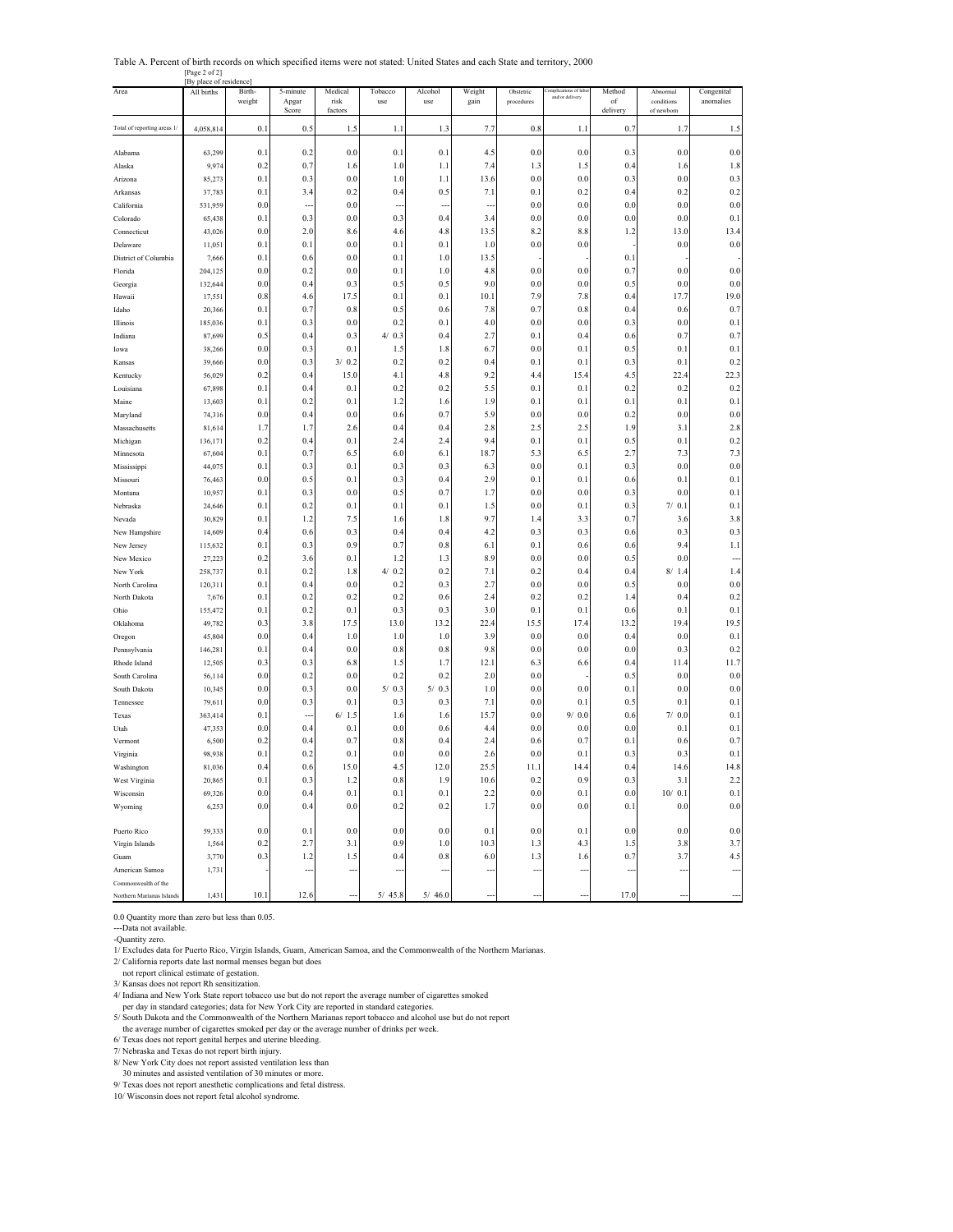Table A. Percent of birth records on which specified items were not stated: United States and each State and territory, 2000

[Page 2 of 2]

[By place of residence]

| Area | All births | Birth-weight | 5-minute Apgar Score | Medical risk factors | Tobacco use | Alcohol use | Weight gain | Obstetric procedures | Complications of labor and/or delivery | Method of delivery | Abnormal conditions of newborn | Congenital anomalies |
|---|---|---|---|---|---|---|---|---|---|---|---|---|
| Total of reporting areas 1/ | 4,058,814 | 0.1 | 0.5 | 1.5 | 1.1 | 1.3 | 7.7 | 0.8 | 1.1 | 0.7 | 1.7 | 1.5 |
| Alabama | 63,299 | 0.1 | 0.2 | 0.0 | 0.1 | 0.1 | 4.5 | 0.0 | 0.0 | 0.3 | 0.0 | 0.0 |
| Alaska | 9,974 | 0.2 | 0.7 | 1.6 | 1.0 | 1.1 | 7.4 | 1.3 | 1.5 | 0.4 | 1.6 | 1.8 |
| Arizona | 85,273 | 0.1 | 0.3 | 0.0 | 1.0 | 1.1 | 13.6 | 0.0 | 0.0 | 0.3 | 0.0 | 0.3 |
| Arkansas | 37,783 | 0.1 | 3.4 | 0.2 | 0.4 | 0.5 | 7.1 | 0.1 | 0.2 | 0.4 | 0.2 | 0.2 |
| California | 531,959 | 0.0 | --- | 0.0 | --- | --- | --- | 0.0 | 0.0 | 0.0 | 0.0 | 0.0 |
| Colorado | 65,438 | 0.1 | 0.3 | 0.0 | 0.3 | 0.4 | 3.4 | 0.0 | 0.0 | 0.0 | 0.0 | 0.1 |
| Connecticut | 43,026 | 0.0 | 2.0 | 8.6 | 4.6 | 4.8 | 13.5 | 8.2 | 8.8 | 1.2 | 13.0 | 13.4 |
| Delaware | 11,051 | 0.1 | 0.1 | 0.0 | 0.1 | 0.1 | 1.0 | 0.0 | 0.0 | - | 0.0 | 0.0 |
| District of Columbia | 7,666 | 0.1 | 0.6 | 0.0 | 0.1 | 1.0 | 13.5 | - | - | 0.1 | - | - |
| Florida | 204,125 | 0.0 | 0.2 | 0.0 | 0.1 | 1.0 | 4.8 | 0.0 | 0.0 | 0.7 | 0.0 | 0.0 |
| Georgia | 132,644 | 0.0 | 0.4 | 0.3 | 0.5 | 0.5 | 9.0 | 0.0 | 0.0 | 0.5 | 0.0 | 0.0 |
| Hawaii | 17,551 | 0.8 | 4.6 | 17.5 | 0.1 | 0.1 | 10.1 | 7.9 | 7.8 | 0.4 | 17.7 | 19.0 |
| Idaho | 20,366 | 0.1 | 0.7 | 0.8 | 0.5 | 0.6 | 7.8 | 0.7 | 0.8 | 0.4 | 0.6 | 0.7 |
| Illinois | 185,036 | 0.1 | 0.3 | 0.0 | 0.2 | 0.1 | 4.0 | 0.0 | 0.0 | 0.3 | 0.0 | 0.1 |
| Indiana | 87,699 | 0.5 | 0.4 | 0.3 | 4/ 0.3 | 0.4 | 2.7 | 0.1 | 0.4 | 0.6 | 0.7 | 0.7 |
| Iowa | 38,266 | 0.0 | 0.3 | 0.1 | 1.5 | 1.8 | 6.7 | 0.0 | 0.1 | 0.5 | 0.1 | 0.1 |
| Kansas | 39,666 | 0.0 | 0.3 | 3/ 0.2 | 0.2 | 0.2 | 0.4 | 0.1 | 0.1 | 0.3 | 0.1 | 0.2 |
| Kentucky | 56,029 | 0.2 | 0.4 | 15.0 | 4.1 | 4.8 | 9.2 | 4.4 | 15.4 | 4.5 | 22.4 | 22.3 |
| Louisiana | 67,898 | 0.1 | 0.4 | 0.1 | 0.2 | 0.2 | 5.5 | 0.1 | 0.1 | 0.2 | 0.2 | 0.2 |
| Maine | 13,603 | 0.1 | 0.2 | 0.1 | 1.2 | 1.6 | 1.9 | 0.1 | 0.1 | 0.1 | 0.1 | 0.1 |
| Maryland | 74,316 | 0.0 | 0.4 | 0.0 | 0.6 | 0.7 | 5.9 | 0.0 | 0.0 | 0.2 | 0.0 | 0.0 |
| Massachusetts | 81,614 | 1.7 | 1.7 | 2.6 | 0.4 | 0.4 | 2.8 | 2.5 | 2.5 | 1.9 | 3.1 | 2.8 |
| Michigan | 136,171 | 0.2 | 0.4 | 0.1 | 2.4 | 2.4 | 9.4 | 0.1 | 0.1 | 0.5 | 0.1 | 0.2 |
| Minnesota | 67,604 | 0.1 | 0.7 | 6.5 | 6.0 | 6.1 | 18.7 | 5.3 | 6.5 | 2.7 | 7.3 | 7.3 |
| Mississippi | 44,075 | 0.1 | 0.3 | 0.1 | 0.3 | 0.3 | 6.3 | 0.0 | 0.1 | 0.3 | 0.0 | 0.0 |
| Missouri | 76,463 | 0.0 | 0.5 | 0.1 | 0.3 | 0.4 | 2.9 | 0.1 | 0.1 | 0.6 | 0.1 | 0.1 |
| Montana | 10,957 | 0.1 | 0.3 | 0.0 | 0.5 | 0.7 | 1.7 | 0.0 | 0.0 | 0.3 | 0.0 | 0.1 |
| Nebraska | 24,646 | 0.1 | 0.2 | 0.1 | 0.1 | 0.1 | 1.5 | 0.0 | 0.1 | 0.3 | 7/ 0.1 | 0.1 |
| Nevada | 30,829 | 0.1 | 1.2 | 7.5 | 1.6 | 1.8 | 9.7 | 1.4 | 3.3 | 0.7 | 3.6 | 3.8 |
| New Hampshire | 14,609 | 0.4 | 0.6 | 0.3 | 0.4 | 0.4 | 4.2 | 0.3 | 0.3 | 0.6 | 0.3 | 0.3 |
| New Jersey | 115,632 | 0.1 | 0.3 | 0.9 | 0.7 | 0.8 | 6.1 | 0.1 | 0.6 | 0.6 | 9.4 | 1.1 |
| New Mexico | 27,223 | 0.2 | 3.6 | 0.1 | 1.2 | 1.3 | 8.9 | 0.0 | 0.0 | 0.5 | 0.0 | --- |
| New York | 258,737 | 0.1 | 0.2 | 1.8 | 4/ 0.2 | 0.2 | 7.1 | 0.2 | 0.4 | 0.4 | 8/ 1.4 | 1.4 |
| North Carolina | 120,311 | 0.1 | 0.4 | 0.0 | 0.2 | 0.3 | 2.7 | 0.0 | 0.0 | 0.5 | 0.0 | 0.0 |
| North Dakota | 7,676 | 0.1 | 0.2 | 0.2 | 0.2 | 0.6 | 2.4 | 0.2 | 0.2 | 1.4 | 0.4 | 0.2 |
| Ohio | 155,472 | 0.1 | 0.2 | 0.1 | 0.3 | 0.3 | 3.0 | 0.1 | 0.1 | 0.6 | 0.1 | 0.1 |
| Oklahoma | 49,782 | 0.3 | 3.8 | 17.5 | 13.0 | 13.2 | 22.4 | 15.5 | 17.4 | 13.2 | 19.4 | 19.5 |
| Oregon | 45,804 | 0.0 | 0.4 | 1.0 | 1.0 | 1.0 | 3.9 | 0.0 | 0.0 | 0.4 | 0.0 | 0.1 |
| Pennsylvania | 146,281 | 0.1 | 0.4 | 0.0 | 0.8 | 0.8 | 9.8 | 0.0 | 0.0 | 0.0 | 0.3 | 0.2 |
| Rhode Island | 12,505 | 0.3 | 0.3 | 6.8 | 1.5 | 1.7 | 12.1 | 6.3 | 6.6 | 0.4 | 11.4 | 11.7 |
| South Carolina | 56,114 | 0.0 | 0.2 | 0.0 | 0.2 | 0.2 | 2.0 | 0.0 | - | 0.5 | 0.0 | 0.0 |
| South Dakota | 10,345 | 0.0 | 0.3 | 0.0 | 5/ 0.3 | 5/ 0.3 | 1.0 | 0.0 | 0.0 | 0.1 | 0.0 | 0.0 |
| Tennessee | 79,611 | 0.0 | 0.3 | 0.1 | 0.3 | 0.3 | 7.1 | 0.0 | 0.1 | 0.5 | 0.1 | 0.1 |
| Texas | 363,414 | 0.1 | --- | 6/ 1.5 | 1.6 | 1.6 | 15.7 | 0.0 | 9/ 0.0 | 0.6 | 7/ 0.0 | 0.1 |
| Utah | 47,353 | 0.0 | 0.4 | 0.1 | 0.0 | 0.6 | 4.4 | 0.0 | 0.0 | 0.0 | 0.1 | 0.1 |
| Vermont | 6,500 | 0.2 | 0.4 | 0.7 | 0.8 | 0.4 | 2.4 | 0.6 | 0.7 | 0.1 | 0.6 | 0.7 |
| Virginia | 98,938 | 0.1 | 0.2 | 0.1 | 0.0 | 0.0 | 2.6 | 0.0 | 0.1 | 0.3 | 0.3 | 0.1 |
| Washington | 81,036 | 0.4 | 0.6 | 15.0 | 4.5 | 12.0 | 25.5 | 11.1 | 14.4 | 0.4 | 14.6 | 14.8 |
| West Virginia | 20,865 | 0.1 | 0.3 | 1.2 | 0.8 | 1.9 | 10.6 | 0.2 | 0.9 | 0.3 | 3.1 | 2.2 |
| Wisconsin | 69,326 | 0.0 | 0.4 | 0.1 | 0.1 | 0.1 | 2.2 | 0.0 | 0.1 | 0.0 | 10/ 0.1 | 0.1 |
| Wyoming | 6,253 | 0.0 | 0.4 | 0.0 | 0.2 | 0.2 | 1.7 | 0.0 | 0.0 | 0.1 | 0.0 | 0.0 |
| Puerto Rico | 59,333 | 0.0 | 0.1 | 0.0 | 0.0 | 0.0 | 0.1 | 0.0 | 0.1 | 0.0 | 0.0 | 0.0 |
| Virgin Islands | 1,564 | 0.2 | 2.7 | 3.1 | 0.9 | 1.0 | 10.3 | 1.3 | 4.3 | 1.5 | 3.8 | 3.7 |
| Guam | 3,770 | 0.3 | 1.2 | 1.5 | 0.4 | 0.8 | 6.0 | 1.3 | 1.6 | 0.7 | 3.7 | 4.5 |
| American Samoa | 1,731 | - | --- | --- | --- | --- | --- | --- | --- | --- | --- | --- |
| Commonwealth of the Northern Marianas Islands | 1,431 | 10.1 | 12.6 | --- | 5/ 45.8 | 5/ 46.0 | --- | --- | --- | 17.0 | --- | --- |

0.0 Quantity more than zero but less than 0.05.

---Data not available.

-Quantity zero.

1/ Excludes data for Puerto Rico, Virgin Islands, Guam, American Samoa, and the Commonwealth of the Northern Marianas.

2/ California reports date last normal menses began but does not report clinical estimate of gestation.

3/ Kansas does not report Rh sensitization.

4/ Indiana and New York State report tobacco use but do not report the average number of cigarettes smoked per day in standard categories; data for New York City are reported in standard categories.

5/ South Dakota and the Commonwealth of the Northern Marianas report tobacco and alcohol use but do not report the average number of cigarettes smoked per day or the average number of drinks per week.

6/ Texas does not report genital herpes and uterine bleeding.

7/ Nebraska and Texas do not report birth injury.

8/ New York City does not report assisted ventilation less than 30 minutes and assisted ventilation of 30 minutes or more.

9/ Texas does not report anesthetic complications and fetal distress.

10/ Wisconsin does not report fetal alcohol syndrome.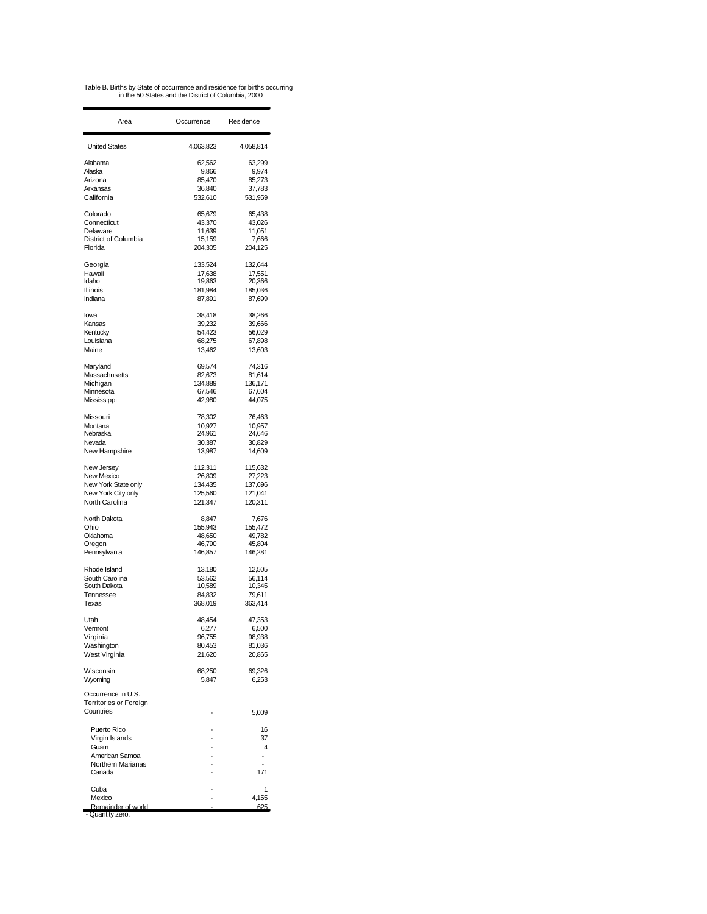Table B. Births by State of occurrence and residence for births occurring in the 50 States and the District of Columbia, 2000

| Area | Occurrence | Residence |
|---|---|---|
| United States | 4,063,823 | 4,058,814 |
| Alabama | 62,562 | 63,299 |
| Alaska | 9,866 | 9,974 |
| Arizona | 85,470 | 85,273 |
| Arkansas | 36,840 | 37,783 |
| California | 532,610 | 531,959 |
| Colorado | 65,679 | 65,438 |
| Connecticut | 43,370 | 43,026 |
| Delaware | 11,639 | 11,051 |
| District of Columbia | 15,159 | 7,666 |
| Florida | 204,305 | 204,125 |
| Georgia | 133,524 | 132,644 |
| Hawaii | 17,638 | 17,551 |
| Idaho | 19,863 | 20,366 |
| Illinois | 181,984 | 185,036 |
| Indiana | 87,891 | 87,699 |
| Iowa | 38,418 | 38,266 |
| Kansas | 39,232 | 39,666 |
| Kentucky | 54,423 | 56,029 |
| Louisiana | 68,275 | 67,898 |
| Maine | 13,462 | 13,603 |
| Maryland | 69,574 | 74,316 |
| Massachusetts | 82,673 | 81,614 |
| Michigan | 134,889 | 136,171 |
| Minnesota | 67,546 | 67,604 |
| Mississippi | 42,980 | 44,075 |
| Missouri | 78,302 | 76,463 |
| Montana | 10,927 | 10,957 |
| Nebraska | 24,961 | 24,646 |
| Nevada | 30,387 | 30,829 |
| New Hampshire | 13,987 | 14,609 |
| New Jersey | 112,311 | 115,632 |
| New Mexico | 26,809 | 27,223 |
| New York State only | 134,435 | 137,696 |
| New York City only | 125,560 | 121,041 |
| North Carolina | 121,347 | 120,311 |
| North Dakota | 8,847 | 7,676 |
| Ohio | 155,943 | 155,472 |
| Oklahoma | 48,650 | 49,782 |
| Oregon | 46,790 | 45,804 |
| Pennsylvania | 146,857 | 146,281 |
| Rhode Island | 13,180 | 12,505 |
| South Carolina | 53,562 | 56,114 |
| South Dakota | 10,589 | 10,345 |
| Tennessee | 84,832 | 79,611 |
| Texas | 368,019 | 363,414 |
| Utah | 48,454 | 47,353 |
| Vermont | 6,277 | 6,500 |
| Virginia | 96,755 | 98,938 |
| Washington | 80,453 | 81,036 |
| West Virginia | 21,620 | 20,865 |
| Wisconsin | 68,250 | 69,326 |
| Wyoming | 5,847 | 6,253 |
| Occurrence in U.S. Territories or Foreign Countries | - | 5,009 |
| Puerto Rico | - | 16 |
| Virgin Islands | - | 37 |
| Guam | - | 4 |
| American Samoa | - | - |
| Northern Marianas | - | - |
| Canada | - | 171 |
| Cuba | - | 1 |
| Mexico | - | 4,155 |
| Remainder of world | - | 625 |

- Quantity zero.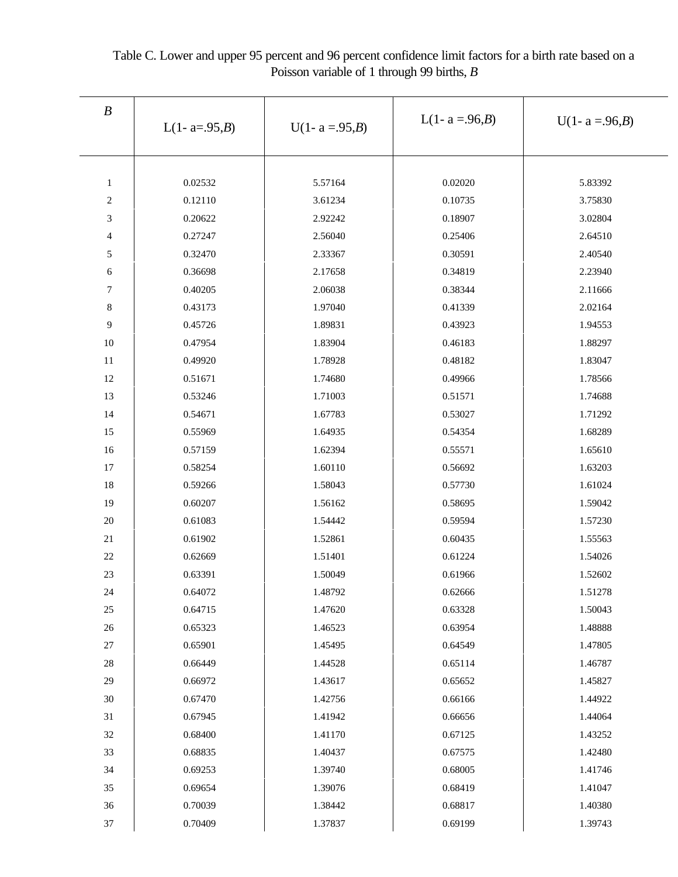Table C. Lower and upper 95 percent and 96 percent confidence limit factors for a birth rate based on a Poisson variable of 1 through 99 births, *B*

| *B* | L(1- a=.95,*B*) | U(1- a =.95,*B*) | L(1- a =.96,*B*) | U(1- a =.96,*B*) |
|---|---|---|---|---|
| 1 | 0.02532 | 5.57164 | 0.02020 | 5.83392 |
| 2 | 0.12110 | 3.61234 | 0.10735 | 3.75830 |
| 3 | 0.20622 | 2.92242 | 0.18907 | 3.02804 |
| 4 | 0.27247 | 2.56040 | 0.25406 | 2.64510 |
| 5 | 0.32470 | 2.33367 | 0.30591 | 2.40540 |
| 6 | 0.36698 | 2.17658 | 0.34819 | 2.23940 |
| 7 | 0.40205 | 2.06038 | 0.38344 | 2.11666 |
| 8 | 0.43173 | 1.97040 | 0.41339 | 2.02164 |
| 9 | 0.45726 | 1.89831 | 0.43923 | 1.94553 |
| 10 | 0.47954 | 1.83904 | 0.46183 | 1.88297 |
| 11 | 0.49920 | 1.78928 | 0.48182 | 1.83047 |
| 12 | 0.51671 | 1.74680 | 0.49966 | 1.78566 |
| 13 | 0.53246 | 1.71003 | 0.51571 | 1.74688 |
| 14 | 0.54671 | 1.67783 | 0.53027 | 1.71292 |
| 15 | 0.55969 | 1.64935 | 0.54354 | 1.68289 |
| 16 | 0.57159 | 1.62394 | 0.55571 | 1.65610 |
| 17 | 0.58254 | 1.60110 | 0.56692 | 1.63203 |
| 18 | 0.59266 | 1.58043 | 0.57730 | 1.61024 |
| 19 | 0.60207 | 1.56162 | 0.58695 | 1.59042 |
| 20 | 0.61083 | 1.54442 | 0.59594 | 1.57230 |
| 21 | 0.61902 | 1.52861 | 0.60435 | 1.55563 |
| 22 | 0.62669 | 1.51401 | 0.61224 | 1.54026 |
| 23 | 0.63391 | 1.50049 | 0.61966 | 1.52602 |
| 24 | 0.64072 | 1.48792 | 0.62666 | 1.51278 |
| 25 | 0.64715 | 1.47620 | 0.63328 | 1.50043 |
| 26 | 0.65323 | 1.46523 | 0.63954 | 1.48888 |
| 27 | 0.65901 | 1.45495 | 0.64549 | 1.47805 |
| 28 | 0.66449 | 1.44528 | 0.65114 | 1.46787 |
| 29 | 0.66972 | 1.43617 | 0.65652 | 1.45827 |
| 30 | 0.67470 | 1.42756 | 0.66166 | 1.44922 |
| 31 | 0.67945 | 1.41942 | 0.66656 | 1.44064 |
| 32 | 0.68400 | 1.41170 | 0.67125 | 1.43252 |
| 33 | 0.68835 | 1.40437 | 0.67575 | 1.42480 |
| 34 | 0.69253 | 1.39740 | 0.68005 | 1.41746 |
| 35 | 0.69654 | 1.39076 | 0.68419 | 1.41047 |
| 36 | 0.70039 | 1.38442 | 0.68817 | 1.40380 |
| 37 | 0.70409 | 1.37837 | 0.69199 | 1.39743 |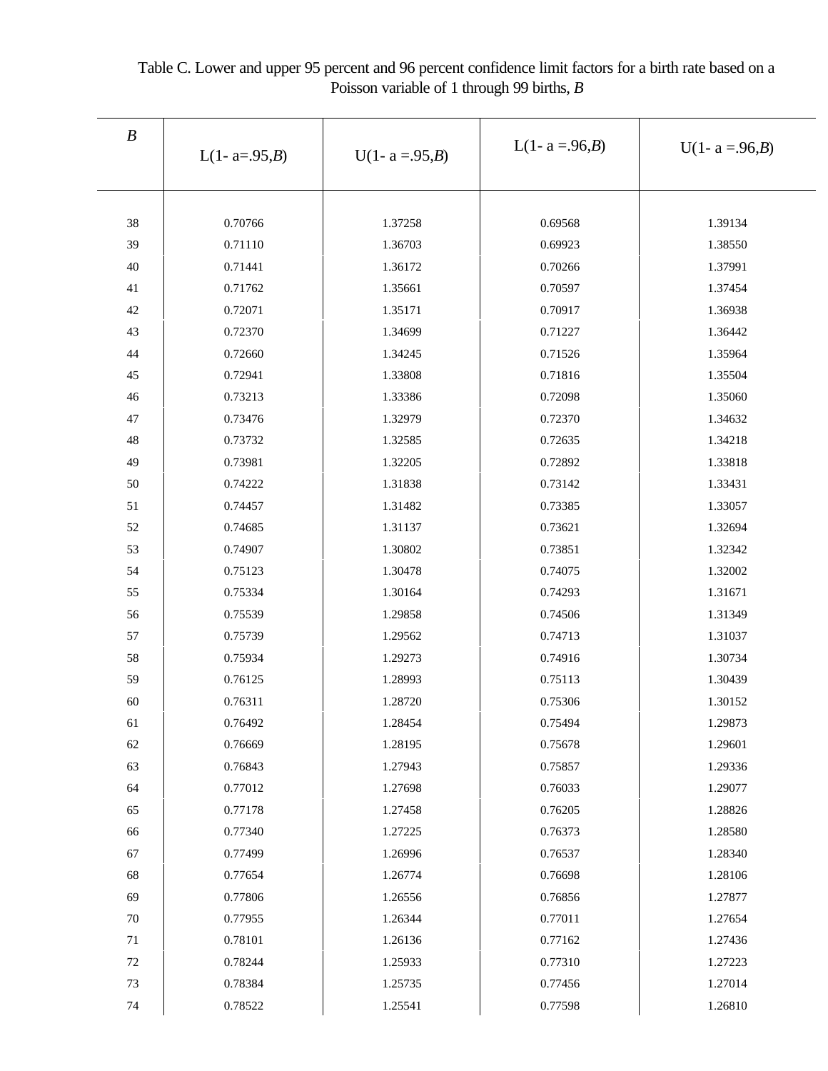Table C. Lower and upper 95 percent and 96 percent confidence limit factors for a birth rate based on a Poisson variable of 1 through 99 births, *B*

| *B* | L(1- a=.95,*B*) | U(1- a =.95,*B*) | L(1- a =.96,*B*) | U(1- a =.96,*B*) |
|---|---|---|---|---|
| 38 | 0.70766 | 1.37258 | 0.69568 | 1.39134 |
| 39 | 0.71110 | 1.36703 | 0.69923 | 1.38550 |
| 40 | 0.71441 | 1.36172 | 0.70266 | 1.37991 |
| 41 | 0.71762 | 1.35661 | 0.70597 | 1.37454 |
| 42 | 0.72071 | 1.35171 | 0.70917 | 1.36938 |
| 43 | 0.72370 | 1.34699 | 0.71227 | 1.36442 |
| 44 | 0.72660 | 1.34245 | 0.71526 | 1.35964 |
| 45 | 0.72941 | 1.33808 | 0.71816 | 1.35504 |
| 46 | 0.73213 | 1.33386 | 0.72098 | 1.35060 |
| 47 | 0.73476 | 1.32979 | 0.72370 | 1.34632 |
| 48 | 0.73732 | 1.32585 | 0.72635 | 1.34218 |
| 49 | 0.73981 | 1.32205 | 0.72892 | 1.33818 |
| 50 | 0.74222 | 1.31838 | 0.73142 | 1.33431 |
| 51 | 0.74457 | 1.31482 | 0.73385 | 1.33057 |
| 52 | 0.74685 | 1.31137 | 0.73621 | 1.32694 |
| 53 | 0.74907 | 1.30802 | 0.73851 | 1.32342 |
| 54 | 0.75123 | 1.30478 | 0.74075 | 1.32002 |
| 55 | 0.75334 | 1.30164 | 0.74293 | 1.31671 |
| 56 | 0.75539 | 1.29858 | 0.74506 | 1.31349 |
| 57 | 0.75739 | 1.29562 | 0.74713 | 1.31037 |
| 58 | 0.75934 | 1.29273 | 0.74916 | 1.30734 |
| 59 | 0.76125 | 1.28993 | 0.75113 | 1.30439 |
| 60 | 0.76311 | 1.28720 | 0.75306 | 1.30152 |
| 61 | 0.76492 | 1.28454 | 0.75494 | 1.29873 |
| 62 | 0.76669 | 1.28195 | 0.75678 | 1.29601 |
| 63 | 0.76843 | 1.27943 | 0.75857 | 1.29336 |
| 64 | 0.77012 | 1.27698 | 0.76033 | 1.29077 |
| 65 | 0.77178 | 1.27458 | 0.76205 | 1.28826 |
| 66 | 0.77340 | 1.27225 | 0.76373 | 1.28580 |
| 67 | 0.77499 | 1.26996 | 0.76537 | 1.28340 |
| 68 | 0.77654 | 1.26774 | 0.76698 | 1.28106 |
| 69 | 0.77806 | 1.26556 | 0.76856 | 1.27877 |
| 70 | 0.77955 | 1.26344 | 0.77011 | 1.27654 |
| 71 | 0.78101 | 1.26136 | 0.77162 | 1.27436 |
| 72 | 0.78244 | 1.25933 | 0.77310 | 1.27223 |
| 73 | 0.78384 | 1.25735 | 0.77456 | 1.27014 |
| 74 | 0.78522 | 1.25541 | 0.77598 | 1.26810 |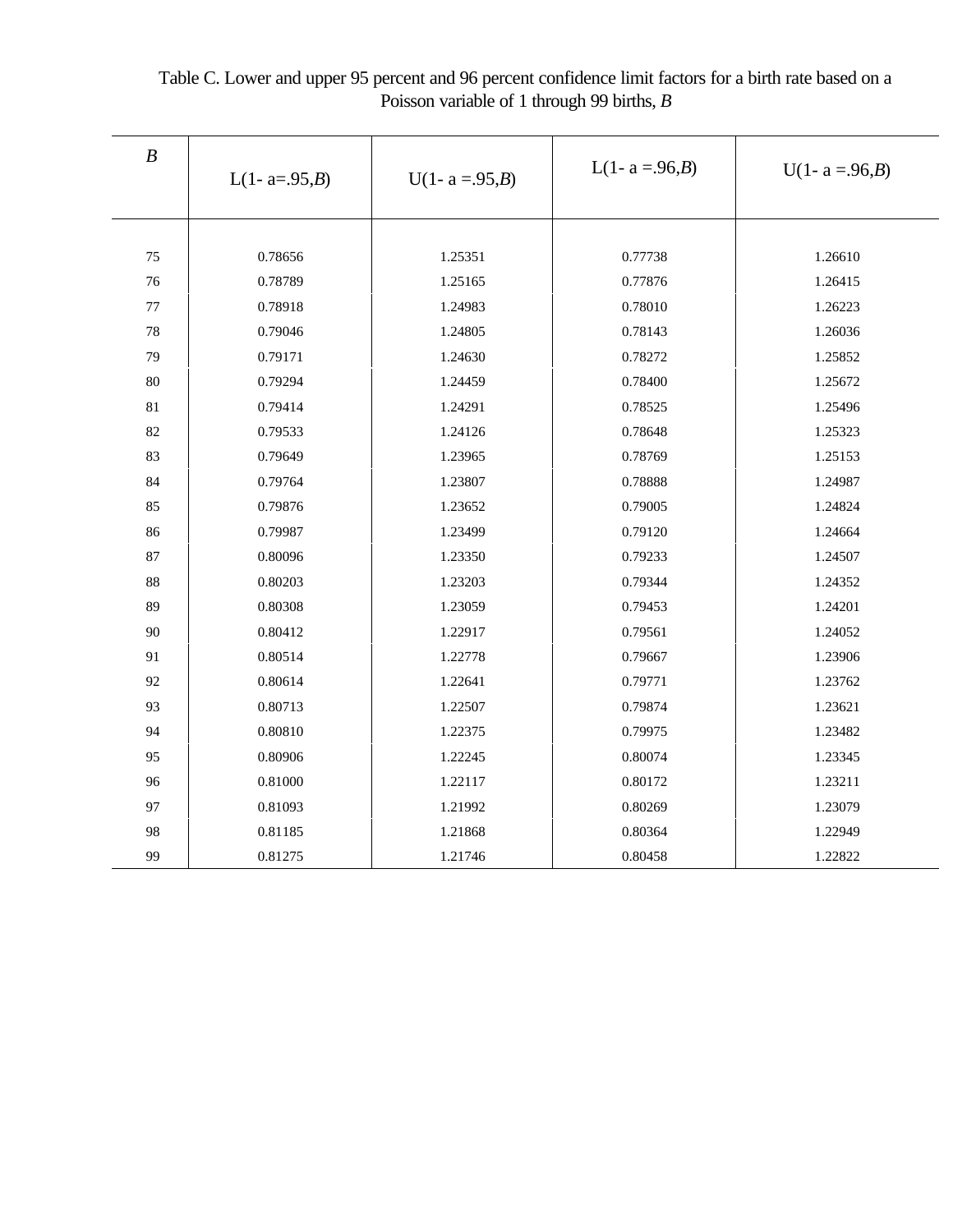Table C. Lower and upper 95 percent and 96 percent confidence limit factors for a birth rate based on a Poisson variable of 1 through 99 births, *B*

| *B* | L(1- a=.95,*B*) | U(1- a =.95,*B*) | L(1- a =.96,*B*) | U(1- a =.96,*B*) |
|---|---|---|---|---|
| 75 | 0.78656 | 1.25351 | 0.77738 | 1.26610 |
| 76 | 0.78789 | 1.25165 | 0.77876 | 1.26415 |
| 77 | 0.78918 | 1.24983 | 0.78010 | 1.26223 |
| 78 | 0.79046 | 1.24805 | 0.78143 | 1.26036 |
| 79 | 0.79171 | 1.24630 | 0.78272 | 1.25852 |
| 80 | 0.79294 | 1.24459 | 0.78400 | 1.25672 |
| 81 | 0.79414 | 1.24291 | 0.78525 | 1.25496 |
| 82 | 0.79533 | 1.24126 | 0.78648 | 1.25323 |
| 83 | 0.79649 | 1.23965 | 0.78769 | 1.25153 |
| 84 | 0.79764 | 1.23807 | 0.78888 | 1.24987 |
| 85 | 0.79876 | 1.23652 | 0.79005 | 1.24824 |
| 86 | 0.79987 | 1.23499 | 0.79120 | 1.24664 |
| 87 | 0.80096 | 1.23350 | 0.79233 | 1.24507 |
| 88 | 0.80203 | 1.23203 | 0.79344 | 1.24352 |
| 89 | 0.80308 | 1.23059 | 0.79453 | 1.24201 |
| 90 | 0.80412 | 1.22917 | 0.79561 | 1.24052 |
| 91 | 0.80514 | 1.22778 | 0.79667 | 1.23906 |
| 92 | 0.80614 | 1.22641 | 0.79771 | 1.23762 |
| 93 | 0.80713 | 1.22507 | 0.79874 | 1.23621 |
| 94 | 0.80810 | 1.22375 | 0.79975 | 1.23482 |
| 95 | 0.80906 | 1.22245 | 0.80074 | 1.23345 |
| 96 | 0.81000 | 1.22117 | 0.80172 | 1.23211 |
| 97 | 0.81093 | 1.21992 | 0.80269 | 1.23079 |
| 98 | 0.81185 | 1.21868 | 0.80364 | 1.22949 |
| 99 | 0.81275 | 1.21746 | 0.80458 | 1.22822 |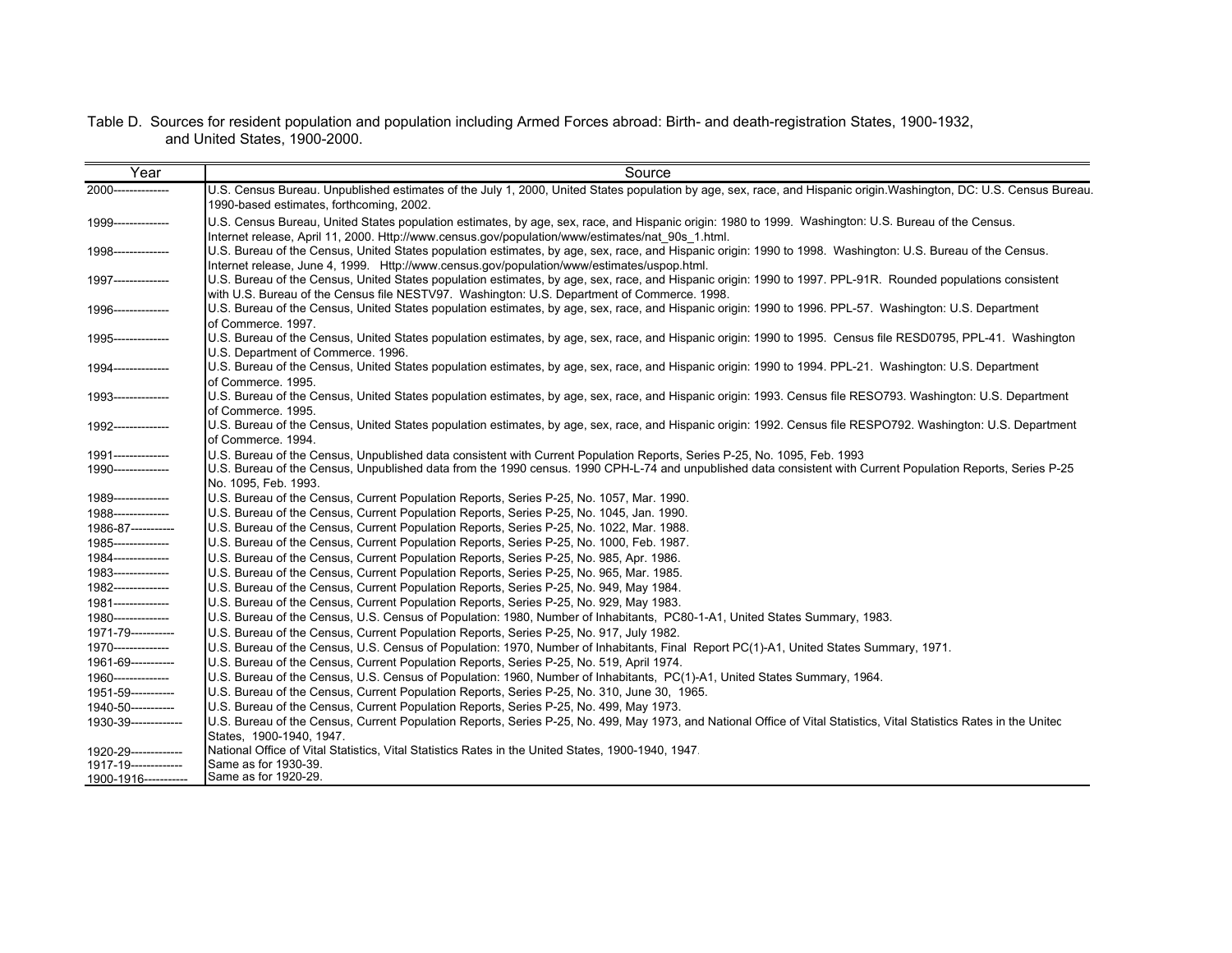Table D. Sources for resident population and population including Armed Forces abroad: Birth- and death-registration States, 1900-1932, and United States, 1900-2000.

| Year | Source |
|---|---|
| 2000-------------- | U.S. Census Bureau. Unpublished estimates of the July 1, 2000, United States population by age, sex, race, and Hispanic origin.Washington, DC: U.S. Census Bureau. 1990-based estimates, forthcoming, 2002. |
| 1999-------------- | U.S. Census Bureau, United States population estimates, by age, sex, race, and Hispanic origin: 1980 to 1999. Washington: U.S. Bureau of the Census. Internet release, April 11, 2000. Http://www.census.gov/population/www/estimates/nat_90s_1.html. |
| 1998-------------- | U.S. Bureau of the Census, United States population estimates, by age, sex, race, and Hispanic origin: 1990 to 1998. Washington: U.S. Bureau of the Census. Internet release, June 4, 1999. Http://www.census.gov/population/www/estimates/uspop.html. |
| 1997-------------- | U.S. Bureau of the Census, United States population estimates, by age, sex, race, and Hispanic origin: 1990 to 1997. PPL-91R. Rounded populations consistent with U.S. Bureau of the Census file NESTV97. Washington: U.S. Department of Commerce. 1998. |
| 1996-------------- | U.S. Bureau of the Census, United States population estimates, by age, sex, race, and Hispanic origin: 1990 to 1996. PPL-57. Washington: U.S. Department of Commerce. 1997. |
| 1995-------------- | U.S. Bureau of the Census, United States population estimates, by age, sex, race, and Hispanic origin: 1990 to 1995. Census file RESD0795, PPL-41. Washington U.S. Department of Commerce. 1996. |
| 1994-------------- | U.S. Bureau of the Census, United States population estimates, by age, sex, race, and Hispanic origin: 1990 to 1994. PPL-21. Washington: U.S. Department of Commerce. 1995. |
| 1993-------------- | U.S. Bureau of the Census, United States population estimates, by age, sex, race, and Hispanic origin: 1993. Census file RESO793. Washington: U.S. Department of Commerce. 1995. |
| 1992-------------- | U.S. Bureau of the Census, United States population estimates, by age, sex, race, and Hispanic origin: 1992. Census file RESPO792. Washington: U.S. Department of Commerce. 1994. |
| 1991-------------- | U.S. Bureau of the Census, Unpublished data consistent with Current Population Reports, Series P-25, No. 1095, Feb. 1993 |
| 1990-------------- | U.S. Bureau of the Census, Unpublished data from the 1990 census. 1990 CPH-L-74 and unpublished data consistent with Current Population Reports, Series P-25 No. 1095, Feb. 1993. |
| 1989-------------- | U.S. Bureau of the Census, Current Population Reports, Series P-25, No. 1057, Mar. 1990. |
| 1988-------------- | U.S. Bureau of the Census, Current Population Reports, Series P-25, No. 1045, Jan. 1990. |
| 1986-87----------- | U.S. Bureau of the Census, Current Population Reports, Series P-25, No. 1022, Mar. 1988. |
| 1985-------------- | U.S. Bureau of the Census, Current Population Reports, Series P-25, No. 1000, Feb. 1987. |
| 1984-------------- | U.S. Bureau of the Census, Current Population Reports, Series P-25, No. 985, Apr. 1986. |
| 1983-------------- | U.S. Bureau of the Census, Current Population Reports, Series P-25, No. 965, Mar. 1985. |
| 1982-------------- | U.S. Bureau of the Census, Current Population Reports, Series P-25, No. 949, May 1984. |
| 1981-------------- | U.S. Bureau of the Census, Current Population Reports, Series P-25, No. 929, May 1983. |
| 1980-------------- | U.S. Bureau of the Census, U.S. Census of Population: 1980, Number of Inhabitants, PC80-1-A1, United States Summary, 1983. |
| 1971-79----------- | U.S. Bureau of the Census, Current Population Reports, Series P-25, No. 917, July 1982. |
| 1970-------------- | U.S. Bureau of the Census, U.S. Census of Population: 1970, Number of Inhabitants, Final Report PC(1)-A1, United States Summary, 1971. |
| 1961-69----------- | U.S. Bureau of the Census, Current Population Reports, Series P-25, No. 519, April 1974. |
| 1960-------------- | U.S. Bureau of the Census, U.S. Census of Population: 1960, Number of Inhabitants, PC(1)-A1, United States Summary, 1964. |
| 1951-59----------- | U.S. Bureau of the Census, Current Population Reports, Series P-25, No. 310, June 30, 1965. |
| 1940-50----------- | U.S. Bureau of the Census, Current Population Reports, Series P-25, No. 499, May 1973. |
| 1930-39------------- | U.S. Bureau of the Census, Current Population Reports, Series P-25, No. 499, May 1973, and National Office of Vital Statistics, Vital Statistics Rates in the United States, 1900-1940, 1947. |
| 1920-29------------- | National Office of Vital Statistics, Vital Statistics Rates in the United States, 1900-1940, 1947. |
| 1917-19------------- | Same as for 1930-39. |
| 1900-1916----------- | Same as for 1920-29. |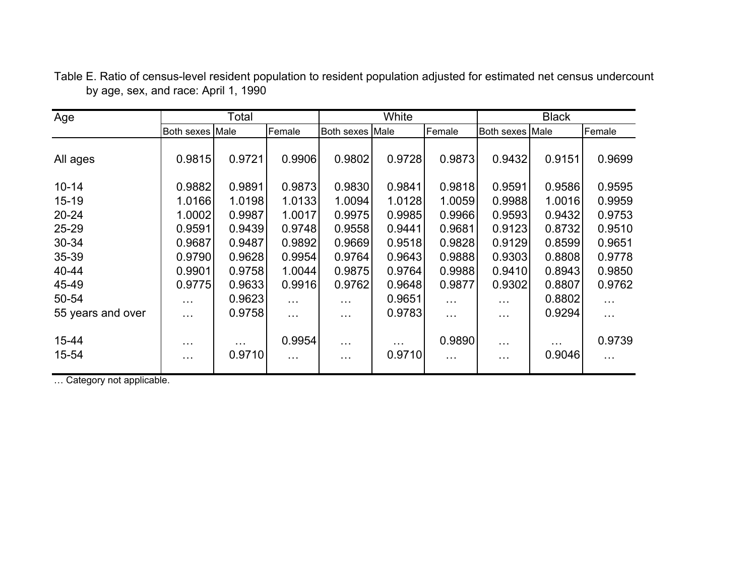Table E. Ratio of census-level resident population to resident population adjusted for estimated net census undercount by age, sex, and race: April 1, 1990

| Age | Total | | | White | | | Black | | |
|---|---|---|---|---|---|---|---|---|---|
| | Both sexes | Male | Female | Both sexes | Male | Female | Both sexes | Male | Female |
| All ages | 0.9815 | 0.9721 | 0.9906 | 0.9802 | 0.9728 | 0.9873 | 0.9432 | 0.9151 | 0.9699 |
| 10-14 | 0.9882 | 0.9891 | 0.9873 | 0.9830 | 0.9841 | 0.9818 | 0.9591 | 0.9586 | 0.9595 |
| 15-19 | 1.0166 | 1.0198 | 1.0133 | 1.0094 | 1.0128 | 1.0059 | 0.9988 | 1.0016 | 0.9959 |
| 20-24 | 1.0002 | 0.9987 | 1.0017 | 0.9975 | 0.9985 | 0.9966 | 0.9593 | 0.9432 | 0.9753 |
| 25-29 | 0.9591 | 0.9439 | 0.9748 | 0.9558 | 0.9441 | 0.9681 | 0.9123 | 0.8732 | 0.9510 |
| 30-34 | 0.9687 | 0.9487 | 0.9892 | 0.9669 | 0.9518 | 0.9828 | 0.9129 | 0.8599 | 0.9651 |
| 35-39 | 0.9790 | 0.9628 | 0.9954 | 0.9764 | 0.9643 | 0.9888 | 0.9303 | 0.8808 | 0.9778 |
| 40-44 | 0.9901 | 0.9758 | 1.0044 | 0.9875 | 0.9764 | 0.9988 | 0.9410 | 0.8943 | 0.9850 |
| 45-49 | 0.9775 | 0.9633 | 0.9916 | 0.9762 | 0.9648 | 0.9877 | 0.9302 | 0.8807 | 0.9762 |
| 50-54 | … | 0.9623 | … | … | 0.9651 | … | … | 0.8802 | … |
| 55 years and over | … | 0.9758 | … | … | 0.9783 | … | … | 0.9294 | … |
| 15-44 | … | … | 0.9954 | … | … | 0.9890 | … | … | 0.9739 |
| 15-54 | … | 0.9710 | … | … | 0.9710 | … | … | 0.9046 | … |

… Category not applicable.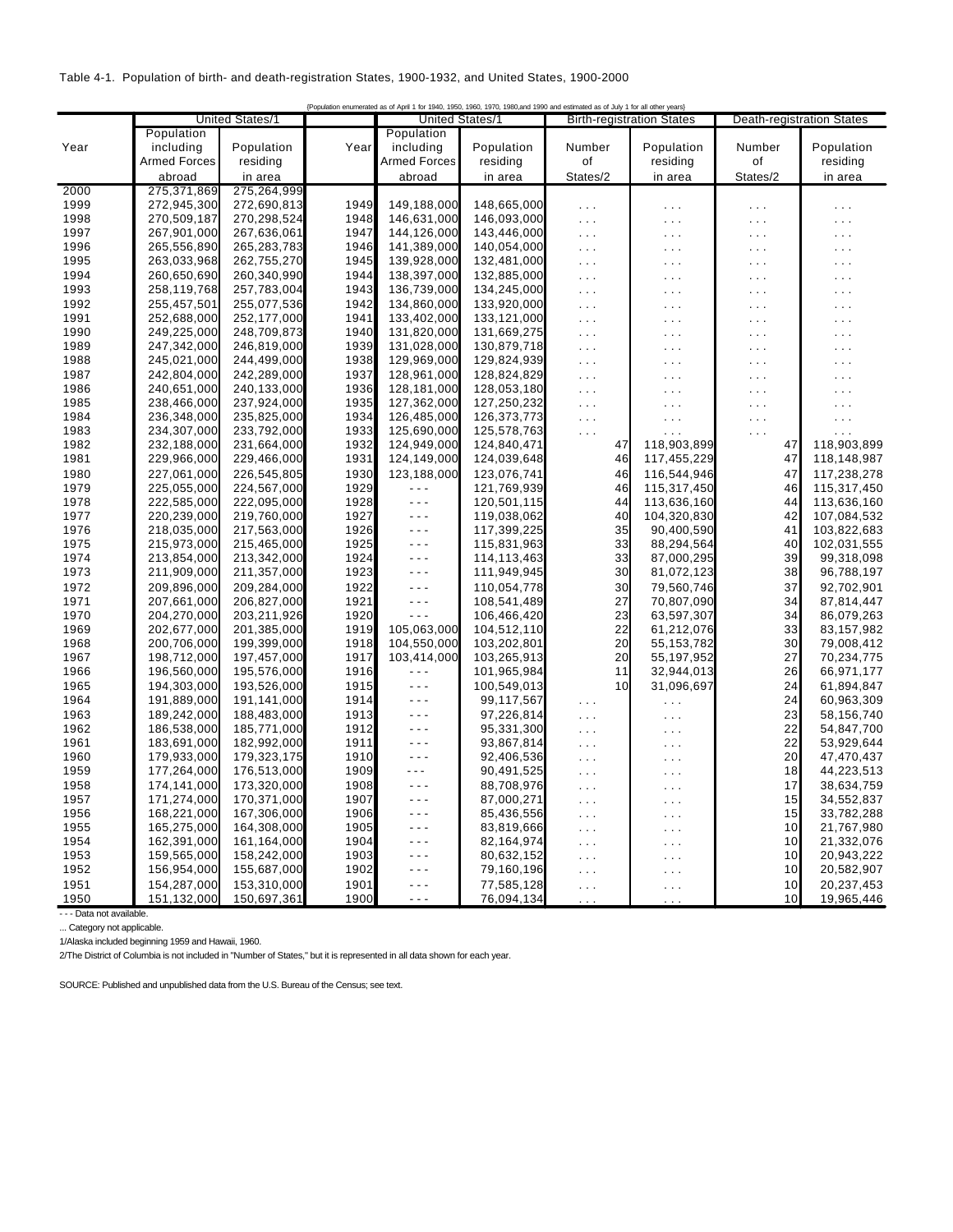Table 4-1. Population of birth- and death-registration States, 1900-1932, and United States, 1900-2000

{Population enumerated as of April 1 for 1940, 1950, 1960, 1970, 1980,and 1990 and estimated as of July 1 for all other years}

| Year | United States/1 | | Year | United States/1 | | Birth-registration States | | Death-registration States | |
|---|---|---|---|---|---|---|---|---|---|
| | Population including Armed Forces abroad | Population residing in area | | Population including Armed Forces abroad | Population residing in area | Number of States/2 | Population residing in area | Number of States/2 | Population residing in area |
| 2000 | 275,371,869 | 275,264,999 | | | | | | | |
| 1999 | 272,945,300 | 272,690,813 | 1949 | 149,188,000 | 148,665,000 | . . . | . . . | . . . | . . . |
| 1998 | 270,509,187 | 270,298,524 | 1948 | 146,631,000 | 146,093,000 | . . . | . . . | . . . | . . . |
| 1997 | 267,901,000 | 267,636,061 | 1947 | 144,126,000 | 143,446,000 | . . . | . . . | . . . | . . . |
| 1996 | 265,556,890 | 265,283,783 | 1946 | 141,389,000 | 140,054,000 | . . . | . . . | . . . | . . . |
| 1995 | 263,033,968 | 262,755,270 | 1945 | 139,928,000 | 132,481,000 | . . . | . . . | . . . | . . . |
| 1994 | 260,650,690 | 260,340,990 | 1944 | 138,397,000 | 132,885,000 | . . . | . . . | . . . | . . . |
| 1993 | 258,119,768 | 257,783,004 | 1943 | 136,739,000 | 134,245,000 | . . . | . . . | . . . | . . . |
| 1992 | 255,457,501 | 255,077,536 | 1942 | 134,860,000 | 133,920,000 | . . . | . . . | . . . | . . . |
| 1991 | 252,688,000 | 252,177,000 | 1941 | 133,402,000 | 133,121,000 | . . . | . . . | . . . | . . . |
| 1990 | 249,225,000 | 248,709,873 | 1940 | 131,820,000 | 131,669,275 | . . . | . . . | . . . | . . . |
| 1989 | 247,342,000 | 246,819,000 | 1939 | 131,028,000 | 130,879,718 | . . . | . . . | . . . | . . . |
| 1988 | 245,021,000 | 244,499,000 | 1938 | 129,969,000 | 129,824,939 | . . . | . . . | . . . | . . . |
| 1987 | 242,804,000 | 242,289,000 | 1937 | 128,961,000 | 128,824,829 | . . . | . . . | . . . | . . . |
| 1986 | 240,651,000 | 240,133,000 | 1936 | 128,181,000 | 128,053,180 | . . . | . . . | . . . | . . . |
| 1985 | 238,466,000 | 237,924,000 | 1935 | 127,362,000 | 127,250,232 | . . . | . . . | . . . | . . . |
| 1984 | 236,348,000 | 235,825,000 | 1934 | 126,485,000 | 126,373,773 | . . . | . . . | . . . | . . . |
| 1983 | 234,307,000 | 233,792,000 | 1933 | 125,690,000 | 125,578,763 | . . . | . . . | . . . | . . . |
| 1982 | 232,188,000 | 231,664,000 | 1932 | 124,949,000 | 124,840,471 | 47 | 118,903,899 | 47 | 118,903,899 |
| 1981 | 229,966,000 | 229,466,000 | 1931 | 124,149,000 | 124,039,648 | 46 | 117,455,229 | 47 | 118,148,987 |
| 1980 | 227,061,000 | 226,545,805 | 1930 | 123,188,000 | 123,076,741 | 46 | 116,544,946 | 47 | 117,238,278 |
| 1979 | 225,055,000 | 224,567,000 | 1929 | - - - | 121,769,939 | 46 | 115,317,450 | 46 | 115,317,450 |
| 1978 | 222,585,000 | 222,095,000 | 1928 | - - - | 120,501,115 | 44 | 113,636,160 | 44 | 113,636,160 |
| 1977 | 220,239,000 | 219,760,000 | 1927 | - - - | 119,038,062 | 40 | 104,320,830 | 42 | 107,084,532 |
| 1976 | 218,035,000 | 217,563,000 | 1926 | - - - | 117,399,225 | 35 | 90,400,590 | 41 | 103,822,683 |
| 1975 | 215,973,000 | 215,465,000 | 1925 | - - - | 115,831,963 | 33 | 88,294,564 | 40 | 102,031,555 |
| 1974 | 213,854,000 | 213,342,000 | 1924 | - - - | 114,113,463 | 33 | 87,000,295 | 39 | 99,318,098 |
| 1973 | 211,909,000 | 211,357,000 | 1923 | - - - | 111,949,945 | 30 | 81,072,123 | 38 | 96,788,197 |
| 1972 | 209,896,000 | 209,284,000 | 1922 | - - - | 110,054,778 | 30 | 79,560,746 | 37 | 92,702,901 |
| 1971 | 207,661,000 | 206,827,000 | 1921 | - - - | 108,541,489 | 27 | 70,807,090 | 34 | 87,814,447 |
| 1970 | 204,270,000 | 203,211,926 | 1920 | - - - | 106,466,420 | 23 | 63,597,307 | 34 | 86,079,263 |
| 1969 | 202,677,000 | 201,385,000 | 1919 | 105,063,000 | 104,512,110 | 22 | 61,212,076 | 33 | 83,157,982 |
| 1968 | 200,706,000 | 199,399,000 | 1918 | 104,550,000 | 103,202,801 | 20 | 55,153,782 | 30 | 79,008,412 |
| 1967 | 198,712,000 | 197,457,000 | 1917 | 103,414,000 | 103,265,913 | 20 | 55,197,952 | 27 | 70,234,775 |
| 1966 | 196,560,000 | 195,576,000 | 1916 | - - - | 101,965,984 | 11 | 32,944,013 | 26 | 66,971,177 |
| 1965 | 194,303,000 | 193,526,000 | 1915 | - - - | 100,549,013 | 10 | 31,096,697 | 24 | 61,894,847 |
| 1964 | 191,889,000 | 191,141,000 | 1914 | - - - | 99,117,567 | . . . | . . . | 24 | 60,963,309 |
| 1963 | 189,242,000 | 188,483,000 | 1913 | - - - | 97,226,814 | . . . | . . . | 23 | 58,156,740 |
| 1962 | 186,538,000 | 185,771,000 | 1912 | - - - | 95,331,300 | . . . | . . . | 22 | 54,847,700 |
| 1961 | 183,691,000 | 182,992,000 | 1911 | - - - | 93,867,814 | . . . | . . . | 22 | 53,929,644 |
| 1960 | 179,933,000 | 179,323,175 | 1910 | - - - | 92,406,536 | . . . | . . . | 20 | 47,470,437 |
| 1959 | 177,264,000 | 176,513,000 | 1909 | - - - | 90,491,525 | . . . | . . . | 18 | 44,223,513 |
| 1958 | 174,141,000 | 173,320,000 | 1908 | - - - | 88,708,976 | . . . | . . . | 17 | 38,634,759 |
| 1957 | 171,274,000 | 170,371,000 | 1907 | - - - | 87,000,271 | . . . | . . . | 15 | 34,552,837 |
| 1956 | 168,221,000 | 167,306,000 | 1906 | - - - | 85,436,556 | . . . | . . . | 15 | 33,782,288 |
| 1955 | 165,275,000 | 164,308,000 | 1905 | - - - | 83,819,666 | . . . | . . . | 10 | 21,767,980 |
| 1954 | 162,391,000 | 161,164,000 | 1904 | - - - | 82,164,974 | . . . | . . . | 10 | 21,332,076 |
| 1953 | 159,565,000 | 158,242,000 | 1903 | - - - | 80,632,152 | . . . | . . . | 10 | 20,943,222 |
| 1952 | 156,954,000 | 155,687,000 | 1902 | - - - | 79,160,196 | . . . | . . . | 10 | 20,582,907 |
| 1951 | 154,287,000 | 153,310,000 | 1901 | - - - | 77,585,128 | . . . | . . . | 10 | 20,237,453 |
| 1950 | 151,132,000 | 150,697,361 | 1900 | - - - | 76,094,134 | . . . | . . . | 10 | 19,965,446 |

- - - Data not available.

... Category not applicable.

1/Alaska included beginning 1959 and Hawaii, 1960.

2/The District of Columbia is not included in "Number of States," but it is represented in all data shown for each year.

SOURCE: Published and unpublished data from the U.S. Bureau of the Census; see text.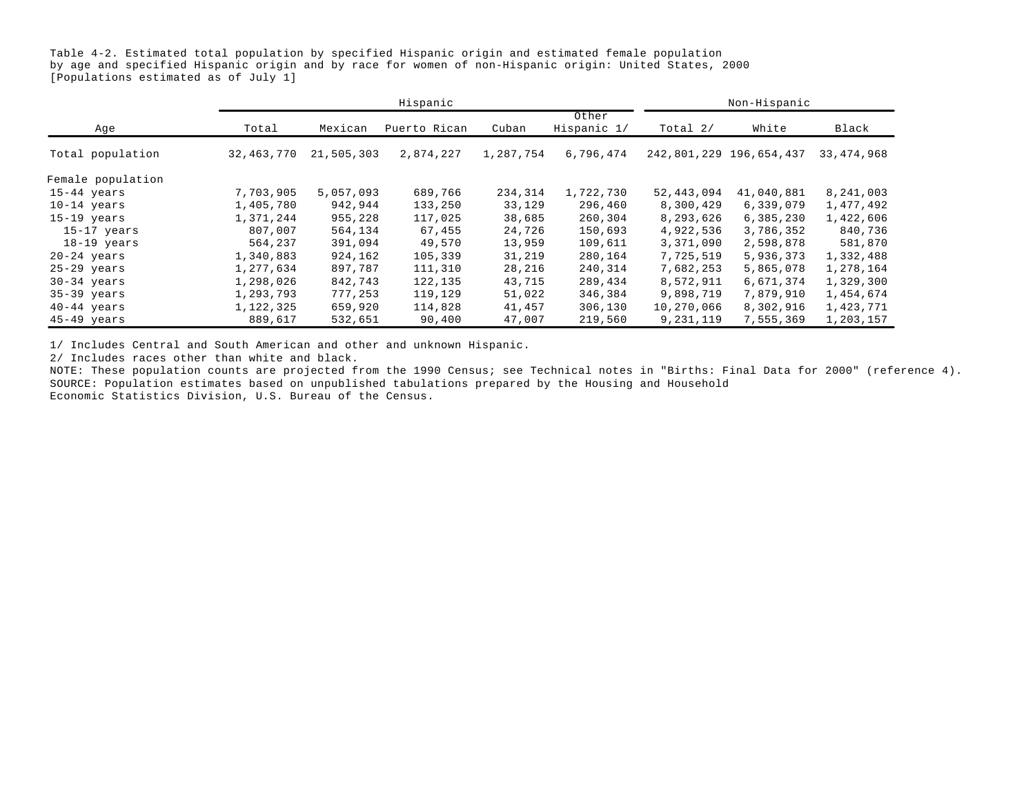Table 4-2. Estimated total population by specified Hispanic origin and estimated female population by age and specified Hispanic origin and by race for women of non-Hispanic origin: United States, 2000
[Populations estimated as of July 1]

| Age | Hispanic | | | | | Non-Hispanic | | |
|---|---|---|---|---|---|---|---|---|
| | Total | Mexican | Puerto Rican | Cuban | Other Hispanic 1/ | Total 2/ | White | Black |
| Total population | 32,463,770 | 21,505,303 | 2,874,227 | 1,287,754 | 6,796,474 | 242,801,229 | 196,654,437 | 33,474,968 |
| Female population | | | | | | | | |
| 15-44 years | 7,703,905 | 5,057,093 | 689,766 | 234,314 | 1,722,730 | 52,443,094 | 41,040,881 | 8,241,003 |
| 10-14 years | 1,405,780 | 942,944 | 133,250 | 33,129 | 296,460 | 8,300,429 | 6,339,079 | 1,477,492 |
| 15-19 years | 1,371,244 | 955,228 | 117,025 | 38,685 | 260,304 | 8,293,626 | 6,385,230 | 1,422,606 |
| 15-17 years | 807,007 | 564,134 | 67,455 | 24,726 | 150,693 | 4,922,536 | 3,786,352 | 840,736 |
| 18-19 years | 564,237 | 391,094 | 49,570 | 13,959 | 109,611 | 3,371,090 | 2,598,878 | 581,870 |
| 20-24 years | 1,340,883 | 924,162 | 105,339 | 31,219 | 280,164 | 7,725,519 | 5,936,373 | 1,332,488 |
| 25-29 years | 1,277,634 | 897,787 | 111,310 | 28,216 | 240,314 | 7,682,253 | 5,865,078 | 1,278,164 |
| 30-34 years | 1,298,026 | 842,743 | 122,135 | 43,715 | 289,434 | 8,572,911 | 6,671,374 | 1,329,300 |
| 35-39 years | 1,293,793 | 777,253 | 119,129 | 51,022 | 346,384 | 9,898,719 | 7,879,910 | 1,454,674 |
| 40-44 years | 1,122,325 | 659,920 | 114,828 | 41,457 | 306,130 | 10,270,066 | 8,302,916 | 1,423,771 |
| 45-49 years | 889,617 | 532,651 | 90,400 | 47,007 | 219,560 | 9,231,119 | 7,555,369 | 1,203,157 |

1/ Includes Central and South American and other and unknown Hispanic.
2/ Includes races other than white and black.
NOTE: These population counts are projected from the 1990 Census; see Technical notes in "Births: Final Data for 2000" (reference 4).
SOURCE: Population estimates based on unpublished tabulations prepared by the Housing and Household Economic Statistics Division, U.S. Bureau of the Census.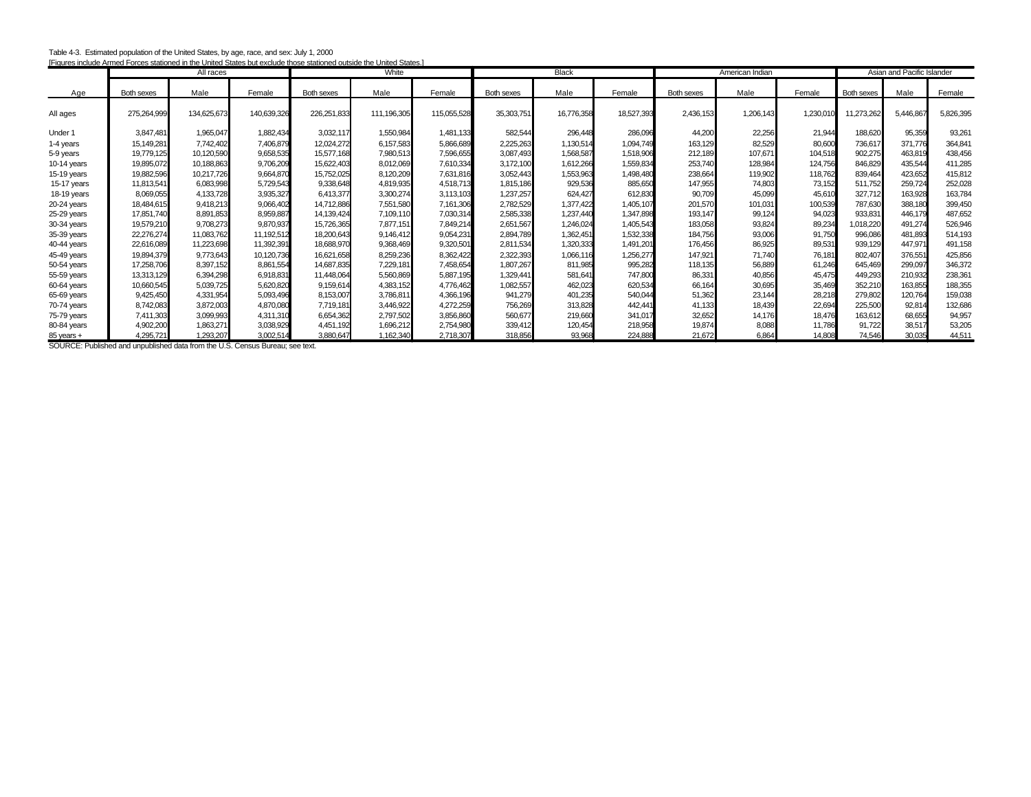Table 4-3. Estimated population of the United States, by age, race, and sex: July 1, 2000

[Figures include Armed Forces stationed in the United States but exclude those stationed outside the United States.]

| | All races | | | White | | | Black | | | American Indian | | | Asian and Pacific Islander | | |
|---|---|---|---|---|---|---|---|---|---|---|---|---|---|---|---|
| Age | Both sexes | Male | Female | Both sexes | Male | Female | Both sexes | Male | Female | Both sexes | Male | Female | Both sexes | Male | Female |
| All ages | 275,264,999 | 134,625,673 | 140,639,326 | 226,251,833 | 111,196,305 | 115,055,528 | 35,303,751 | 16,776,358 | 18,527,393 | 2,436,153 | 1,206,143 | 1,230,010 | 11,273,262 | 5,446,867 | 5,826,395 |
| Under 1 | 3,847,481 | 1,965,047 | 1,882,434 | 3,032,117 | 1,550,984 | 1,481,133 | 582,544 | 296,448 | 286,096 | 44,200 | 22,256 | 21,944 | 188,620 | 95,359 | 93,261 |
| 1-4 years | 15,149,281 | 7,742,402 | 7,406,879 | 12,024,272 | 6,157,583 | 5,866,689 | 2,225,263 | 1,130,514 | 1,094,749 | 163,129 | 82,529 | 80,600 | 736,617 | 371,776 | 364,841 |
| 5-9 years | 19,779,125 | 10,120,590 | 9,658,535 | 15,577,168 | 7,980,513 | 7,596,655 | 3,087,493 | 1,568,587 | 1,518,906 | 212,189 | 107,671 | 104,518 | 902,275 | 463,819 | 438,456 |
| 10-14 years | 19,895,072 | 10,188,863 | 9,706,209 | 15,622,403 | 8,012,069 | 7,610,334 | 3,172,100 | 1,612,266 | 1,559,834 | 253,740 | 128,984 | 124,756 | 846,829 | 435,544 | 411,285 |
| 15-19 years | 19,882,596 | 10,217,726 | 9,664,870 | 15,752,025 | 8,120,209 | 7,631,816 | 3,052,443 | 1,553,963 | 1,498,480 | 238,664 | 119,902 | 118,762 | 839,464 | 423,652 | 415,812 |
| 15-17 years | 11,813,541 | 6,083,998 | 5,729,543 | 9,338,648 | 4,819,935 | 4,518,713 | 1,815,186 | 929,536 | 885,650 | 147,955 | 74,803 | 73,152 | 511,752 | 259,724 | 252,028 |
| 18-19 years | 8,069,055 | 4,133,728 | 3,935,327 | 6,413,377 | 3,300,274 | 3,113,103 | 1,237,257 | 624,427 | 612,830 | 90,709 | 45,099 | 45,610 | 327,712 | 163,928 | 163,784 |
| 20-24 years | 18,484,615 | 9,418,213 | 9,066,402 | 14,712,886 | 7,551,580 | 7,161,306 | 2,782,529 | 1,377,422 | 1,405,107 | 201,570 | 101,031 | 100,539 | 787,630 | 388,180 | 399,450 |
| 25-29 years | 17,851,740 | 8,891,853 | 8,959,887 | 14,139,424 | 7,109,110 | 7,030,314 | 2,585,338 | 1,237,440 | 1,347,898 | 193,147 | 99,124 | 94,023 | 933,831 | 446,179 | 487,652 |
| 30-34 years | 19,579,210 | 9,708,273 | 9,870,937 | 15,726,365 | 7,877,151 | 7,849,214 | 2,651,567 | 1,246,024 | 1,405,543 | 183,058 | 93,824 | 89,234 | 1,018,220 | 491,274 | 526,946 |
| 35-39 years | 22,276,274 | 11,083,762 | 11,192,512 | 18,200,643 | 9,146,412 | 9,054,231 | 2,894,789 | 1,362,451 | 1,532,338 | 184,756 | 93,006 | 91,750 | 996,086 | 481,893 | 514,193 |
| 40-44 years | 22,616,089 | 11,223,698 | 11,392,391 | 18,688,970 | 9,368,469 | 9,320,501 | 2,811,534 | 1,320,333 | 1,491,201 | 176,456 | 86,925 | 89,531 | 939,129 | 447,971 | 491,158 |
| 45-49 years | 19,894,379 | 9,773,643 | 10,120,736 | 16,621,658 | 8,259,236 | 8,362,422 | 2,322,393 | 1,066,116 | 1,256,277 | 147,921 | 71,740 | 76,181 | 802,407 | 376,551 | 425,856 |
| 50-54 years | 17,258,706 | 8,397,152 | 8,861,554 | 14,687,835 | 7,229,181 | 7,458,654 | 1,807,267 | 811,985 | 995,282 | 118,135 | 56,889 | 61,246 | 645,469 | 299,097 | 346,372 |
| 55-59 years | 13,313,129 | 6,394,298 | 6,918,831 | 11,448,064 | 5,560,869 | 5,887,195 | 1,329,441 | 581,641 | 747,800 | 86,331 | 40,856 | 45,475 | 449,293 | 210,932 | 238,361 |
| 60-64 years | 10,660,545 | 5,039,725 | 5,620,820 | 9,159,614 | 4,383,152 | 4,776,462 | 1,082,557 | 462,023 | 620,534 | 66,164 | 30,695 | 35,469 | 352,210 | 163,855 | 188,355 |
| 65-69 years | 9,425,450 | 4,331,954 | 5,093,496 | 8,153,007 | 3,786,811 | 4,366,196 | 941,279 | 401,235 | 540,044 | 51,362 | 23,144 | 28,218 | 279,802 | 120,764 | 159,038 |
| 70-74 years | 8,742,083 | 3,872,003 | 4,870,080 | 7,719,181 | 3,446,922 | 4,272,259 | 756,269 | 313,828 | 442,441 | 41,133 | 18,439 | 22,694 | 225,500 | 92,814 | 132,686 |
| 75-79 years | 7,411,303 | 3,099,993 | 4,311,310 | 6,654,362 | 2,797,502 | 3,856,860 | 560,677 | 219,660 | 341,017 | 32,652 | 14,176 | 18,476 | 163,612 | 68,655 | 94,957 |
| 80-84 years | 4,902,200 | 1,863,271 | 3,038,929 | 4,451,192 | 1,696,212 | 2,754,980 | 339,412 | 120,454 | 218,958 | 19,874 | 8,088 | 11,786 | 91,722 | 38,517 | 53,205 |
| 85 years + | 4,295,721 | 1,293,207 | 3,002,514 | 3,880,647 | 1,162,340 | 2,718,307 | 318,856 | 93,968 | 224,888 | 21,672 | 6,864 | 14,808 | 74,546 | 30,035 | 44,511 |

SOURCE: Published and unpublished data from the U.S. Census Bureau; see text.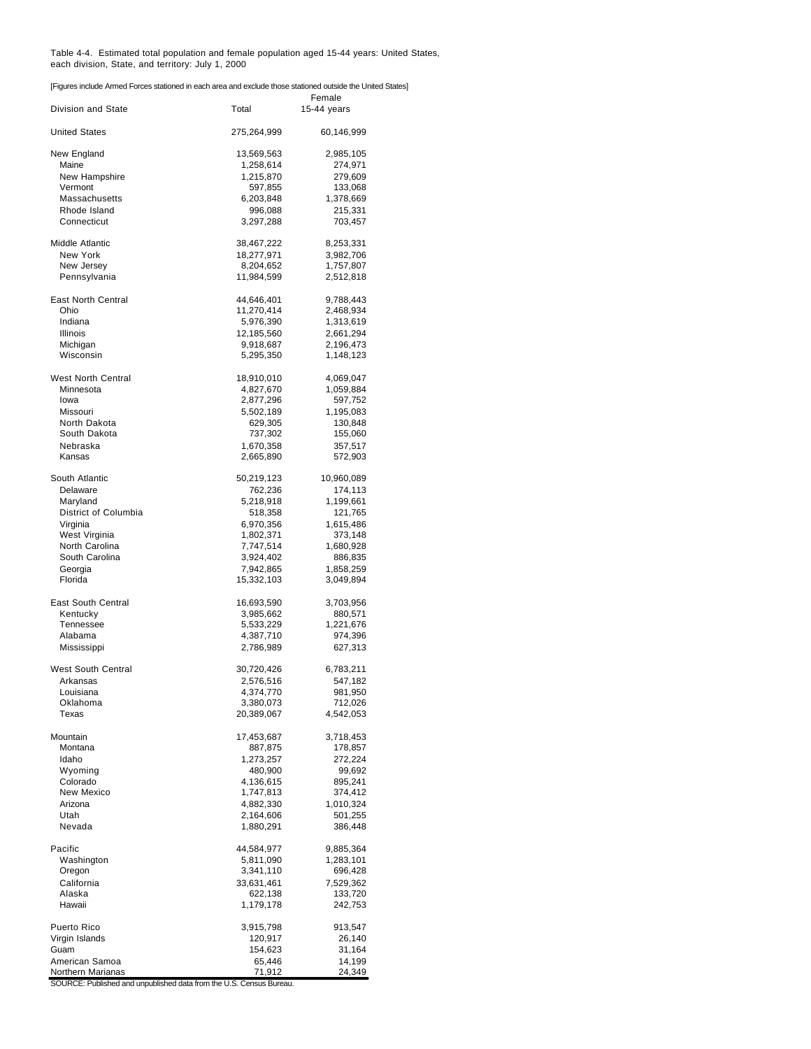Table 4-4. Estimated total population and female population aged 15-44 years: United States, each division, State, and territory: July 1, 2000

[Figures include Armed Forces stationed in each area and exclude those stationed outside the United States]

| Division and State | Total | Female 15-44 years |
|---|---|---|
| United States | 275,264,999 | 60,146,999 |
| | | |
| New England | 13,569,563 | 2,985,105 |
| Maine | 1,258,614 | 274,971 |
| New Hampshire | 1,215,870 | 279,609 |
| Vermont | 597,855 | 133,068 |
| Massachusetts | 6,203,848 | 1,378,669 |
| Rhode Island | 996,088 | 215,331 |
| Connecticut | 3,297,288 | 703,457 |
| | | |
| Middle Atlantic | 38,467,222 | 8,253,331 |
| New York | 18,277,971 | 3,982,706 |
| New Jersey | 8,204,652 | 1,757,807 |
| Pennsylvania | 11,984,599 | 2,512,818 |
| | | |
| East North Central | 44,646,401 | 9,788,443 |
| Ohio | 11,270,414 | 2,468,934 |
| Indiana | 5,976,390 | 1,313,619 |
| Illinois | 12,185,560 | 2,661,294 |
| Michigan | 9,918,687 | 2,196,473 |
| Wisconsin | 5,295,350 | 1,148,123 |
| | | |
| West North Central | 18,910,010 | 4,069,047 |
| Minnesota | 4,827,670 | 1,059,884 |
| Iowa | 2,877,296 | 597,752 |
| Missouri | 5,502,189 | 1,195,083 |
| North Dakota | 629,305 | 130,848 |
| South Dakota | 737,302 | 155,060 |
| Nebraska | 1,670,358 | 357,517 |
| Kansas | 2,665,890 | 572,903 |
| | | |
| South Atlantic | 50,219,123 | 10,960,089 |
| Delaware | 762,236 | 174,113 |
| Maryland | 5,218,918 | 1,199,661 |
| District of Columbia | 518,358 | 121,765 |
| Virginia | 6,970,356 | 1,615,486 |
| West Virginia | 1,802,371 | 373,148 |
| North Carolina | 7,747,514 | 1,680,928 |
| South Carolina | 3,924,402 | 886,835 |
| Georgia | 7,942,865 | 1,858,259 |
| Florida | 15,332,103 | 3,049,894 |
| | | |
| East South Central | 16,693,590 | 3,703,956 |
| Kentucky | 3,985,662 | 880,571 |
| Tennessee | 5,533,229 | 1,221,676 |
| Alabama | 4,387,710 | 974,396 |
| Mississippi | 2,786,989 | 627,313 |
| | | |
| West South Central | 30,720,426 | 6,783,211 |
| Arkansas | 2,576,516 | 547,182 |
| Louisiana | 4,374,770 | 981,950 |
| Oklahoma | 3,380,073 | 712,026 |
| Texas | 20,389,067 | 4,542,053 |
| | | |
| Mountain | 17,453,687 | 3,718,453 |
| Montana | 887,875 | 178,857 |
| Idaho | 1,273,257 | 272,224 |
| Wyoming | 480,900 | 99,692 |
| Colorado | 4,136,615 | 895,241 |
| New Mexico | 1,747,813 | 374,412 |
| Arizona | 4,882,330 | 1,010,324 |
| Utah | 2,164,606 | 501,255 |
| Nevada | 1,880,291 | 386,448 |
| | | |
| Pacific | 44,584,977 | 9,885,364 |
| Washington | 5,811,090 | 1,283,101 |
| Oregon | 3,341,110 | 696,428 |
| California | 33,631,461 | 7,529,362 |
| Alaska | 622,138 | 133,720 |
| Hawaii | 1,179,178 | 242,753 |
| | | |
| Puerto Rico | 3,915,798 | 913,547 |
| Virgin Islands | 120,917 | 26,140 |
| Guam | 154,623 | 31,164 |
| American Samoa | 65,446 | 14,199 |
| Northern Marianas | 71,912 | 24,349 |

SOURCE: Published and unpublished data from the U.S. Census Bureau.